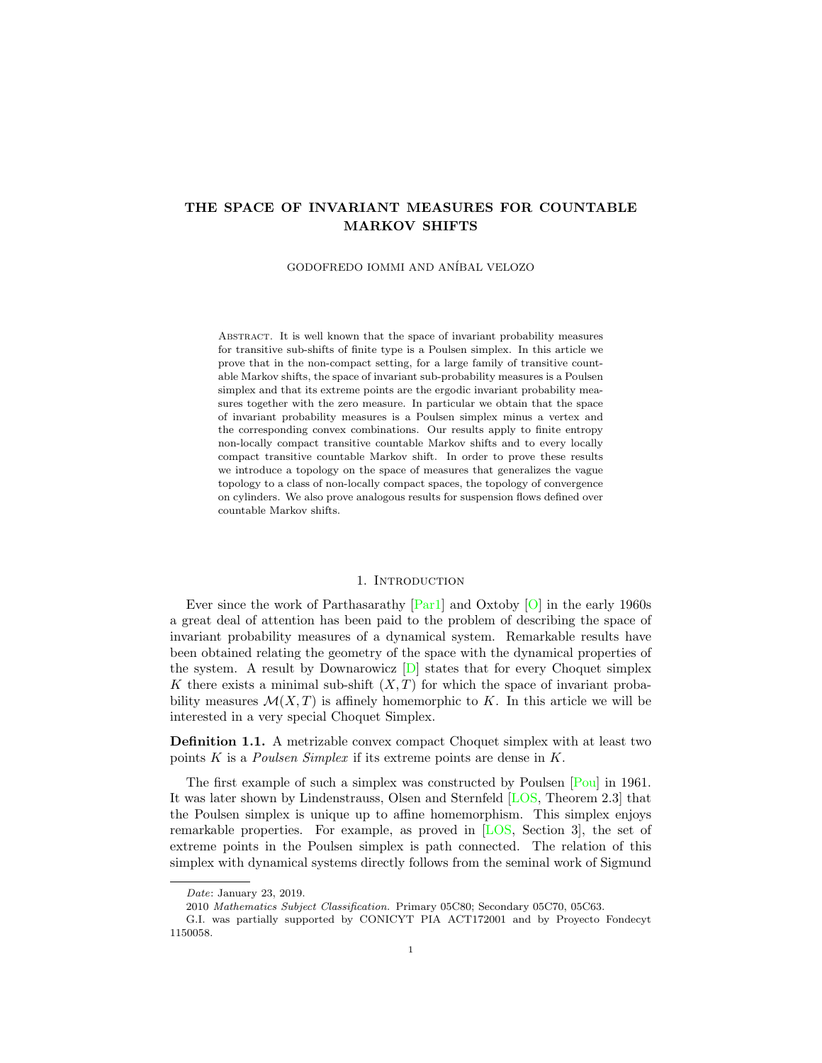# THE SPACE OF INVARIANT MEASURES FOR COUNTABLE MARKOV SHIFTS

GODOFREDO IOMMI AND ANÍBAL VELOZO

Abstract. It is well known that the space of invariant probability measures for transitive sub-shifts of finite type is a Poulsen simplex. In this article we prove that in the non-compact setting, for a large family of transitive countable Markov shifts, the space of invariant sub-probability measures is a Poulsen simplex and that its extreme points are the ergodic invariant probability measures together with the zero measure. In particular we obtain that the space of invariant probability measures is a Poulsen simplex minus a vertex and the corresponding convex combinations. Our results apply to finite entropy non-locally compact transitive countable Markov shifts and to every locally compact transitive countable Markov shift. In order to prove these results we introduce a topology on the space of measures that generalizes the vague topology to a class of non-locally compact spaces, the topology of convergence on cylinders. We also prove analogous results for suspension flows defined over countable Markov shifts.

## 1. Introduction

Ever since the work of Parthasarathy [Par1] and Oxtoby [O] in the early 1960s a great deal of attention has been paid to the problem of describing the space of invariant probability measures of a dynamical system. Remarkable results have been obtained relating the geometry of the space with the dynamical properties of the system. A result by Downarowicz [D] states that for every Choquet simplex $K$ there exists a minimal sub-shift $(X, T)$ for which the space of invariant probability measures $\mathcal{M}(X, T)$ is affinely homemorphic to $K$. In this article we will be interested in a very special Choquet Simplex.

**Definition 1.1.** A metrizable convex compact Choquet simplex with at least two points $K$ is a *Poulsen Simplex* if its extreme points are dense in $K$.

The first example of such a simplex was constructed by Poulsen [Pou] in 1961. It was later shown by Lindenstrauss, Olsen and Sternfeld [LOS, Theorem 2.3] that the Poulsen simplex is unique up to affine homemorphism. This simplex enjoys remarkable properties. For example, as proved in [LOS, Section 3], the set of extreme points in the Poulsen simplex is path connected. The relation of this simplex with dynamical systems directly follows from the seminal work of Sigmund

*Date*: January 23, 2019.

2010 *Mathematics Subject Classification.* Primary 05C80; Secondary 05C70, 05C63.

G.I. was partially supported by CONICYT PIA ACT172001 and by Proyecto Fondecyt 1150058.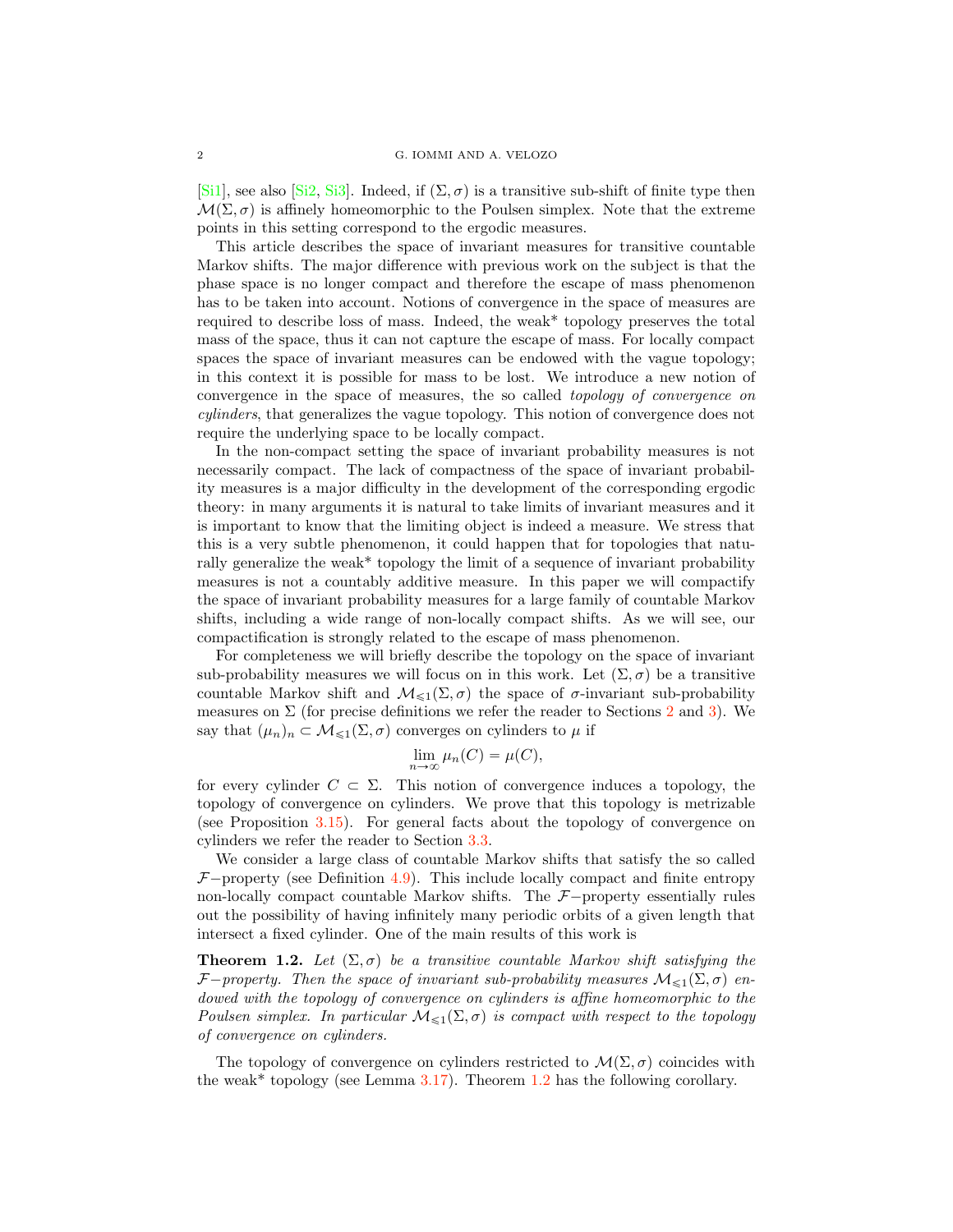[Si1], see also [Si2, Si3]. Indeed, if $(\Sigma, \sigma)$ is a transitive sub-shift of finite type then $\mathcal{M}(\Sigma, \sigma)$ is affinely homeomorphic to the Poulsen simplex. Note that the extreme points in this setting correspond to the ergodic measures.

This article describes the space of invariant measures for transitive countable Markov shifts. The major difference with previous work on the subject is that the phase space is no longer compact and therefore the escape of mass phenomenon has to be taken into account. Notions of convergence in the space of measures are required to describe loss of mass. Indeed, the weak* topology preserves the total mass of the space, thus it can not capture the escape of mass. For locally compact spaces the space of invariant measures can be endowed with the vague topology; in this context it is possible for mass to be lost. We introduce a new notion of convergence in the space of measures, the so called *topology of convergence on cylinders*, that generalizes the vague topology. This notion of convergence does not require the underlying space to be locally compact.

In the non-compact setting the space of invariant probability measures is not necessarily compact. The lack of compactness of the space of invariant probability measures is a major difficulty in the development of the corresponding ergodic theory: in many arguments it is natural to take limits of invariant measures and it is important to know that the limiting object is indeed a measure. We stress that this is a very subtle phenomenon, it could happen that for topologies that naturally generalize the weak* topology the limit of a sequence of invariant probability measures is not a countably additive measure. In this paper we will compactify the space of invariant probability measures for a large family of countable Markov shifts, including a wide range of non-locally compact shifts. As we will see, our compactification is strongly related to the escape of mass phenomenon.

For completeness we will briefly describe the topology on the space of invariant sub-probability measures we will focus on in this work. Let $(\Sigma, \sigma)$ be a transitive countable Markov shift and $\mathcal{M}_{\leqslant 1}(\Sigma, \sigma)$ the space of $\sigma$-invariant sub-probability measures on $\Sigma$ (for precise definitions we refer the reader to Sections 2 and 3). We say that $(\mu_n)_n \subset \mathcal{M}_{\leqslant 1}(\Sigma, \sigma)$ converges on cylinders to $\mu$ if

$$\lim_{n \to \infty} \mu_n(C) = \mu(C),$$

for every cylinder $C \subset \Sigma$. This notion of convergence induces a topology, the topology of convergence on cylinders. We prove that this topology is metrizable (see Proposition 3.15). For general facts about the topology of convergence on cylinders we refer the reader to Section 3.3.

We consider a large class of countable Markov shifts that satisfy the so called $\mathcal{F}-$property (see Definition 4.9). This include locally compact and finite entropy non-locally compact countable Markov shifts. The $\mathcal{F}-$property essentially rules out the possibility of having infinitely many periodic orbits of a given length that intersect a fixed cylinder. One of the main results of this work is

**Theorem 1.2.** *Let $(\Sigma, \sigma)$ be a transitive countable Markov shift satisfying the $\mathcal{F}-$property. Then the space of invariant sub-probability measures $\mathcal{M}_{\leqslant 1}(\Sigma, \sigma)$ endowed with the topology of convergence on cylinders is affine homeomorphic to the Poulsen simplex. In particular $\mathcal{M}_{\leqslant 1}(\Sigma, \sigma)$ is compact with respect to the topology of convergence on cylinders.*

The topology of convergence on cylinders restricted to $\mathcal{M}(\Sigma, \sigma)$ coincides with the weak* topology (see Lemma 3.17). Theorem 1.2 has the following corollary.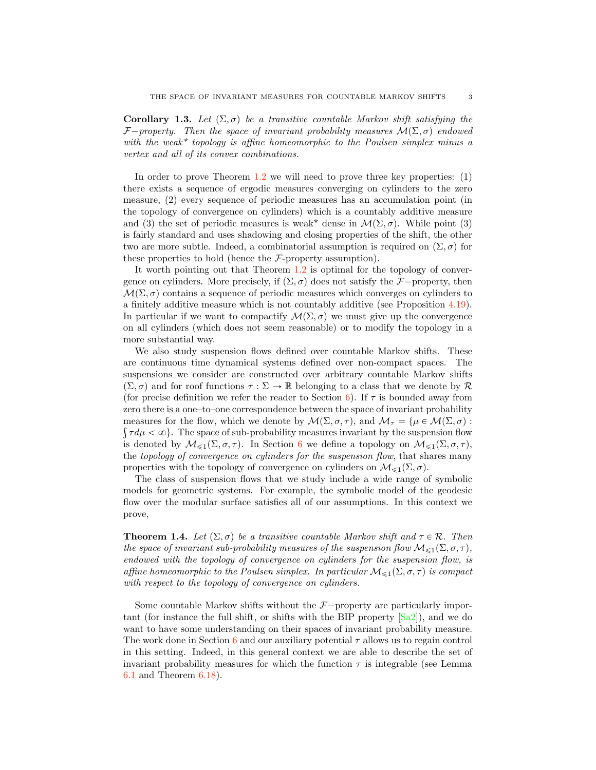**Corollary 1.3.** *Let $(\Sigma, \sigma)$ be a transitive countable Markov shift satisfying the $\mathcal{F}-$property. Then the space of invariant probability measures $\mathcal{M}(\Sigma, \sigma)$ endowed with the weak\* topology is affine homeomorphic to the Poulsen simplex minus a vertex and all of its convex combinations.*

In order to prove Theorem 1.2 we will need to prove three key properties: (1) there exists a sequence of ergodic measures converging on cylinders to the zero measure, (2) every sequence of periodic measures has an accumulation point (in the topology of convergence on cylinders) which is a countably additive measure and (3) the set of periodic measures is weak\* dense in $\mathcal{M}(\Sigma, \sigma)$. While point (3) is fairly standard and uses shadowing and closing properties of the shift, the other two are more subtle. Indeed, a combinatorial assumption is required on $(\Sigma, \sigma)$ for these properties to hold (hence the $\mathcal{F}$-property assumption).

It worth pointing out that Theorem 1.2 is optimal for the topology of convergence on cylinders. More precisely, if $(\Sigma, \sigma)$ does not satisfy the $\mathcal{F}-$property, then $\mathcal{M}(\Sigma, \sigma)$ contains a sequence of periodic measures which converges on cylinders to a finitely additive measure which is not countably additive (see Proposition 4.19). In particular if we want to compactify $\mathcal{M}(\Sigma, \sigma)$ we must give up the convergence on all cylinders (which does not seem reasonable) or to modify the topology in a more substantial way.

We also study suspension flows defined over countable Markov shifts. These are continuous time dynamical systems defined over non-compact spaces. The suspensions we consider are constructed over arbitrary countable Markov shifts $(\Sigma, \sigma)$ and for roof functions $\tau : \Sigma \to \mathbb{R}$ belonging to a class that we denote by $\mathcal{R}$ (for precise definition we refer the reader to Section 6). If $\tau$ is bounded away from zero there is a one–to–one correspondence between the space of invariant probability measures for the flow, which we denote by $\mathcal{M}(\Sigma, \sigma, \tau)$, and $\mathcal{M}_\tau = \{\mu \in \mathcal{M}(\Sigma, \sigma) : \int \tau d\mu < \infty\}$. The space of sub-probability measures invariant by the suspension flow is denoted by $\mathcal{M}_{\leqslant 1}(\Sigma, \sigma, \tau)$. In Section 6 we define a topology on $\mathcal{M}_{\leqslant 1}(\Sigma, \sigma, \tau)$, the *topology of convergence on cylinders for the suspension flow*, that shares many properties with the topology of convergence on cylinders on $\mathcal{M}_{\leqslant 1}(\Sigma, \sigma)$.

The class of suspension flows that we study include a wide range of symbolic models for geometric systems. For example, the symbolic model of the geodesic flow over the modular surface satisfies all of our assumptions. In this context we prove,

**Theorem 1.4.** *Let $(\Sigma, \sigma)$ be a transitive countable Markov shift and $\tau \in \mathcal{R}$. Then the space of invariant sub-probability measures of the suspension flow $\mathcal{M}_{\leqslant 1}(\Sigma, \sigma, \tau)$, endowed with the topology of convergence on cylinders for the suspension flow, is affine homeomorphic to the Poulsen simplex. In particular $\mathcal{M}_{\leqslant 1}(\Sigma, \sigma, \tau)$ is compact with respect to the topology of convergence on cylinders.*

Some countable Markov shifts without the $\mathcal{F}-$property are particularly important (for instance the full shift, or shifts with the BIP property [Sa2]), and we do want to have some understanding on their spaces of invariant probability measure. The work done in Section 6 and our auxiliary potential $\tau$ allows us to regain control in this setting. Indeed, in this general context we are able to describe the set of invariant probability measures for which the function $\tau$ is integrable (see Lemma 6.1 and Theorem 6.18).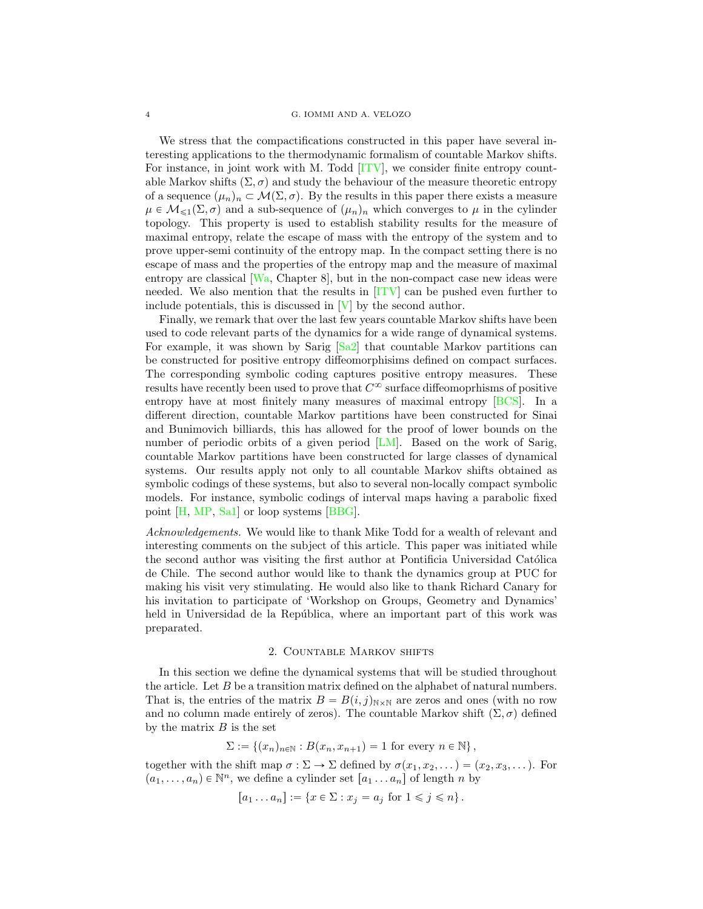We stress that the compactifications constructed in this paper have several interesting applications to the thermodynamic formalism of countable Markov shifts. For instance, in joint work with M. Todd [ITV], we consider finite entropy countable Markov shifts $(\Sigma, \sigma)$ and study the behaviour of the measure theoretic entropy of a sequence $(\mu_n)_n \subset \mathcal{M}(\Sigma, \sigma)$. By the results in this paper there exists a measure $\mu \in \mathcal{M}_{\leqslant 1}(\Sigma, \sigma)$ and a sub-sequence of $(\mu_n)_n$ which converges to $\mu$ in the cylinder topology. This property is used to establish stability results for the measure of maximal entropy, relate the escape of mass with the entropy of the system and to prove upper-semi continuity of the entropy map. In the compact setting there is no escape of mass and the properties of the entropy map and the measure of maximal entropy are classical [Wa, Chapter 8], but in the non-compact case new ideas were needed. We also mention that the results in [ITV] can be pushed even further to include potentials, this is discussed in [V] by the second author.

Finally, we remark that over the last few years countable Markov shifts have been used to code relevant parts of the dynamics for a wide range of dynamical systems. For example, it was shown by Sarig [Sa2] that countable Markov partitions can be constructed for positive entropy diffeomorphisims defined on compact surfaces. The corresponding symbolic coding captures positive entropy measures. These results have recently been used to prove that $C^{\infty}$ surface diffeomoprhisms of positive entropy have at most finitely many measures of maximal entropy [BCS]. In a different direction, countable Markov partitions have been constructed for Sinai and Bunimovich billiards, this has allowed for the proof of lower bounds on the number of periodic orbits of a given period [LM]. Based on the work of Sarig, countable Markov partitions have been constructed for large classes of dynamical systems. Our results apply not only to all countable Markov shifts obtained as symbolic codings of these systems, but also to several non-locally compact symbolic models. For instance, symbolic codings of interval maps having a parabolic fixed point [H, MP, Sa1] or loop systems [BBG].

*Acknowledgements.* We would like to thank Mike Todd for a wealth of relevant and interesting comments on the subject of this article. This paper was initiated while the second author was visiting the first author at Pontificia Universidad Católica de Chile. The second author would like to thank the dynamics group at PUC for making his visit very stimulating. He would also like to thank Richard Canary for his invitation to participate of 'Workshop on Groups, Geometry and Dynamics' held in Universidad de la República, where an important part of this work was preparated.

## 2. Countable Markov shifts

In this section we define the dynamical systems that will be studied throughout the article. Let $B$ be a transition matrix defined on the alphabet of natural numbers. That is, the entries of the matrix $B = B(i,j)_{\mathbb{N}\times\mathbb{N}}$ are zeros and ones (with no row and no column made entirely of zeros). The countable Markov shift $(\Sigma, \sigma)$ defined by the matrix $B$ is the set

$$\Sigma := \{(x_n)_{n\in\mathbb{N}} : B(x_n, x_{n+1}) = 1 \text{ for every } n \in \mathbb{N}\},$$

together with the shift map $\sigma : \Sigma \to \Sigma$ defined by $\sigma(x_1, x_2, \dots) = (x_2, x_3, \dots)$. For $(a_1, \dots, a_n) \in \mathbb{N}^n$, we define a cylinder set $[a_1 \dots a_n]$ of length $n$ by

$$[a_1 \dots a_n] := \{x \in \Sigma : x_j = a_j \text{ for } 1 \leqslant j \leqslant n\}.$$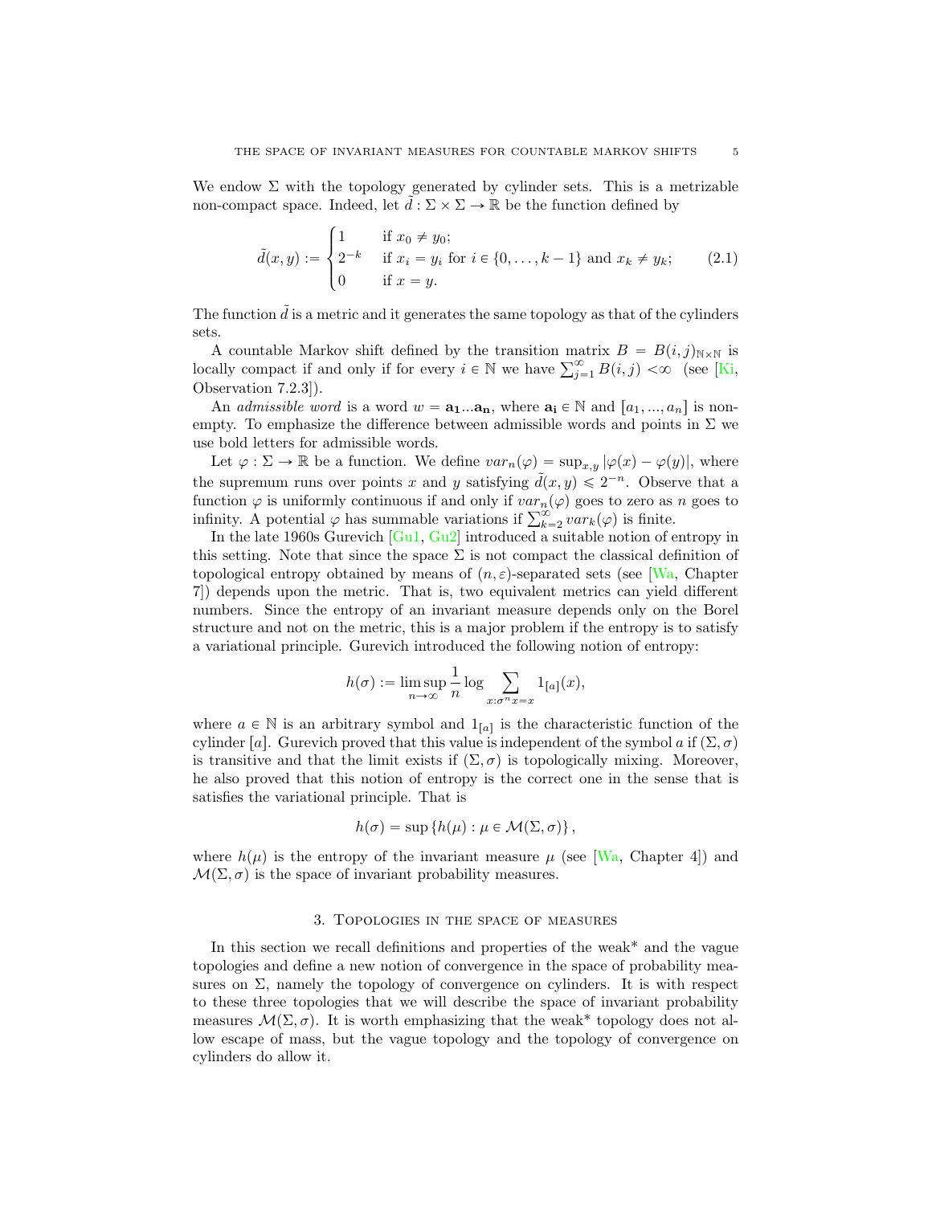We endow $\Sigma$ with the topology generated by cylinder sets. This is a metrizable non-compact space. Indeed, let $\tilde{d} : \Sigma \times \Sigma \to \mathbb{R}$ be the function defined by

$$\tilde{d}(x,y) := \begin{cases} 1 & \text{if } x_0 \neq y_0; \\ 2^{-k} & \text{if } x_i = y_i \text{ for } i \in \{0,\ldots,k-1\} \text{ and } x_k \neq y_k; \\ 0 & \text{if } x = y. \end{cases} \tag{2.1}$$

The function $\tilde{d}$ is a metric and it generates the same topology as that of the cylinders sets.

A countable Markov shift defined by the transition matrix $B = B(i,j)_{\mathbb{N}\times\mathbb{N}}$ is locally compact if and only if for every $i \in \mathbb{N}$ we have $\sum_{j=1}^{\infty} B(i,j) < \infty$ (see [Ki, Observation 7.2.3]).

An *admissible word* is a word $w = \mathbf{a_1}...\mathbf{a_n}$, where $\mathbf{a_i} \in \mathbb{N}$ and $[a_1,...,a_n]$ is non-empty. To emphasize the difference between admissible words and points in $\Sigma$ we use bold letters for admissible words.

Let $\varphi : \Sigma \to \mathbb{R}$ be a function. We define $var_n(\varphi) = \sup_{x,y} |\varphi(x) - \varphi(y)|$, where the supremum runs over points $x$ and $y$ satisfying $\tilde{d}(x,y) \leqslant 2^{-n}$. Observe that a function $\varphi$ is uniformly continuous if and only if $var_n(\varphi)$ goes to zero as $n$ goes to infinity. A potential $\varphi$ has summable variations if $\sum_{k=2}^{\infty} var_k(\varphi)$ is finite.

In the late 1960s Gurevich [Gu1, Gu2] introduced a suitable notion of entropy in this setting. Note that since the space $\Sigma$ is not compact the classical definition of topological entropy obtained by means of $(n,\varepsilon)$-separated sets (see [Wa, Chapter 7]) depends upon the metric. That is, two equivalent metrics can yield different numbers. Since the entropy of an invariant measure depends only on the Borel structure and not on the metric, this is a major problem if the entropy is to satisfy a variational principle. Gurevich introduced the following notion of entropy:

$$h(\sigma) := \limsup_{n\to\infty} \frac{1}{n} \log \sum_{x:\sigma^n x = x} 1_{[a]}(x),$$

where $a \in \mathbb{N}$ is an arbitrary symbol and $1_{[a]}$ is the characteristic function of the cylinder $[a]$. Gurevich proved that this value is independent of the symbol $a$ if $(\Sigma, \sigma)$ is transitive and that the limit exists if $(\Sigma,\sigma)$ is topologically mixing. Moreover, he also proved that this notion of entropy is the correct one in the sense that is satisfies the variational principle. That is

$$h(\sigma) = \sup \{h(\mu) : \mu \in \mathcal{M}(\Sigma,\sigma)\},$$

where $h(\mu)$ is the entropy of the invariant measure $\mu$ (see [Wa, Chapter 4]) and $\mathcal{M}(\Sigma,\sigma)$ is the space of invariant probability measures.

## 3. Topologies in the space of measures

In this section we recall definitions and properties of the weak* and the vague topologies and define a new notion of convergence in the space of probability measures on $\Sigma$, namely the topology of convergence on cylinders. It is with respect to these three topologies that we will describe the space of invariant probability measures $\mathcal{M}(\Sigma,\sigma)$. It is worth emphasizing that the weak* topology does not allow escape of mass, but the vague topology and the topology of convergence on cylinders do allow it.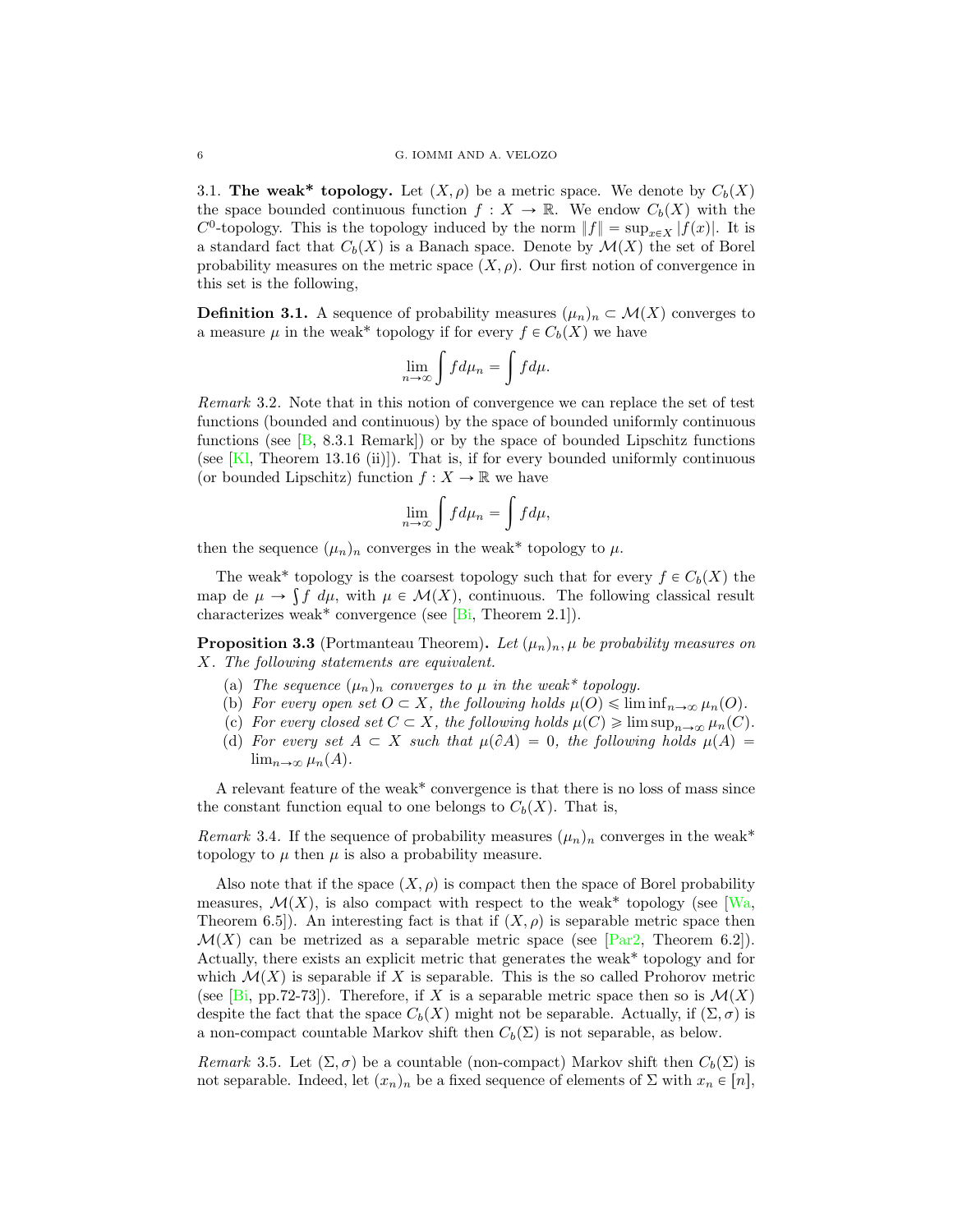3.1. **The weak* topology.** Let $(X, \rho)$ be a metric space. We denote by $C_b(X)$ the space bounded continuous function $f : X \to \mathbb{R}$. We endow $C_b(X)$ with the $C^0$-topology. This is the topology induced by the norm $\|f\| = \sup_{x \in X} |f(x)|$. It is a standard fact that $C_b(X)$ is a Banach space. Denote by $\mathcal{M}(X)$ the set of Borel probability measures on the metric space $(X, \rho)$. Our first notion of convergence in this set is the following,

**Definition 3.1.** A sequence of probability measures $(\mu_n)_n \subset \mathcal{M}(X)$ converges to a measure $\mu$ in the weak* topology if for every $f \in C_b(X)$ we have

$$\lim_{n\to\infty} \int f d\mu_n = \int f d\mu.$$

*Remark* 3.2. Note that in this notion of convergence we can replace the set of test functions (bounded and continuous) by the space of bounded uniformly continuous functions (see [B, 8.3.1 Remark]) or by the space of bounded Lipschitz functions (see [Kl, Theorem 13.16 (ii)]). That is, if for every bounded uniformly continuous (or bounded Lipschitz) function $f : X \to \mathbb{R}$ we have

$$\lim_{n\to\infty} \int f d\mu_n = \int f d\mu,$$

then the sequence $(\mu_n)_n$ converges in the weak* topology to $\mu$.

The weak* topology is the coarsest topology such that for every $f \in C_b(X)$ the map de $\mu \to \int f \, d\mu$, with $\mu \in \mathcal{M}(X)$, continuous. The following classical result characterizes weak* convergence (see [Bi, Theorem 2.1]).

**Proposition 3.3** (Portmanteau Theorem)**.** *Let $(\mu_n)_n, \mu$ be probability measures on $X$. The following statements are equivalent.*

- (a) *The sequence $(\mu_n)_n$ converges to $\mu$ in the weak* topology.*
- (b) *For every open set $O \subset X$, the following holds $\mu(O) \leqslant \liminf_{n\to\infty} \mu_n(O)$.*
- (c) *For every closed set $C \subset X$, the following holds $\mu(C) \geqslant \limsup_{n\to\infty} \mu_n(C)$.*
- (d) *For every set $A \subset X$ such that $\mu(\partial A) = 0$, the following holds $\mu(A) = \lim_{n\to\infty} \mu_n(A)$.*

A relevant feature of the weak* convergence is that there is no loss of mass since the constant function equal to one belongs to $C_b(X)$. That is,

*Remark* 3.4. If the sequence of probability measures $(\mu_n)_n$ converges in the weak* topology to $\mu$ then $\mu$ is also a probability measure.

Also note that if the space $(X, \rho)$ is compact then the space of Borel probability measures, $\mathcal{M}(X)$, is also compact with respect to the weak* topology (see [Wa, Theorem 6.5]). An interesting fact is that if $(X, \rho)$ is separable metric space then $\mathcal{M}(X)$ can be metrized as a separable metric space (see [Par2, Theorem 6.2]). Actually, there exists an explicit metric that generates the weak* topology and for which $\mathcal{M}(X)$ is separable if $X$ is separable. This is the so called Prohorov metric (see [Bi, pp.72-73]). Therefore, if $X$ is a separable metric space then so is $\mathcal{M}(X)$ despite the fact that the space $C_b(X)$ might not be separable. Actually, if $(\Sigma, \sigma)$ is a non-compact countable Markov shift then $C_b(\Sigma)$ is not separable, as below.

*Remark* 3.5. Let $(\Sigma, \sigma)$ be a countable (non-compact) Markov shift then $C_b(\Sigma)$ is not separable. Indeed, let $(x_n)_n$ be a fixed sequence of elements of $\Sigma$ with $x_n \in [n]$,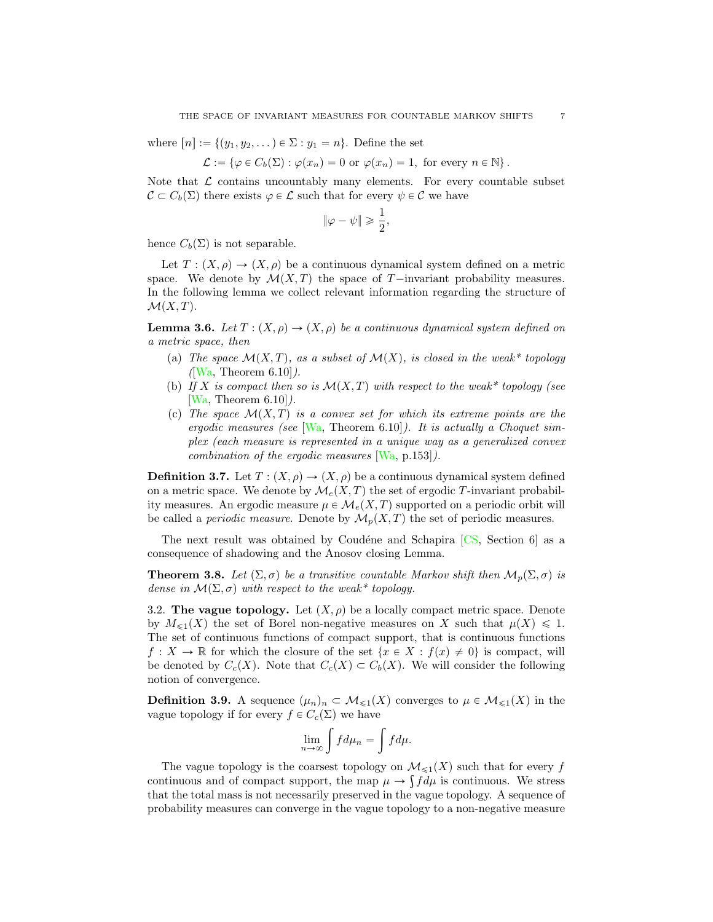where $[n] := \{(y_1, y_2, \dots) \in \Sigma : y_1 = n\}$. Define the set

$$\mathcal{L} := \{\varphi \in C_b(\Sigma) : \varphi(x_n) = 0 \text{ or } \varphi(x_n) = 1, \text{ for every } n \in \mathbb{N}\}.$$

Note that $\mathcal{L}$ contains uncountably many elements. For every countable subset $\mathcal{C} \subset C_b(\Sigma)$ there exists $\varphi \in \mathcal{L}$ such that for every $\psi \in \mathcal{C}$ we have

$$\|\varphi - \psi\| \geqslant \frac{1}{2},$$

hence $C_b(\Sigma)$ is not separable.

Let $T : (X, \rho) \to (X, \rho)$ be a continuous dynamical system defined on a metric space. We denote by $\mathcal{M}(X, T)$ the space of $T-$invariant probability measures. In the following lemma we collect relevant information regarding the structure of $\mathcal{M}(X, T)$.

**Lemma 3.6.** *Let $T : (X, \rho) \to (X, \rho)$ be a continuous dynamical system defined on a metric space, then*

(a) *The space $\mathcal{M}(X, T)$, as a subset of $\mathcal{M}(X)$, is closed in the weak\* topology ([Wa, Theorem 6.10]).*
(b) *If $X$ is compact then so is $\mathcal{M}(X, T)$ with respect to the weak\* topology (see [Wa, Theorem 6.10]).*
(c) *The space $\mathcal{M}(X, T)$ is a convex set for which its extreme points are the ergodic measures (see [Wa, Theorem 6.10]). It is actually a Choquet simplex (each measure is represented in a unique way as a generalized convex combination of the ergodic measures [Wa, p.153]).*

**Definition 3.7.** Let $T : (X, \rho) \to (X, \rho)$ be a continuous dynamical system defined on a metric space. We denote by $\mathcal{M}_e(X, T)$ the set of ergodic $T$-invariant probability measures. An ergodic measure $\mu \in \mathcal{M}_e(X, T)$ supported on a periodic orbit will be called a *periodic measure*. Denote by $\mathcal{M}_p(X, T)$ the set of periodic measures.

The next result was obtained by Coudéne and Schapira [CS, Section 6] as a consequence of shadowing and the Anosov closing Lemma.

**Theorem 3.8.** *Let $(\Sigma, \sigma)$ be a transitive countable Markov shift then $\mathcal{M}_p(\Sigma, \sigma)$ is dense in $\mathcal{M}(\Sigma, \sigma)$ with respect to the weak\* topology.*

3.2. **The vague topology.** Let $(X, \rho)$ be a locally compact metric space. Denote by $M_{\leqslant 1}(X)$ the set of Borel non-negative measures on $X$ such that $\mu(X) \leqslant 1$. The set of continuous functions of compact support, that is continuous functions $f : X \to \mathbb{R}$ for which the closure of the set $\{x \in X : f(x) \neq 0\}$ is compact, will be denoted by $C_c(X)$. Note that $C_c(X) \subset C_b(X)$. We will consider the following notion of convergence.

**Definition 3.9.** A sequence $(\mu_n)_n \subset \mathcal{M}_{\leqslant 1}(X)$ converges to $\mu \in \mathcal{M}_{\leqslant 1}(X)$ in the vague topology if for every $f \in C_c(\Sigma)$ we have

$$\lim_{n \to \infty} \int f d\mu_n = \int f d\mu.$$

The vague topology is the coarsest topology on $\mathcal{M}_{\leqslant 1}(X)$ such that for every $f$ continuous and of compact support, the map $\mu \to \int f d\mu$ is continuous. We stress that the total mass is not necessarily preserved in the vague topology. A sequence of probability measures can converge in the vague topology to a non-negative measure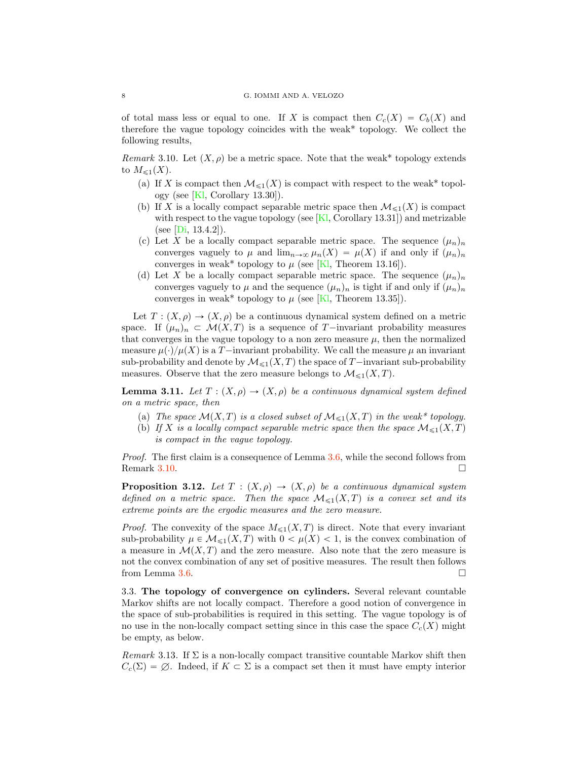of total mass less or equal to one. If $X$ is compact then $C_c(X) = C_b(X)$ and therefore the vague topology coincides with the weak* topology. We collect the following results,

*Remark* 3.10. Let $(X, \rho)$ be a metric space. Note that the weak* topology extends to $M_{\leqslant 1}(X)$.

- (a) If $X$ is compact then $\mathcal{M}_{\leqslant 1}(X)$ is compact with respect to the weak* topology (see [Kl, Corollary 13.30]).
- (b) If $X$ is a locally compact separable metric space then $\mathcal{M}_{\leqslant 1}(X)$ is compact with respect to the vague topology (see [Kl, Corollary 13.31]) and metrizable (see [Di, 13.4.2]).
- (c) Let $X$ be a locally compact separable metric space. The sequence $(\mu_n)_n$ converges vaguely to $\mu$ and $\lim_{n\to\infty} \mu_n(X) = \mu(X)$ if and only if $(\mu_n)_n$ converges in weak* topology to $\mu$ (see [Kl, Theorem 13.16]).
- (d) Let $X$ be a locally compact separable metric space. The sequence $(\mu_n)_n$ converges vaguely to $\mu$ and the sequence $(\mu_n)_n$ is tight if and only if $(\mu_n)_n$ converges in weak* topology to $\mu$ (see [Kl, Theorem 13.35]).

Let $T : (X, \rho) \to (X, \rho)$ be a continuous dynamical system defined on a metric space. If $(\mu_n)_n \subset \mathcal{M}(X, T)$ is a sequence of $T-$invariant probability measures that converges in the vague topology to a non zero measure $\mu$, then the normalized measure $\mu(\cdot)/\mu(X)$ is a $T-$invariant probability. We call the measure $\mu$ an invariant sub-probability and denote by $\mathcal{M}_{\leqslant 1}(X, T)$ the space of $T-$invariant sub-probability measures. Observe that the zero measure belongs to $\mathcal{M}_{\leqslant 1}(X, T)$.

**Lemma 3.11.** *Let $T : (X, \rho) \to (X, \rho)$ be a continuous dynamical system defined on a metric space, then*

- (a) *The space $\mathcal{M}(X, T)$ is a closed subset of $\mathcal{M}_{\leqslant 1}(X, T)$ in the weak\* topology.*
- (b) *If $X$ is a locally compact separable metric space then the space $\mathcal{M}_{\leqslant 1}(X, T)$ is compact in the vague topology.*

*Proof.* The first claim is a consequence of Lemma 3.6, while the second follows from Remark 3.10. □

**Proposition 3.12.** *Let $T : (X, \rho) \to (X, \rho)$ be a continuous dynamical system defined on a metric space. Then the space $\mathcal{M}_{\leqslant 1}(X, T)$ is a convex set and its extreme points are the ergodic measures and the zero measure.*

*Proof.* The convexity of the space $M_{\leqslant 1}(X, T)$ is direct. Note that every invariant sub-probability $\mu \in \mathcal{M}_{\leqslant 1}(X, T)$ with $0 < \mu(X) < 1$, is the convex combination of a measure in $\mathcal{M}(X, T)$ and the zero measure. Also note that the zero measure is not the convex combination of any set of positive measures. The result then follows from Lemma 3.6. □

3.3. **The topology of convergence on cylinders.** Several relevant countable Markov shifts are not locally compact. Therefore a good notion of convergence in the space of sub-probabilities is required in this setting. The vague topology is of no use in the non-locally compact setting since in this case the space $C_c(X)$ might be empty, as below.

*Remark* 3.13. If $\Sigma$ is a non-locally compact transitive countable Markov shift then $C_c(\Sigma) = \emptyset$. Indeed, if $K \subset \Sigma$ is a compact set then it must have empty interior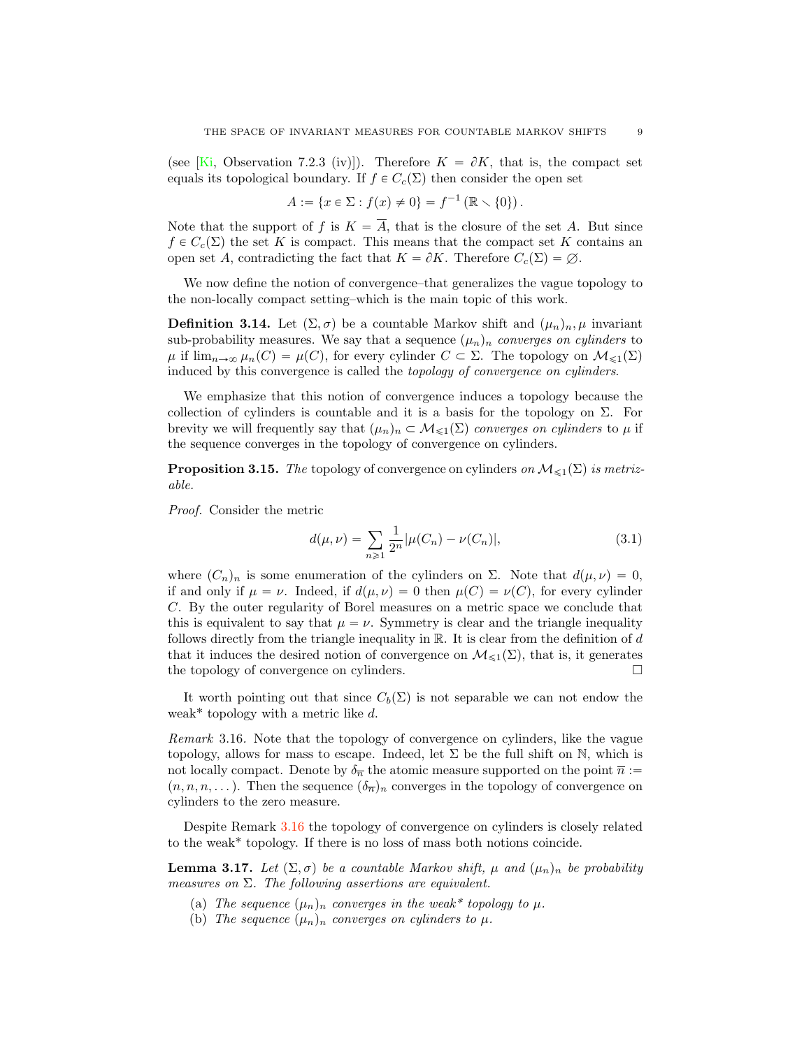(see [Ki, Observation 7.2.3 (iv)]). Therefore $K = \partial K$, that is, the compact set equals its topological boundary. If $f \in C_c(\Sigma)$ then consider the open set

$$A := \{x \in \Sigma : f(x) \neq 0\} = f^{-1}(\mathbb{R} \setminus \{0\}).$$

Note that the support of $f$ is $K = \overline{A}$, that is the closure of the set $A$. But since $f \in C_c(\Sigma)$ the set $K$ is compact. This means that the compact set $K$ contains an open set $A$, contradicting the fact that $K = \partial K$. Therefore $C_c(\Sigma) = \varnothing$.

We now define the notion of convergence–that generalizes the vague topology to the non-locally compact setting–which is the main topic of this work.

**Definition 3.14.** Let $(\Sigma, \sigma)$ be a countable Markov shift and $(\mu_n)_n, \mu$ invariant sub-probability measures. We say that a sequence $(\mu_n)_n$ *converges on cylinders* to $\mu$ if $\lim_{n\to\infty} \mu_n(C) = \mu(C)$, for every cylinder $C \subset \Sigma$. The topology on $\mathcal{M}_{\leqslant 1}(\Sigma)$ induced by this convergence is called the *topology of convergence on cylinders*.

We emphasize that this notion of convergence induces a topology because the collection of cylinders is countable and it is a basis for the topology on $\Sigma$. For brevity we will frequently say that $(\mu_n)_n \subset \mathcal{M}_{\leqslant 1}(\Sigma)$ *converges on cylinders* to $\mu$ if the sequence converges in the topology of convergence on cylinders.

**Proposition 3.15.** *The* topology of convergence on cylinders *on $\mathcal{M}_{\leqslant 1}(\Sigma)$ is metrizable.*

*Proof.* Consider the metric

$$d(\mu, \nu) = \sum_{n \geqslant 1} \frac{1}{2^n} |\mu(C_n) - \nu(C_n)|, \tag{3.1}$$

where $(C_n)_n$ is some enumeration of the cylinders on $\Sigma$. Note that $d(\mu, \nu) = 0$, if and only if $\mu = \nu$. Indeed, if $d(\mu, \nu) = 0$ then $\mu(C) = \nu(C)$, for every cylinder $C$. By the outer regularity of Borel measures on a metric space we conclude that this is equivalent to say that $\mu = \nu$. Symmetry is clear and the triangle inequality follows directly from the triangle inequality in $\mathbb{R}$. It is clear from the definition of $d$ that it induces the desired notion of convergence on $\mathcal{M}_{\leqslant 1}(\Sigma)$, that is, it generates the topology of convergence on cylinders. □

It worth pointing out that since $C_b(\Sigma)$ is not separable we can not endow the weak* topology with a metric like $d$.

*Remark* 3.16. Note that the topology of convergence on cylinders, like the vague topology, allows for mass to escape. Indeed, let $\Sigma$ be the full shift on $\mathbb{N}$, which is not locally compact. Denote by $\delta_{\overline{n}}$ the atomic measure supported on the point $\overline{n} := (n, n, n, \dots)$. Then the sequence $(\delta_{\overline{n}})_n$ converges in the topology of convergence on cylinders to the zero measure.

Despite Remark 3.16 the topology of convergence on cylinders is closely related to the weak* topology. If there is no loss of mass both notions coincide.

**Lemma 3.17.** *Let $(\Sigma, \sigma)$ be a countable Markov shift, $\mu$ and $(\mu_n)_n$ be probability measures on $\Sigma$. The following assertions are equivalent.*

(a) *The sequence $(\mu_n)_n$ converges in the weak\* topology to $\mu$.*
(b) *The sequence $(\mu_n)_n$ converges on cylinders to $\mu$.*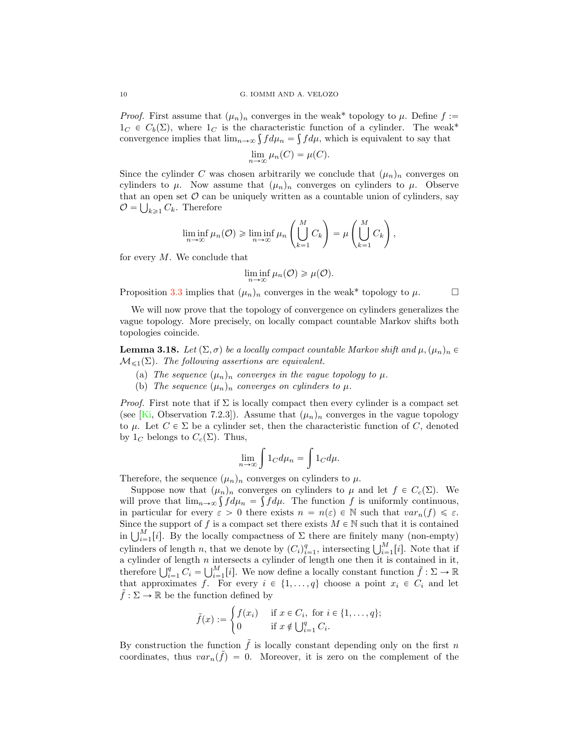*Proof.* First assume that $(\mu_n)_n$ converges in the weak* topology to $\mu$. Define $f := 1_C \in C_b(\Sigma)$, where $1_C$ is the characteristic function of a cylinder. The weak* convergence implies that $\lim_{n\to\infty} \int f d\mu_n = \int f d\mu$, which is equivalent to say that

$$\lim_{n\to\infty} \mu_n(C) = \mu(C).$$

Since the cylinder $C$ was chosen arbitrarily we conclude that $(\mu_n)_n$ converges on cylinders to $\mu$. Now assume that $(\mu_n)_n$ converges on cylinders to $\mu$. Observe that an open set $\mathcal{O}$ can be uniquely written as a countable union of cylinders, say $\mathcal{O} = \bigcup_{k\geqslant 1} C_k$. Therefore

$$\liminf_{n\to\infty} \mu_n(\mathcal{O}) \geqslant \liminf_{n\to\infty} \mu_n\left(\bigcup_{k=1}^{M} C_k\right) = \mu\left(\bigcup_{k=1}^{M} C_k\right),$$

for every $M$. We conclude that

$$\liminf_{n\to\infty} \mu_n(\mathcal{O}) \geqslant \mu(\mathcal{O}).$$

Proposition 3.3 implies that $(\mu_n)_n$ converges in the weak* topology to $\mu$. $\square$

We will now prove that the topology of convergence on cylinders generalizes the vague topology. More precisely, on locally compact countable Markov shifts both topologies coincide.

**Lemma 3.18.** *Let $(\Sigma, \sigma)$ be a locally compact countable Markov shift and $\mu, (\mu_n)_n \in \mathcal{M}_{\leqslant 1}(\Sigma)$. The following assertions are equivalent.*

- (a) *The sequence $(\mu_n)_n$ converges in the vague topology to $\mu$.*
- (b) *The sequence $(\mu_n)_n$ converges on cylinders to $\mu$.*

*Proof.* First note that if $\Sigma$ is locally compact then every cylinder is a compact set (see [Ki, Observation 7.2.3]). Assume that $(\mu_n)_n$ converges in the vague topology to $\mu$. Let $C \in \Sigma$ be a cylinder set, then the characteristic function of $C$, denoted by $1_C$ belongs to $C_c(\Sigma)$. Thus,

$$\lim_{n\to\infty} \int 1_C d\mu_n = \int 1_C d\mu.$$

Therefore, the sequence $(\mu_n)_n$ converges on cylinders to $\mu$.

Suppose now that $(\mu_n)_n$ converges on cylinders to $\mu$ and let $f \in C_c(\Sigma)$. We will prove that $\lim_{n\to\infty} \int f d\mu_n = \int f d\mu$. The function $f$ is uniformly continuous, in particular for every $\varepsilon > 0$ there exists $n = n(\varepsilon) \in \mathbb{N}$ such that $var_n(f) \leqslant \varepsilon$. Since the support of $f$ is a compact set there exists $M \in \mathbb{N}$ such that it is contained in $\bigcup_{i=1}^{M}[i]$. By the locally compactness of $\Sigma$ there are finitely many (non-empty) cylinders of length $n$, that we denote by $(C_i)_{i=1}^{q}$, intersecting $\bigcup_{i=1}^{M}[i]$. Note that if a cylinder of length $n$ intersects a cylinder of length one then it is contained in it, therefore $\bigcup_{i=1}^{q} C_i = \bigcup_{i=1}^{M}[i]$. We now define a locally constant function $\tilde{f} : \Sigma \to \mathbb{R}$ that approximates $f$. For every $i \in \{1, \ldots, q\}$ choose a point $x_i \in C_i$ and let $\tilde{f} : \Sigma \to \mathbb{R}$ be the function defined by

$$\tilde{f}(x) := \begin{cases} f(x_i) & \text{if } x \in C_i, \text{ for } i \in \{1, \ldots, q\}; \\ 0 & \text{if } x \notin \bigcup_{i=1}^{q} C_i. \end{cases}$$

By construction the function $\tilde{f}$ is locally constant depending only on the first $n$ coordinates, thus $var_n(\tilde{f}) = 0$. Moreover, it is zero on the complement of the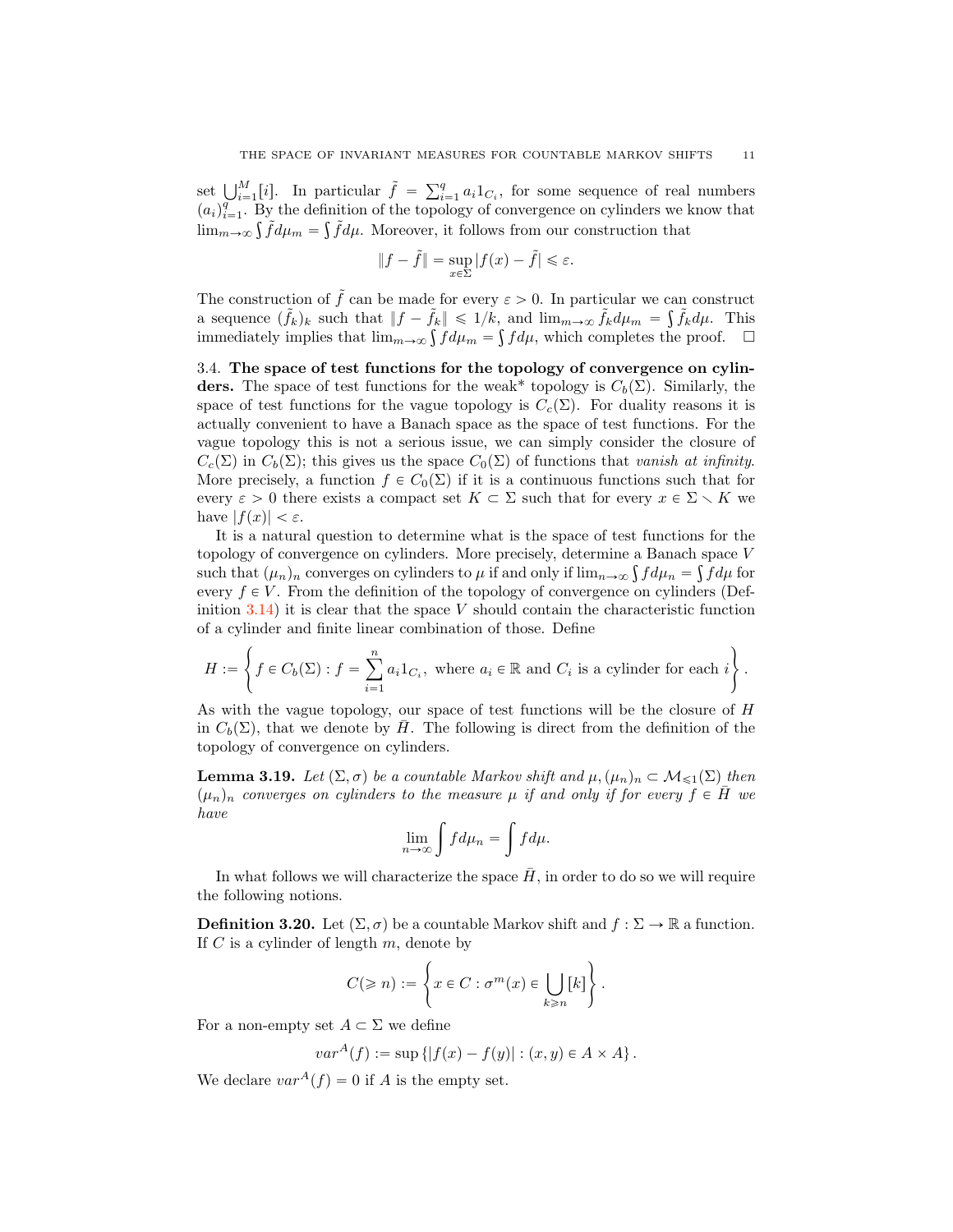set $\bigcup_{i=1}^{M}[i]$. In particular $\tilde{f} = \sum_{i=1}^{q} a_i 1_{C_i}$, for some sequence of real numbers $(a_i)_{i=1}^{q}$. By the definition of the topology of convergence on cylinders we know that $\lim_{m\to\infty}\int \tilde{f} d\mu_m = \int \tilde{f} d\mu$. Moreover, it follows from our construction that

$$\|f - \tilde{f}\| = \sup_{x\in\Sigma}|f(x) - \tilde{f}| \leqslant \varepsilon.$$

The construction of $\tilde{f}$ can be made for every $\varepsilon > 0$. In particular we can construct a sequence $(\tilde{f}_k)_k$ such that $\|f - \tilde{f}_k\| \leqslant 1/k$, and $\lim_{m\to\infty}\tilde{f}_k d\mu_m = \int \tilde{f}_k d\mu$. This immediately implies that $\lim_{m\to\infty}\int f d\mu_m = \int f d\mu$, which completes the proof. □

3.4. **The space of test functions for the topology of convergence on cylinders.** The space of test functions for the weak* topology is $C_b(\Sigma)$. Similarly, the space of test functions for the vague topology is $C_c(\Sigma)$. For duality reasons it is actually convenient to have a Banach space as the space of test functions. For the vague topology this is not a serious issue, we can simply consider the closure of $C_c(\Sigma)$ in $C_b(\Sigma)$; this gives us the space $C_0(\Sigma)$ of functions that *vanish at infinity*. More precisely, a function $f \in C_0(\Sigma)$ if it is a continuous functions such that for every $\varepsilon > 0$ there exists a compact set $K \subset \Sigma$ such that for every $x \in \Sigma \setminus K$ we have $|f(x)| < \varepsilon$.

It is a natural question to determine what is the space of test functions for the topology of convergence on cylinders. More precisely, determine a Banach space $V$ such that $(\mu_n)_n$ converges on cylinders to $\mu$ if and only if $\lim_{n\to\infty}\int f d\mu_n = \int f d\mu$ for every $f \in V$. From the definition of the topology of convergence on cylinders (Definition 3.14) it is clear that the space $V$ should contain the characteristic function of a cylinder and finite linear combination of those. Define

$$H := \left\{ f \in C_b(\Sigma) : f = \sum_{i=1}^{n} a_i 1_{C_i}, \text{ where } a_i \in \mathbb{R} \text{ and } C_i \text{ is a cylinder for each } i \right\}.$$

As with the vague topology, our space of test functions will be the closure of $H$ in $C_b(\Sigma)$, that we denote by $\bar{H}$. The following is direct from the definition of the topology of convergence on cylinders.

**Lemma 3.19.** *Let $(\Sigma, \sigma)$ be a countable Markov shift and $\mu, (\mu_n)_n \subset \mathcal{M}_{\leqslant 1}(\Sigma)$ then $(\mu_n)_n$ converges on cylinders to the measure $\mu$ if and only if for every $f \in \bar{H}$ we have*

$$\lim_{n\to\infty}\int f d\mu_n = \int f d\mu.$$

In what follows we will characterize the space $\bar{H}$, in order to do so we will require the following notions.

**Definition 3.20.** Let $(\Sigma, \sigma)$ be a countable Markov shift and $f : \Sigma \to \mathbb{R}$ a function. If $C$ is a cylinder of length $m$, denote by

$$C(\geqslant n) := \left\{ x \in C : \sigma^m(x) \in \bigcup_{k\geqslant n}[k] \right\}.$$

For a non-empty set $A \subset \Sigma$ we define

$$var^A(f) := \sup\left\{|f(x) - f(y)| : (x, y) \in A \times A\right\}.$$

We declare $var^A(f) = 0$ if $A$ is the empty set.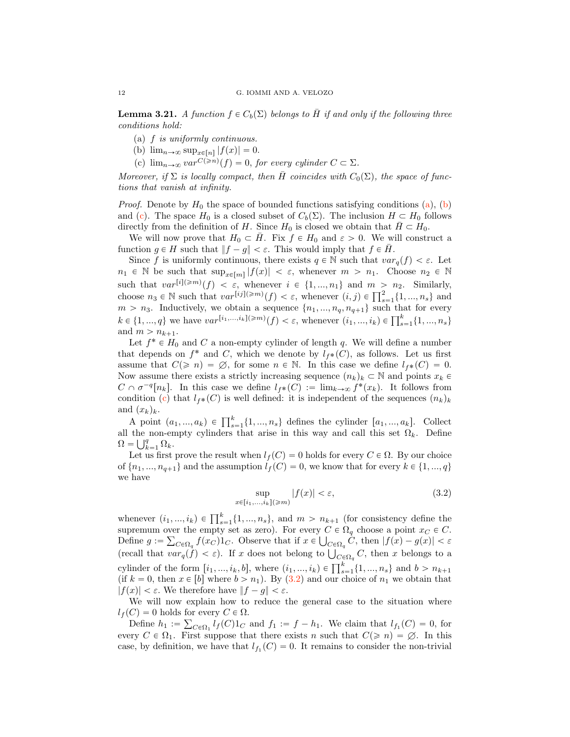**Lemma 3.21.** *A function $f \in C_b(\Sigma)$ belongs to $\bar{H}$ if and only if the following three conditions hold:*

(a) *$f$ is uniformly continuous.*
(b) *$\lim_{n\to\infty} \sup_{x\in[n]} |f(x)| = 0$.*
(c) *$\lim_{n\to\infty} var^{C(\geqslant n)}(f) = 0$, for every cylinder $C \subset \Sigma$.*

*Moreover, if $\Sigma$ is locally compact, then $\bar{H}$ coincides with $C_0(\Sigma)$, the space of functions that vanish at infinity.*

*Proof.* Denote by $H_0$ the space of bounded functions satisfying conditions (a), (b) and (c). The space $H_0$ is a closed subset of $C_b(\Sigma)$. The inclusion $H \subset H_0$ follows directly from the definition of $H$. Since $H_0$ is closed we obtain that $\bar{H} \subset H_0$.

We will now prove that $H_0 \subset \bar{H}$. Fix $f \in H_0$ and $\varepsilon > 0$. We will construct a function $g \in H$ such that $\|f - g\| < \varepsilon$. This would imply that $f \in \bar{H}$.

Since $f$ is uniformly continuous, there exists $q \in \mathbb{N}$ such that $var_q(f) < \varepsilon$. Let $n_1 \in \mathbb{N}$ be such that $\sup_{x\in[m]} |f(x)| < \varepsilon$, whenever $m > n_1$. Choose $n_2 \in \mathbb{N}$ such that $var^{[i](\geqslant m)}(f) < \varepsilon$, whenever $i \in \{1, ..., n_1\}$ and $m > n_2$. Similarly, choose $n_3 \in \mathbb{N}$ such that $var^{[ij](\geqslant m)}(f) < \varepsilon$, whenever $(i, j) \in \prod_{s=1}^{2}\{1, ..., n_s\}$ and $m > n_3$. Inductively, we obtain a sequence $\{n_1, ..., n_q, n_{q+1}\}$ such that for every $k \in \{1, ..., q\}$ we have $var^{[i_1,...,i_k](\geqslant m)}(f) < \varepsilon$, whenever $(i_1, ..., i_k) \in \prod_{s=1}^{k}\{1, ..., n_s\}$ and $m > n_{k+1}$.

Let $f^* \in H_0$ and $C$ a non-empty cylinder of length $q$. We will define a number that depends on $f^*$ and $C$, which we denote by $l_{f^*}(C)$, as follows. Let us first assume that $C(\geqslant n) = \varnothing$, for some $n \in \mathbb{N}$. In this case we define $l_{f^*}(C) = 0$. Now assume there exists a strictly increasing sequence $(n_k)_k \subset \mathbb{N}$ and points $x_k \in C \cap \sigma^{-q}[n_k]$. In this case we define $l_{f^*}(C) := \lim_{k\to\infty} f^*(x_k)$. It follows from condition (c) that $l_{f^*}(C)$ is well defined: it is independent of the sequences $(n_k)_k$ and $(x_k)_k$.

A point $(a_1, ..., a_k) \in \prod_{s=1}^{k}\{1, ..., n_s\}$ defines the cylinder $[a_1, ..., a_k]$. Collect all the non-empty cylinders that arise in this way and call this set $\Omega_k$. Define $\Omega = \bigcup_{k=1}^{q} \Omega_k$.

Let us first prove the result when $l_f(C) = 0$ holds for every $C \in \Omega$. By our choice of $\{n_1, ..., n_{q+1}\}$ and the assumption $l_f(C) = 0$, we know that for every $k \in \{1, ..., q\}$ we have

$$\sup_{x\in[i_1,...,i_k](\geqslant m)} |f(x)| < \varepsilon, \tag{3.2}$$

whenever $(i_1, ..., i_k) \in \prod_{s=1}^{k}\{1, ..., n_s\}$, and $m > n_{k+1}$ (for consistency define the supremum over the empty set as zero). For every $C \in \Omega_q$ choose a point $x_C \in C$. Define $g := \sum_{C\in\Omega_q} f(x_C) 1_C$. Observe that if $x \in \bigcup_{C\in\Omega_q} C$, then $|f(x) - g(x)| < \varepsilon$ (recall that $var_q(f) < \varepsilon$). If $x$ does not belong to $\bigcup_{C\in\Omega_q} C$, then $x$ belongs to a cylinder of the form $[i_1, ..., i_k, b]$, where $(i_1, ..., i_k) \in \prod_{s=1}^{k}\{1, ..., n_s\}$ and $b > n_{k+1}$ (if $k = 0$, then $x \in [b]$ where $b > n_1$). By (3.2) and our choice of $n_1$ we obtain that $|f(x)| < \varepsilon$. We therefore have $\|f - g\| < \varepsilon$.

We will now explain how to reduce the general case to the situation where $l_f(C) = 0$ holds for every $C \in \Omega$.

Define $h_1 := \sum_{C\in\Omega_1} l_f(C) 1_C$ and $f_1 := f - h_1$. We claim that $l_{f_1}(C) = 0$, for every $C \in \Omega_1$. First suppose that there exists $n$ such that $C(\geqslant n) = \varnothing$. In this case, by definition, we have that $l_{f_1}(C) = 0$. It remains to consider the non-trivial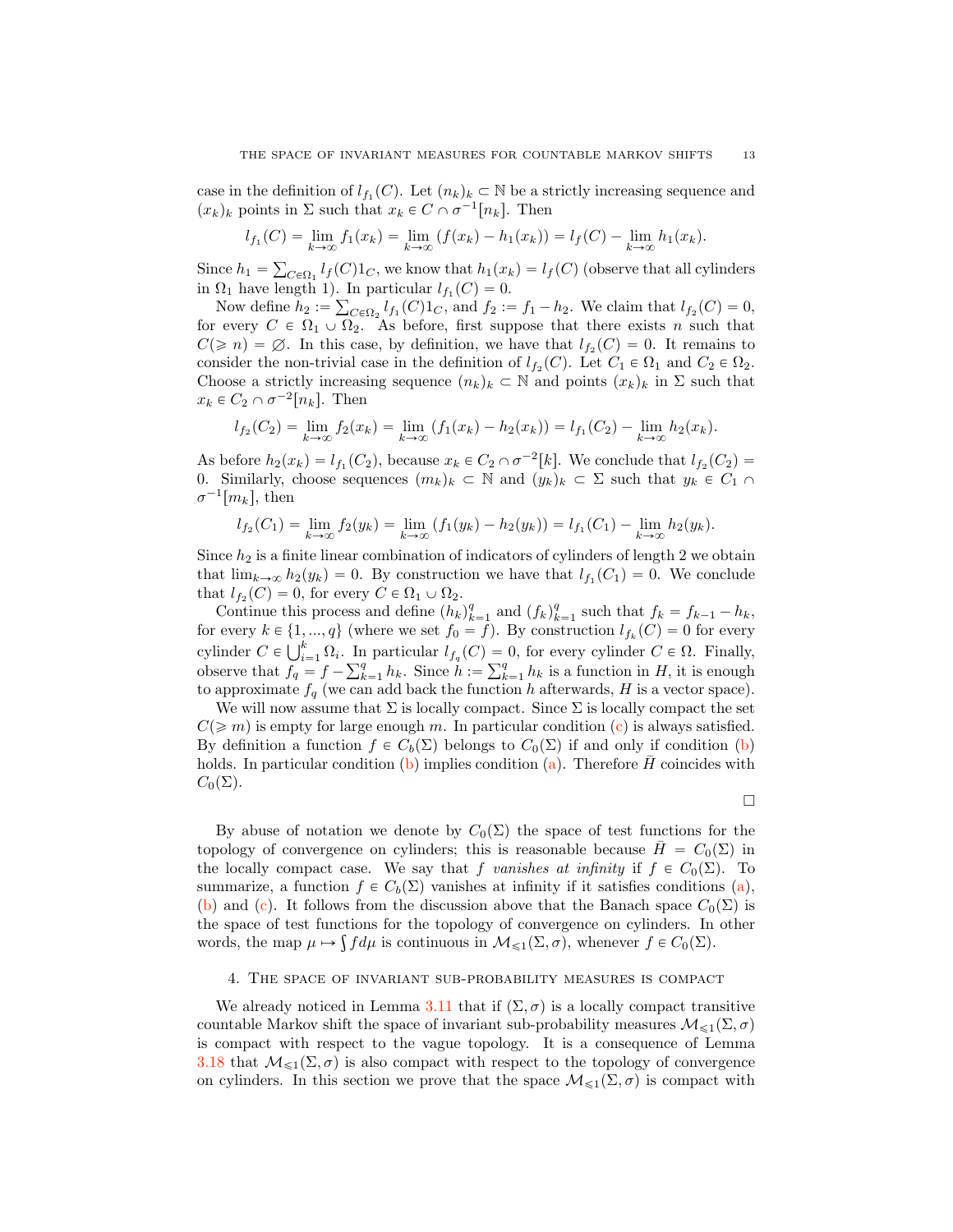case in the definition of $l_{f_1}(C)$. Let $(n_k)_k \subset \mathbb{N}$ be a strictly increasing sequence and $(x_k)_k$ points in $\Sigma$ such that $x_k \in C \cap \sigma^{-1}[n_k]$. Then

$$l_{f_1}(C) = \lim_{k\to\infty} f_1(x_k) = \lim_{k\to\infty} (f(x_k) - h_1(x_k)) = l_f(C) - \lim_{k\to\infty} h_1(x_k).$$

Since $h_1 = \sum_{C\in\Omega_1} l_f(C)1_C$, we know that $h_1(x_k) = l_f(C)$ (observe that all cylinders in $\Omega_1$ have length 1). In particular $l_{f_1}(C) = 0$.

Now define $h_2 := \sum_{C\in\Omega_2} l_{f_1}(C)1_C$, and $f_2 := f_1 - h_2$. We claim that $l_{f_2}(C) = 0$, for every $C \in \Omega_1 \cup \Omega_2$. As before, first suppose that there exists $n$ such that $C(\geqslant n) = \varnothing$. In this case, by definition, we have that $l_{f_2}(C) = 0$. It remains to consider the non-trivial case in the definition of $l_{f_2}(C)$. Let $C_1 \in \Omega_1$ and $C_2 \in \Omega_2$. Choose a strictly increasing sequence $(n_k)_k \subset \mathbb{N}$ and points $(x_k)_k$ in $\Sigma$ such that $x_k \in C_2 \cap \sigma^{-2}[n_k]$. Then

$$l_{f_2}(C_2) = \lim_{k\to\infty} f_2(x_k) = \lim_{k\to\infty} (f_1(x_k) - h_2(x_k)) = l_{f_1}(C_2) - \lim_{k\to\infty} h_2(x_k).$$

As before $h_2(x_k) = l_{f_1}(C_2)$, because $x_k \in C_2 \cap \sigma^{-2}[k]$. We conclude that $l_{f_2}(C_2) = 0$. Similarly, choose sequences $(m_k)_k \subset \mathbb{N}$ and $(y_k)_k \subset \Sigma$ such that $y_k \in C_1 \cap \sigma^{-1}[m_k]$, then

$$l_{f_2}(C_1) = \lim_{k\to\infty} f_2(y_k) = \lim_{k\to\infty} (f_1(y_k) - h_2(y_k)) = l_{f_1}(C_1) - \lim_{k\to\infty} h_2(y_k).$$

Since $h_2$ is a finite linear combination of indicators of cylinders of length 2 we obtain that $\lim_{k\to\infty} h_2(y_k) = 0$. By construction we have that $l_{f_1}(C_1) = 0$. We conclude that $l_{f_2}(C) = 0$, for every $C \in \Omega_1 \cup \Omega_2$.

Continue this process and define $(h_k)_{k=1}^q$ and $(f_k)_{k=1}^q$ such that $f_k = f_{k-1} - h_k$, for every $k \in \{1, ..., q\}$ (where we set $f_0 = f$). By construction $l_{f_k}(C) = 0$ for every cylinder $C \in \bigcup_{i=1}^k \Omega_i$. In particular $l_{f_q}(C) = 0$, for every cylinder $C \in \Omega$. Finally, observe that $f_q = f - \sum_{k=1}^q h_k$. Since $h := \sum_{k=1}^q h_k$ is a function in $H$, it is enough to approximate $f_q$ (we can add back the function $h$ afterwards, $H$ is a vector space).

We will now assume that $\Sigma$ is locally compact. Since $\Sigma$ is locally compact the set $C(\geqslant m)$ is empty for large enough $m$. In particular condition (c) is always satisfied. By definition a function $f \in C_b(\Sigma)$ belongs to $C_0(\Sigma)$ if and only if condition (b) holds. In particular condition (b) implies condition (a). Therefore $\bar{H}$ coincides with $C_0(\Sigma)$.

$\square$

By abuse of notation we denote by $C_0(\Sigma)$ the space of test functions for the topology of convergence on cylinders; this is reasonable because $\bar{H} = C_0(\Sigma)$ in the locally compact case. We say that $f$ *vanishes at infinity* if $f \in C_0(\Sigma)$. To summarize, a function $f \in C_b(\Sigma)$ vanishes at infinity if it satisfies conditions (a), (b) and (c). It follows from the discussion above that the Banach space $C_0(\Sigma)$ is the space of test functions for the topology of convergence on cylinders. In other words, the map $\mu \mapsto \int f d\mu$ is continuous in $\mathcal{M}_{\leqslant 1}(\Sigma, \sigma)$, whenever $f \in C_0(\Sigma)$.

## 4. The space of invariant sub-probability measures is compact

We already noticed in Lemma 3.11 that if $(\Sigma, \sigma)$ is a locally compact transitive countable Markov shift the space of invariant sub-probability measures $\mathcal{M}_{\leqslant 1}(\Sigma, \sigma)$ is compact with respect to the vague topology. It is a consequence of Lemma 3.18 that $\mathcal{M}_{\leqslant 1}(\Sigma, \sigma)$ is also compact with respect to the topology of convergence on cylinders. In this section we prove that the space $\mathcal{M}_{\leqslant 1}(\Sigma, \sigma)$ is compact with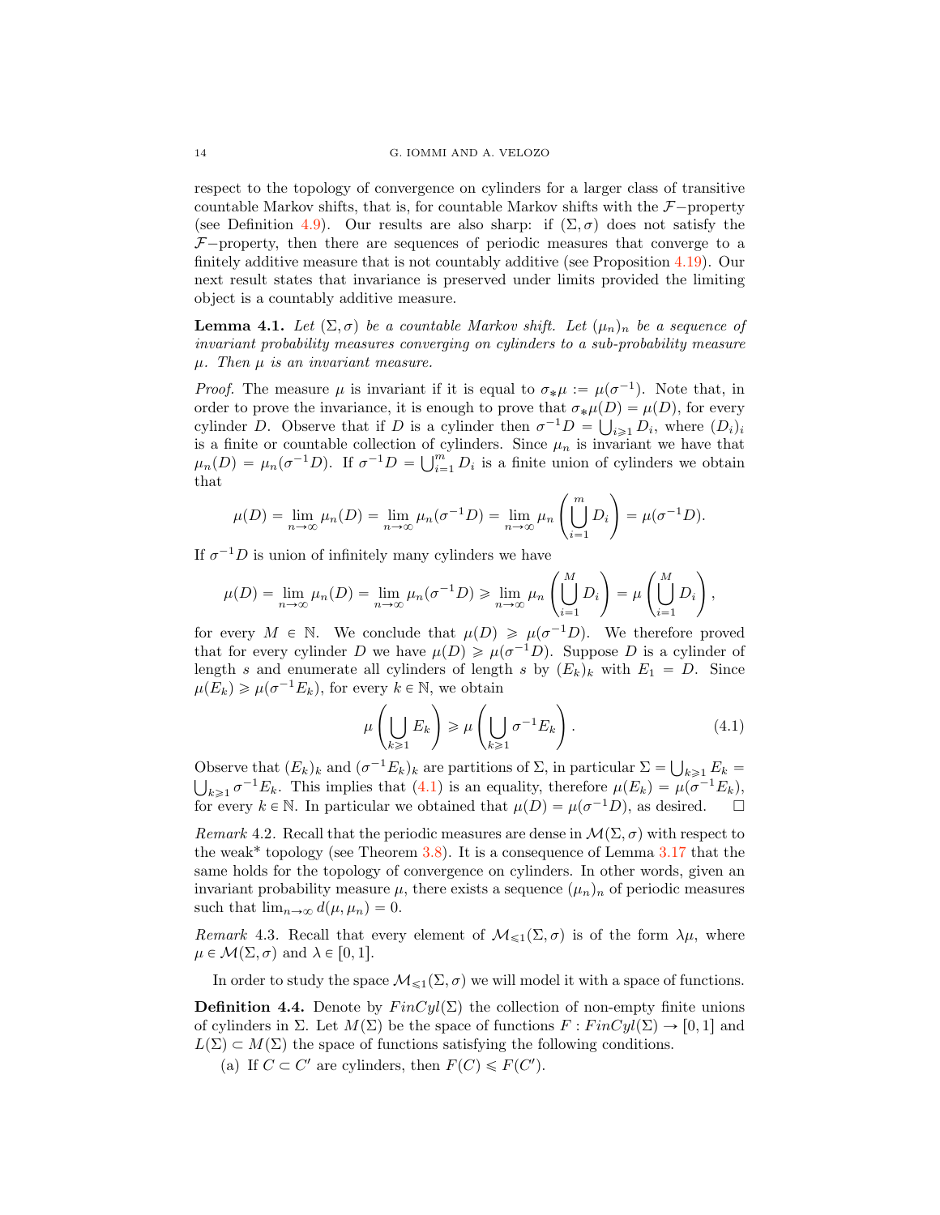respect to the topology of convergence on cylinders for a larger class of transitive countable Markov shifts, that is, for countable Markov shifts with the $\mathcal{F}-$property (see Definition 4.9). Our results are also sharp: if $(\Sigma, \sigma)$ does not satisfy the $\mathcal{F}-$property, then there are sequences of periodic measures that converge to a finitely additive measure that is not countably additive (see Proposition 4.19). Our next result states that invariance is preserved under limits provided the limiting object is a countably additive measure.

**Lemma 4.1.** *Let $(\Sigma, \sigma)$ be a countable Markov shift. Let $(\mu_n)_n$ be a sequence of invariant probability measures converging on cylinders to a sub-probability measure $\mu$. Then $\mu$ is an invariant measure.*

*Proof.* The measure $\mu$ is invariant if it is equal to $\sigma_*\mu := \mu(\sigma^{-1})$. Note that, in order to prove the invariance, it is enough to prove that $\sigma_*\mu(D) = \mu(D)$, for every cylinder $D$. Observe that if $D$ is a cylinder then $\sigma^{-1}D = \bigcup_{i \geqslant 1} D_i$, where $(D_i)_i$ is a finite or countable collection of cylinders. Since $\mu_n$ is invariant we have that $\mu_n(D) = \mu_n(\sigma^{-1}D)$. If $\sigma^{-1}D = \bigcup_{i=1}^m D_i$ is a finite union of cylinders we obtain that

$$\mu(D) = \lim_{n \to \infty} \mu_n(D) = \lim_{n \to \infty} \mu_n(\sigma^{-1}D) = \lim_{n \to \infty} \mu_n \left( \bigcup_{i=1}^m D_i \right) = \mu(\sigma^{-1}D).$$

If $\sigma^{-1}D$ is union of infinitely many cylinders we have

$$\mu(D) = \lim_{n \to \infty} \mu_n(D) = \lim_{n \to \infty} \mu_n(\sigma^{-1}D) \geqslant \lim_{n \to \infty} \mu_n \left( \bigcup_{i=1}^M D_i \right) = \mu \left( \bigcup_{i=1}^M D_i \right),$$

for every $M \in \mathbb{N}$. We conclude that $\mu(D) \geqslant \mu(\sigma^{-1}D)$. We therefore proved that for every cylinder $D$ we have $\mu(D) \geqslant \mu(\sigma^{-1}D)$. Suppose $D$ is a cylinder of length $s$ and enumerate all cylinders of length $s$ by $(E_k)_k$ with $E_1 = D$. Since $\mu(E_k) \geqslant \mu(\sigma^{-1}E_k)$, for every $k \in \mathbb{N}$, we obtain

$$\mu \left( \bigcup_{k \geqslant 1} E_k \right) \geqslant \mu \left( \bigcup_{k \geqslant 1} \sigma^{-1}E_k \right). \tag{4.1}$$

Observe that $(E_k)_k$ and $(\sigma^{-1}E_k)_k$ are partitions of $\Sigma$, in particular $\Sigma = \bigcup_{k \geqslant 1} E_k = \bigcup_{k \geqslant 1} \sigma^{-1}E_k$. This implies that (4.1) is an equality, therefore $\mu(E_k) = \mu(\sigma^{-1}E_k)$, for every $k \in \mathbb{N}$. In particular we obtained that $\mu(D) = \mu(\sigma^{-1}D)$, as desired. □

*Remark* 4.2. Recall that the periodic measures are dense in $\mathcal{M}(\Sigma, \sigma)$ with respect to the weak* topology (see Theorem 3.8). It is a consequence of Lemma 3.17 that the same holds for the topology of convergence on cylinders. In other words, given an invariant probability measure $\mu$, there exists a sequence $(\mu_n)_n$ of periodic measures such that $\lim_{n \to \infty} d(\mu, \mu_n) = 0$.

*Remark* 4.3. Recall that every element of $\mathcal{M}_{\leqslant 1}(\Sigma, \sigma)$ is of the form $\lambda\mu$, where $\mu \in \mathcal{M}(\Sigma, \sigma)$ and $\lambda \in [0, 1]$.

In order to study the space $\mathcal{M}_{\leqslant 1}(\Sigma, \sigma)$ we will model it with a space of functions.

**Definition 4.4.** Denote by $FinCyl(\Sigma)$ the collection of non-empty finite unions of cylinders in $\Sigma$. Let $M(\Sigma)$ be the space of functions $F : FinCyl(\Sigma) \to [0, 1]$ and $L(\Sigma) \subset M(\Sigma)$ the space of functions satisfying the following conditions.

(a) If $C \subset C'$ are cylinders, then $F(C) \leqslant F(C')$.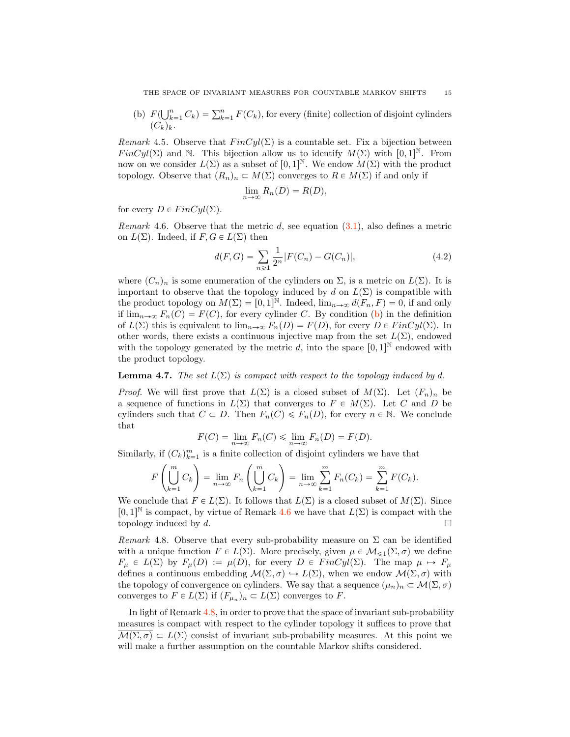(b) $F(\bigcup_{k=1}^n C_k) = \sum_{k=1}^n F(C_k)$, for every (finite) collection of disjoint cylinders $(C_k)_k$.

*Remark* 4.5. Observe that $FinCyl(\Sigma)$ is a countable set. Fix a bijection between $FinCyl(\Sigma)$ and $\mathbb{N}$. This bijection allow us to identify $M(\Sigma)$ with $[0,1]^{\mathbb{N}}$. From now on we consider $L(\Sigma)$ as a subset of $[0,1]^{\mathbb{N}}$. We endow $M(\Sigma)$ with the product topology. Observe that $(R_n)_n \subset M(\Sigma)$ converges to $R \in M(\Sigma)$ if and only if

$$\lim_{n\to\infty} R_n(D) = R(D),$$

for every $D \in FinCyl(\Sigma)$.

*Remark* 4.6. Observe that the metric $d$, see equation (3.1), also defines a metric on $L(\Sigma)$. Indeed, if $F, G \in L(\Sigma)$ then

$$d(F,G) = \sum_{n\geqslant 1} \frac{1}{2^n} |F(C_n) - G(C_n)|, \tag{4.2}$$

where $(C_n)_n$ is some enumeration of the cylinders on $\Sigma$, is a metric on $L(\Sigma)$. It is important to observe that the topology induced by $d$ on $L(\Sigma)$ is compatible with the product topology on $M(\Sigma) = [0,1]^{\mathbb{N}}$. Indeed, $\lim_{n\to\infty} d(F_n, F) = 0$, if and only if $\lim_{n\to\infty} F_n(C) = F(C)$, for every cylinder $C$. By condition (b) in the definition of $L(\Sigma)$ this is equivalent to $\lim_{n\to\infty} F_n(D) = F(D)$, for every $D \in FinCyl(\Sigma)$. In other words, there exists a continuous injective map from the set $L(\Sigma)$, endowed with the topology generated by the metric $d$, into the space $[0,1]^{\mathbb{N}}$ endowed with the product topology.

**Lemma 4.7.** *The set $L(\Sigma)$ is compact with respect to the topology induced by $d$.*

*Proof.* We will first prove that $L(\Sigma)$ is a closed subset of $M(\Sigma)$. Let $(F_n)_n$ be a sequence of functions in $L(\Sigma)$ that converges to $F \in M(\Sigma)$. Let $C$ and $D$ be cylinders such that $C \subset D$. Then $F_n(C) \leqslant F_n(D)$, for every $n \in \mathbb{N}$. We conclude that

$$F(C) = \lim_{n\to\infty} F_n(C) \leqslant \lim_{n\to\infty} F_n(D) = F(D).$$

Similarly, if $(C_k)_{k=1}^m$ is a finite collection of disjoint cylinders we have that

$$F\left(\bigcup_{k=1}^m C_k\right) = \lim_{n\to\infty} F_n\left(\bigcup_{k=1}^m C_k\right) = \lim_{n\to\infty} \sum_{k=1}^m F_n(C_k) = \sum_{k=1}^m F(C_k).$$

We conclude that $F \in L(\Sigma)$. It follows that $L(\Sigma)$ is a closed subset of $M(\Sigma)$. Since $[0,1]^{\mathbb{N}}$ is compact, by virtue of Remark 4.6 we have that $L(\Sigma)$ is compact with the topology induced by $d$. □

*Remark* 4.8. Observe that every sub-probability measure on $\Sigma$ can be identified with a unique function $F \in L(\Sigma)$. More precisely, given $\mu \in \mathcal{M}_{\leqslant 1}(\Sigma,\sigma)$ we define $F_\mu \in L(\Sigma)$ by $F_\mu(D) := \mu(D)$, for every $D \in FinCyl(\Sigma)$. The map $\mu \mapsto F_\mu$ defines a continuous embedding $\mathcal{M}(\Sigma,\sigma) \hookrightarrow L(\Sigma)$, when we endow $\mathcal{M}(\Sigma,\sigma)$ with the topology of convergence on cylinders. We say that a sequence $(\mu_n)_n \subset \mathcal{M}(\Sigma,\sigma)$ converges to $F \in L(\Sigma)$ if $(F_{\mu_n})_n \subset L(\Sigma)$ converges to $F$.

In light of Remark 4.8, in order to prove that the space of invariant sub-probability measures is compact with respect to the cylinder topology it suffices to prove that $\overline{\mathcal{M}(\Sigma,\sigma)} \subset L(\Sigma)$ consist of invariant sub-probability measures. At this point we will make a further assumption on the countable Markov shifts considered.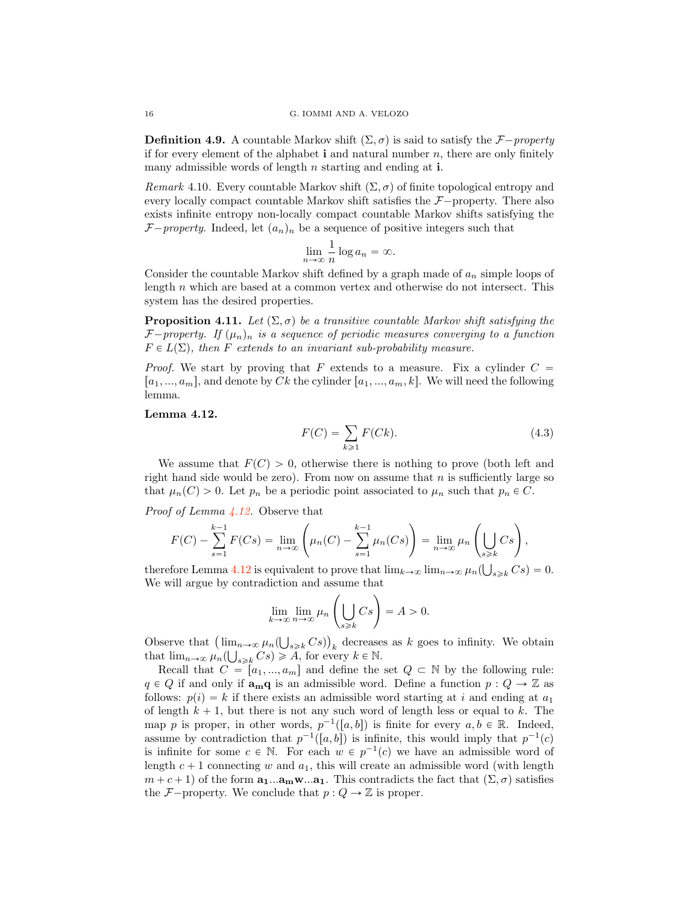**Definition 4.9.** A countable Markov shift $(\Sigma, \sigma)$ is said to satisfy the *$\mathcal{F}-$property* if for every element of the alphabet $\mathbf{i}$ and natural number $n$, there are only finitely many admissible words of length $n$ starting and ending at $\mathbf{i}$.

*Remark* 4.10. Every countable Markov shift $(\Sigma, \sigma)$ of finite topological entropy and every locally compact countable Markov shift satisfies the $\mathcal{F}-$property. There also exists infinite entropy non-locally compact countable Markov shifts satisfying the *$\mathcal{F}-$property*. Indeed, let $(a_n)_n$ be a sequence of positive integers such that

$$\lim_{n\to\infty} \frac{1}{n} \log a_n = \infty.$$

Consider the countable Markov shift defined by a graph made of $a_n$ simple loops of length $n$ which are based at a common vertex and otherwise do not intersect. This system has the desired properties.

**Proposition 4.11.** *Let $(\Sigma, \sigma)$ be a transitive countable Markov shift satisfying the $\mathcal{F}-$property. If $(\mu_n)_n$ is a sequence of periodic measures converging to a function $F \in L(\Sigma)$, then $F$ extends to an invariant sub-probability measure.*

*Proof.* We start by proving that $F$ extends to a measure. Fix a cylinder $C = [a_1, ..., a_m]$, and denote by $Ck$ the cylinder $[a_1, ..., a_m, k]$. We will need the following lemma.

**Lemma 4.12.**

$$F(C) = \sum_{k\geqslant 1} F(Ck). \tag{4.3}$$

We assume that $F(C) > 0$, otherwise there is nothing to prove (both left and right hand side would be zero). From now on assume that $n$ is sufficiently large so that $\mu_n(C) > 0$. Let $p_n$ be a periodic point associated to $\mu_n$ such that $p_n \in C$.

*Proof of Lemma 4.12.* Observe that

$$F(C) - \sum_{s=1}^{k-1} F(Cs) = \lim_{n\to\infty} \left( \mu_n(C) - \sum_{s=1}^{k-1} \mu_n(Cs) \right) = \lim_{n\to\infty} \mu_n \left( \bigcup_{s\geqslant k} Cs \right),$$

therefore Lemma 4.12 is equivalent to prove that $\lim_{k\to\infty} \lim_{n\to\infty} \mu_n(\bigcup_{s\geqslant k} Cs) = 0$. We will argue by contradiction and assume that

$$\lim_{k\to\infty} \lim_{n\to\infty} \mu_n \left( \bigcup_{s\geqslant k} Cs \right) = A > 0.$$

Observe that $\left(\lim_{n\to\infty} \mu_n(\bigcup_{s\geqslant k} Cs)\right)_k$ decreases as $k$ goes to infinity. We obtain that $\lim_{n\to\infty} \mu_n(\bigcup_{s\geqslant k} Cs) \geqslant A$, for every $k \in \mathbb{N}$.

Recall that $C = [a_1, ..., a_m]$ and define the set $Q \subset \mathbb{N}$ by the following rule: $q \in Q$ if and only if $\mathbf{a_m q}$ is an admissible word. Define a function $p : Q \to \mathbb{Z}$ as follows: $p(i) = k$ if there exists an admissible word starting at $i$ and ending at $a_1$ of length $k+1$, but there is not any such word of length less or equal to $k$. The map $p$ is proper, in other words, $p^{-1}([a, b])$ is finite for every $a, b \in \mathbb{R}$. Indeed, assume by contradiction that $p^{-1}([a, b])$ is infinite, this would imply that $p^{-1}(c)$ is infinite for some $c \in \mathbb{N}$. For each $w \in p^{-1}(c)$ we have an admissible word of length $c+1$ connecting $w$ and $a_1$, this will create an admissible word (with length $m + c + 1$) of the form $\mathbf{a_1 ... a_m w ... a_1}$. This contradicts the fact that $(\Sigma, \sigma)$ satisfies the $\mathcal{F}-$property. We conclude that $p : Q \to \mathbb{Z}$ is proper.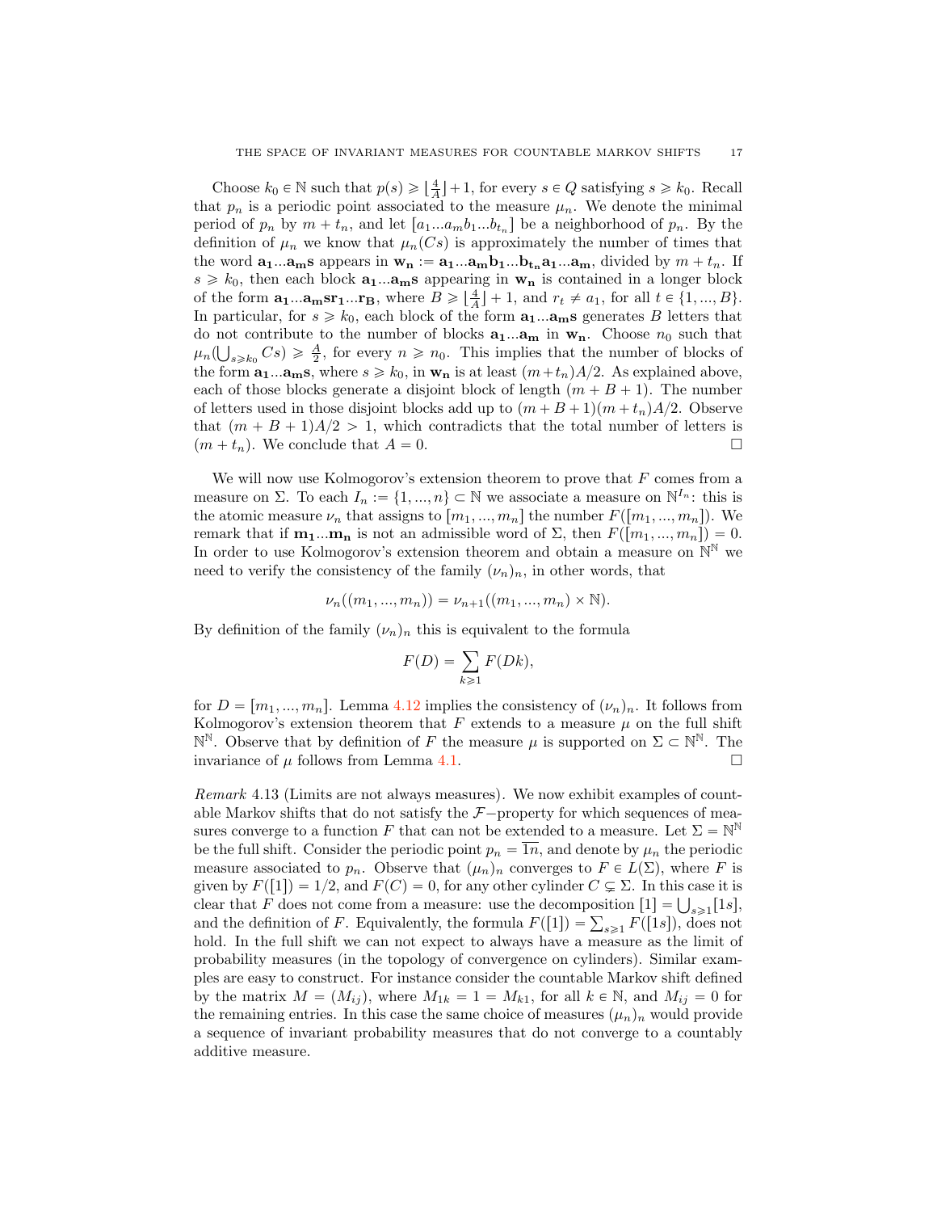Choose $k_0 \in \mathbb{N}$ such that $p(s) \geqslant \lfloor \frac{4}{A} \rfloor + 1$, for every $s \in Q$ satisfying $s \geqslant k_0$. Recall that $p_n$ is a periodic point associated to the measure $\mu_n$. We denote the minimal period of $p_n$ by $m + t_n$, and let $[a_1...a_m b_1...b_{t_n}]$ be a neighborhood of $p_n$. By the definition of $\mu_n$ we know that $\mu_n(Cs)$ is approximately the number of times that the word $\mathbf{a_1...a_m s}$ appears in $\mathbf{w_n} := \mathbf{a_1...a_m b_1...b_{t_n} a_1...a_m}$, divided by $m + t_n$. If $s \geqslant k_0$, then each block $\mathbf{a_1...a_m s}$ appearing in $\mathbf{w_n}$ is contained in a longer block of the form $\mathbf{a_1...a_m s r_1...r_B}$, where $B \geqslant \lfloor \frac{4}{A} \rfloor + 1$, and $r_t \neq a_1$, for all $t \in \{1, ..., B\}$. In particular, for $s \geqslant k_0$, each block of the form $\mathbf{a_1...a_m s}$ generates $B$ letters that do not contribute to the number of blocks $\mathbf{a_1...a_m}$ in $\mathbf{w_n}$. Choose $n_0$ such that $\mu_n(\bigcup_{s \geqslant k_0} Cs) \geqslant \frac{A}{2}$, for every $n \geqslant n_0$. This implies that the number of blocks of the form $\mathbf{a_1...a_m s}$, where $s \geqslant k_0$, in $\mathbf{w_n}$ is at least $(m+t_n)A/2$. As explained above, each of those blocks generate a disjoint block of length $(m + B + 1)$. The number of letters used in those disjoint blocks add up to $(m + B + 1)(m + t_n)A/2$. Observe that $(m + B + 1)A/2 > 1$, which contradicts that the total number of letters is $(m + t_n)$. We conclude that $A = 0$. □

We will now use Kolmogorov's extension theorem to prove that $F$ comes from a measure on $\Sigma$. To each $I_n := \{1, ..., n\} \subset \mathbb{N}$ we associate a measure on $\mathbb{N}^{I_n}$: this is the atomic measure $\nu_n$ that assigns to $[m_1, ..., m_n]$ the number $F([m_1, ..., m_n])$. We remark that if $\mathbf{m_1...m_n}$ is not an admissible word of $\Sigma$, then $F([m_1, ..., m_n]) = 0$. In order to use Kolmogorov's extension theorem and obtain a measure on $\mathbb{N}^{\mathbb{N}}$ we need to verify the consistency of the family $(\nu_n)_n$, in other words, that

$$\nu_n((m_1, ..., m_n)) = \nu_{n+1}((m_1, ..., m_n) \times \mathbb{N}).$$

By definition of the family $(\nu_n)_n$ this is equivalent to the formula

$$F(D) = \sum_{k \geqslant 1} F(Dk),$$

for $D = [m_1, ..., m_n]$. Lemma 4.12 implies the consistency of $(\nu_n)_n$. It follows from Kolmogorov's extension theorem that $F$ extends to a measure $\mu$ on the full shift $\mathbb{N}^{\mathbb{N}}$. Observe that by definition of $F$ the measure $\mu$ is supported on $\Sigma \subset \mathbb{N}^{\mathbb{N}}$. The invariance of $\mu$ follows from Lemma 4.1. □

*Remark* 4.13 (Limits are not always measures). We now exhibit examples of countable Markov shifts that do not satisfy the $\mathcal{F}$−property for which sequences of measures converge to a function $F$ that can not be extended to a measure. Let $\Sigma = \mathbb{N}^{\mathbb{N}}$ be the full shift. Consider the periodic point $p_n = \overline{1n}$, and denote by $\mu_n$ the periodic measure associated to $p_n$. Observe that $(\mu_n)_n$ converges to $F \in L(\Sigma)$, where $F$ is given by $F([1]) = 1/2$, and $F(C) = 0$, for any other cylinder $C \subsetneq \Sigma$. In this case it is clear that $F$ does not come from a measure: use the decomposition $[1] = \bigcup_{s \geqslant 1}[1s]$, and the definition of $F$. Equivalently, the formula $F([1]) = \sum_{s \geqslant 1} F([1s])$, does not hold. In the full shift we can not expect to always have a measure as the limit of probability measures (in the topology of convergence on cylinders). Similar examples are easy to construct. For instance consider the countable Markov shift defined by the matrix $M = (M_{ij})$, where $M_{1k} = 1 = M_{k1}$, for all $k \in \mathbb{N}$, and $M_{ij} = 0$ for the remaining entries. In this case the same choice of measures $(\mu_n)_n$ would provide a sequence of invariant probability measures that do not converge to a countably additive measure.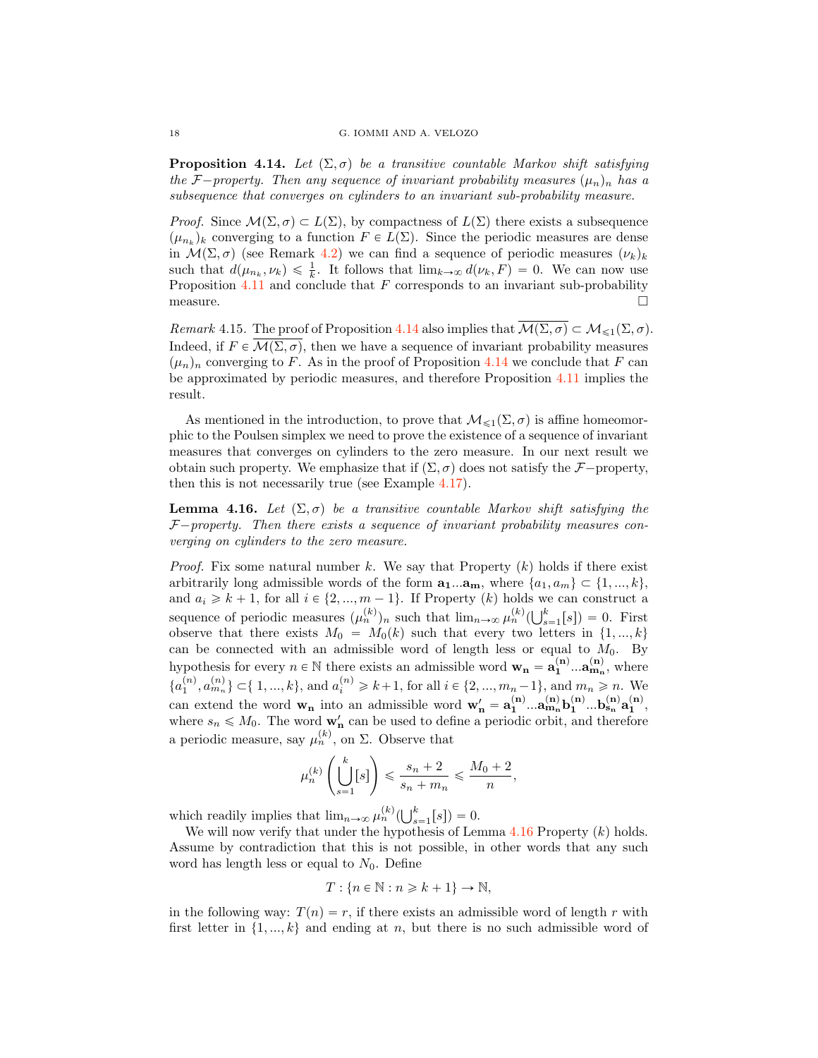**Proposition 4.14.** *Let $(\Sigma, \sigma)$ be a transitive countable Markov shift satisfying the $\mathcal{F}-$property. Then any sequence of invariant probability measures $(\mu_n)_n$ has a subsequence that converges on cylinders to an invariant sub-probability measure.*

*Proof.* Since $\mathcal{M}(\Sigma, \sigma) \subset L(\Sigma)$, by compactness of $L(\Sigma)$ there exists a subsequence $(\mu_{n_k})_k$ converging to a function $F \in L(\Sigma)$. Since the periodic measures are dense in $\mathcal{M}(\Sigma, \sigma)$ (see Remark 4.2) we can find a sequence of periodic measures $(\nu_k)_k$ such that $d(\mu_{n_k}, \nu_k) \leqslant \frac{1}{k}$. It follows that $\lim_{k\to\infty} d(\nu_k, F) = 0$. We can now use Proposition 4.11 and conclude that $F$ corresponds to an invariant sub-probability measure. □

*Remark* 4.15. The proof of Proposition 4.14 also implies that $\overline{\mathcal{M}(\Sigma, \sigma)} \subset \mathcal{M}_{\leqslant 1}(\Sigma, \sigma)$. Indeed, if $F \in \overline{\mathcal{M}(\Sigma, \sigma)}$, then we have a sequence of invariant probability measures $(\mu_n)_n$ converging to $F$. As in the proof of Proposition 4.14 we conclude that $F$ can be approximated by periodic measures, and therefore Proposition 4.11 implies the result.

As mentioned in the introduction, to prove that $\mathcal{M}_{\leqslant 1}(\Sigma, \sigma)$ is affine homeomorphic to the Poulsen simplex we need to prove the existence of a sequence of invariant measures that converges on cylinders to the zero measure. In our next result we obtain such property. We emphasize that if $(\Sigma, \sigma)$ does not satisfy the $\mathcal{F}-$property, then this is not necessarily true (see Example 4.17).

**Lemma 4.16.** *Let $(\Sigma, \sigma)$ be a transitive countable Markov shift satisfying the $\mathcal{F}-$property. Then there exists a sequence of invariant probability measures converging on cylinders to the zero measure.*

*Proof.* Fix some natural number $k$. We say that Property $(k)$ holds if there exist arbitrarily long admissible words of the form $\mathbf{a_1}...\mathbf{a_m}$, where $\{a_1, a_m\} \subset \{1, ..., k\}$, and $a_i \geqslant k+1$, for all $i \in \{2, ..., m-1\}$. If Property $(k)$ holds we can construct a sequence of periodic measures $(\mu_n^{(k)})_n$ such that $\lim_{n\to\infty} \mu_n^{(k)}(\bigcup_{s=1}^k [s]) = 0$. First observe that there exists $M_0 = M_0(k)$ such that every two letters in $\{1, ..., k\}$ can be connected with an admissible word of length less or equal to $M_0$. By hypothesis for every $n \in \mathbb{N}$ there exists an admissible word $\mathbf{w_n} = \mathbf{a_1^{(n)}}...\mathbf{a_{m_n}^{(n)}}$, where $\{a_1^{(n)}, a_{m_n}^{(n)}\} \subset \{1, ..., k\}$, and $a_i^{(n)} \geqslant k+1$, for all $i \in \{2, ..., m_n - 1\}$, and $m_n \geqslant n$. We can extend the word $\mathbf{w_n}$ into an admissible word $\mathbf{w_n'} = \mathbf{a_1^{(n)}}...\mathbf{a_{m_n}^{(n)}}\mathbf{b_1^{(n)}}...\mathbf{b_{s_n}^{(n)}}\mathbf{a_1^{(n)}}$, where $s_n \leqslant M_0$. The word $\mathbf{w_n'}$ can be used to define a periodic orbit, and therefore a periodic measure, say $\mu_n^{(k)}$, on $\Sigma$. Observe that

$$\mu_n^{(k)}\left(\bigcup_{s=1}^{k} [s]\right) \leqslant \frac{s_n + 2}{s_n + m_n} \leqslant \frac{M_0 + 2}{n},$$

which readily implies that $\lim_{n\to\infty} \mu_n^{(k)}(\bigcup_{s=1}^k [s]) = 0$.

We will now verify that under the hypothesis of Lemma 4.16 Property $(k)$ holds. Assume by contradiction that this is not possible, in other words that any such word has length less or equal to $N_0$. Define

$$T : \{n \in \mathbb{N} : n \geqslant k+1\} \to \mathbb{N},$$

in the following way: $T(n) = r$, if there exists an admissible word of length $r$ with first letter in $\{1, ..., k\}$ and ending at $n$, but there is no such admissible word of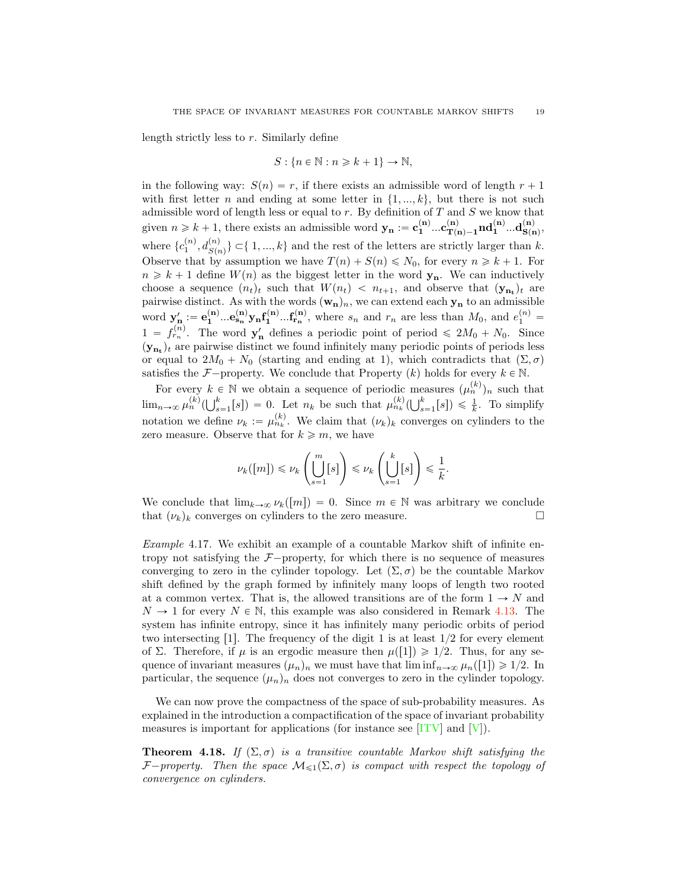length strictly less to $r$. Similarly define

$$S : \{n \in \mathbb{N} : n \geqslant k+1\} \to \mathbb{N},$$

in the following way: $S(n) = r$, if there exists an admissible word of length $r+1$ with first letter $n$ and ending at some letter in $\{1, ..., k\}$, but there is not such admissible word of length less or equal to $r$. By definition of $T$ and $S$ we know that given $n \geqslant k+1$, there exists an admissible word $\mathbf{y_n} := \mathbf{c_1^{(n)}} ... \mathbf{c_{T(n)-1}^{(n)}} \mathbf{n} \mathbf{d_1^{(n)}} ... \mathbf{d_{S(n)}^{(n)}}$, where $\{c_1^{(n)}, d_{S(n)}^{(n)}\} \subset \{1, ..., k\}$ and the rest of the letters are strictly larger than $k$. Observe that by assumption we have $T(n) + S(n) \leqslant N_0$, for every $n \geqslant k+1$. For $n \geqslant k+1$ define $W(n)$ as the biggest letter in the word $\mathbf{y_n}$. We can inductively choose a sequence $(n_t)_t$ such that $W(n_t) < n_{t+1}$, and observe that $(\mathbf{y_{n_t}})_t$ are pairwise distinct. As with the words $(\mathbf{w_n})_n$, we can extend each $\mathbf{y_n}$ to an admissible word $\mathbf{y'_n} := \mathbf{e_1^{(n)}} ... \mathbf{e_{s_n}^{(n)}} \mathbf{y_n} \mathbf{f_1^{(n)}} ... \mathbf{f_{r_n}^{(n)}}$, where $s_n$ and $r_n$ are less than $M_0$, and $e_1^{(n)} = 1 = f_{r_n}^{(n)}$. The word $\mathbf{y'_n}$ defines a periodic point of period $\leqslant 2M_0 + N_0$. Since $(\mathbf{y_{n_t}})_t$ are pairwise distinct we found infinitely many periodic points of periods less or equal to $2M_0 + N_0$ (starting and ending at 1), which contradicts that $(\Sigma, \sigma)$ satisfies the $\mathcal{F}-$property. We conclude that Property $(k)$ holds for every $k \in \mathbb{N}$.

For every $k \in \mathbb{N}$ we obtain a sequence of periodic measures $(\mu_n^{(k)})_n$ such that $\lim_{n\to\infty} \mu_n^{(k)}(\bigcup_{s=1}^k [s]) = 0$. Let $n_k$ be such that $\mu_{n_k}^{(k)}(\bigcup_{s=1}^k [s]) \leqslant \frac{1}{k}$. To simplify notation we define $\nu_k := \mu_{n_k}^{(k)}$. We claim that $(\nu_k)_k$ converges on cylinders to the zero measure. Observe that for $k \geqslant m$, we have

$$\nu_k([m]) \leqslant \nu_k\left(\bigcup_{s=1}^m [s]\right) \leqslant \nu_k\left(\bigcup_{s=1}^k [s]\right) \leqslant \frac{1}{k}.$$

We conclude that $\lim_{k\to\infty} \nu_k([m]) = 0$. Since $m \in \mathbb{N}$ was arbitrary we conclude that $(\nu_k)_k$ converges on cylinders to the zero measure. □

*Example* 4.17. We exhibit an example of a countable Markov shift of infinite entropy not satisfying the $\mathcal{F}-$property, for which there is no sequence of measures converging to zero in the cylinder topology. Let $(\Sigma, \sigma)$ be the countable Markov shift defined by the graph formed by infinitely many loops of length two rooted at a common vertex. That is, the allowed transitions are of the form $1 \to N$ and $N \to 1$ for every $N \in \mathbb{N}$, this example was also considered in Remark 4.13. The system has infinite entropy, since it has infinitely many periodic orbits of period two intersecting $[1]$. The frequency of the digit 1 is at least $1/2$ for every element of $\Sigma$. Therefore, if $\mu$ is an ergodic measure then $\mu([1]) \geqslant 1/2$. Thus, for any sequence of invariant measures $(\mu_n)_n$ we must have that $\liminf_{n\to\infty} \mu_n([1]) \geqslant 1/2$. In particular, the sequence $(\mu_n)_n$ does not converges to zero in the cylinder topology.

We can now prove the compactness of the space of sub-probability measures. As explained in the introduction a compactification of the space of invariant probability measures is important for applications (for instance see [ITV] and [V]).

**Theorem 4.18.** *If $(\Sigma, \sigma)$ is a transitive countable Markov shift satisfying the $\mathcal{F}-$property. Then the space $\mathcal{M}_{\leqslant 1}(\Sigma, \sigma)$ is compact with respect the topology of convergence on cylinders.*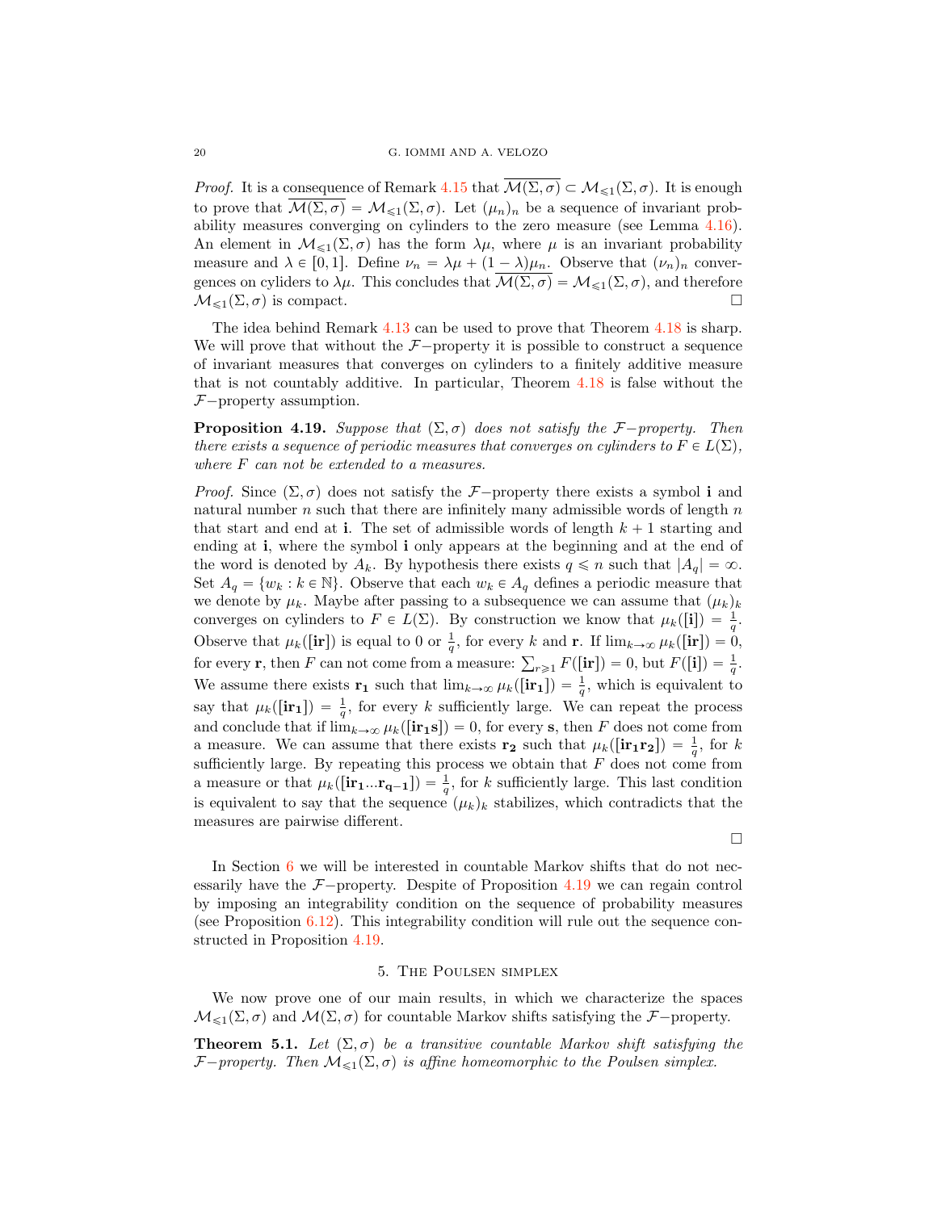*Proof.* It is a consequence of Remark 4.15 that $\overline{\mathcal{M}(\Sigma,\sigma)} \subset \mathcal{M}_{\leqslant 1}(\Sigma,\sigma)$. It is enough to prove that $\overline{\mathcal{M}(\Sigma,\sigma)} = \mathcal{M}_{\leqslant 1}(\Sigma,\sigma)$. Let $(\mu_n)_n$ be a sequence of invariant probability measures converging on cylinders to the zero measure (see Lemma 4.16). An element in $\mathcal{M}_{\leqslant 1}(\Sigma,\sigma)$ has the form $\lambda\mu$, where $\mu$ is an invariant probability measure and $\lambda \in [0,1]$. Define $\nu_n = \lambda\mu + (1-\lambda)\mu_n$. Observe that $(\nu_n)_n$ convergences on cyliders to $\lambda\mu$. This concludes that $\overline{\mathcal{M}(\Sigma,\sigma)} = \mathcal{M}_{\leqslant 1}(\Sigma,\sigma)$, and therefore $\mathcal{M}_{\leqslant 1}(\Sigma,\sigma)$ is compact. □

The idea behind Remark 4.13 can be used to prove that Theorem 4.18 is sharp. We will prove that without the $\mathcal{F}-$property it is possible to construct a sequence of invariant measures that converges on cylinders to a finitely additive measure that is not countably additive. In particular, Theorem 4.18 is false without the $\mathcal{F}-$property assumption.

**Proposition 4.19.** *Suppose that $(\Sigma,\sigma)$ does not satisfy the $\mathcal{F}-$property. Then there exists a sequence of periodic measures that converges on cylinders to $F \in L(\Sigma)$, where $F$ can not be extended to a measures.*

*Proof.* Since $(\Sigma,\sigma)$ does not satisfy the $\mathcal{F}-$property there exists a symbol $\mathbf{i}$ and natural number $n$ such that there are infinitely many admissible words of length $n$ that start and end at $\mathbf{i}$. The set of admissible words of length $k+1$ starting and ending at $\mathbf{i}$, where the symbol $\mathbf{i}$ only appears at the beginning and at the end of the word is denoted by $A_k$. By hypothesis there exists $q \leqslant n$ such that $|A_q| = \infty$. Set $A_q = \{w_k : k \in \mathbb{N}\}$. Observe that each $w_k \in A_q$ defines a periodic measure that we denote by $\mu_k$. Maybe after passing to a subsequence we can assume that $(\mu_k)_k$ converges on cylinders to $F \in L(\Sigma)$. By construction we know that $\mu_k([\mathbf{i}]) = \frac{1}{q}$. Observe that $\mu_k([\mathbf{ir}])$ is equal to 0 or $\frac{1}{q}$, for every $k$ and $\mathbf{r}$. If $\lim_{k\to\infty} \mu_k([\mathbf{ir}]) = 0$, for every $\mathbf{r}$, then $F$ can not come from a measure: $\sum_{r\geqslant 1} F([\mathbf{ir}]) = 0$, but $F([\mathbf{i}]) = \frac{1}{q}$. We assume there exists $\mathbf{r_1}$ such that $\lim_{k\to\infty} \mu_k([\mathbf{ir_1}]) = \frac{1}{q}$, which is equivalent to say that $\mu_k([\mathbf{ir_1}]) = \frac{1}{q}$, for every $k$ sufficiently large. We can repeat the process and conclude that if $\lim_{k\to\infty} \mu_k([\mathbf{ir_1 s}]) = 0$, for every $\mathbf{s}$, then $F$ does not come from a measure. We can assume that there exists $\mathbf{r_2}$ such that $\mu_k([\mathbf{ir_1 r_2}]) = \frac{1}{q}$, for $k$ sufficiently large. By repeating this process we obtain that $F$ does not come from a measure or that $\mu_k([\mathbf{ir_1 ... r_{q-1}}]) = \frac{1}{q}$, for $k$ sufficiently large. This last condition is equivalent to say that the sequence $(\mu_k)_k$ stabilizes, which contradicts that the measures are pairwise different.

□

In Section 6 we will be interested in countable Markov shifts that do not necessarily have the $\mathcal{F}-$property. Despite of Proposition 4.19 we can regain control by imposing an integrability condition on the sequence of probability measures (see Proposition 6.12). This integrability condition will rule out the sequence constructed in Proposition 4.19.

## 5. The Poulsen simplex

We now prove one of our main results, in which we characterize the spaces $\mathcal{M}_{\leqslant 1}(\Sigma,\sigma)$ and $\mathcal{M}(\Sigma,\sigma)$ for countable Markov shifts satisfying the $\mathcal{F}-$property.

**Theorem 5.1.** *Let $(\Sigma,\sigma)$ be a transitive countable Markov shift satisfying the $\mathcal{F}-$property. Then $\mathcal{M}_{\leqslant 1}(\Sigma,\sigma)$ is affine homeomorphic to the Poulsen simplex.*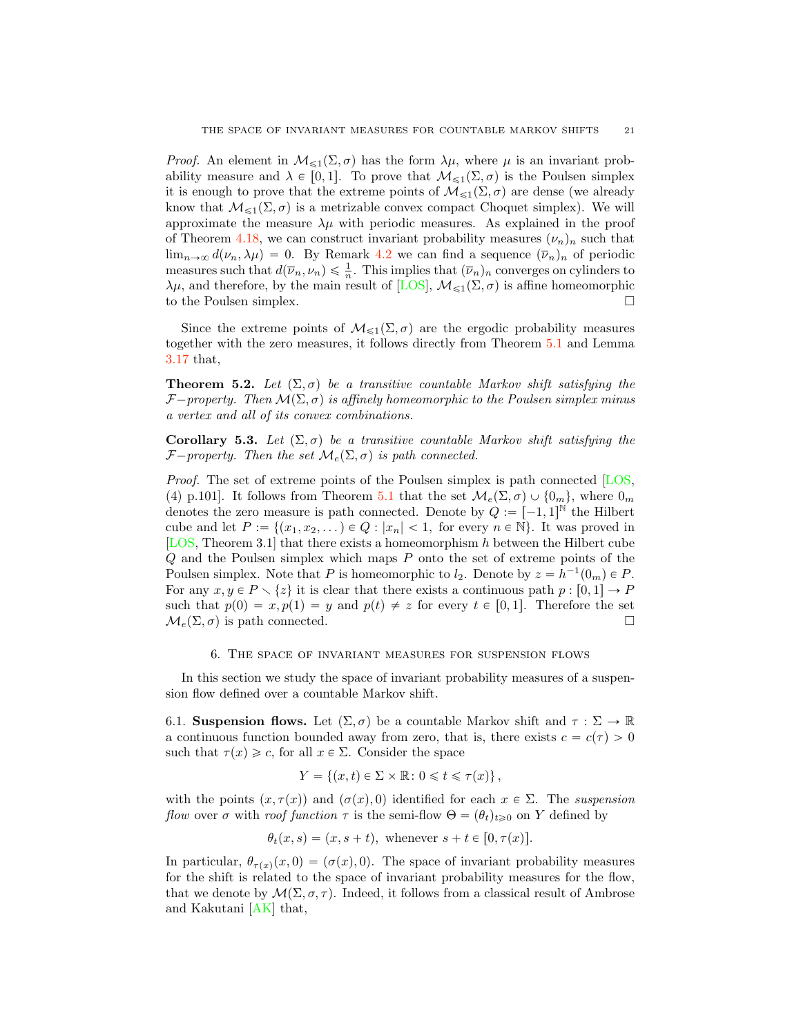*Proof.* An element in $\mathcal{M}_{\leqslant 1}(\Sigma, \sigma)$ has the form $\lambda\mu$, where $\mu$ is an invariant probability measure and $\lambda \in [0,1]$. To prove that $\mathcal{M}_{\leqslant 1}(\Sigma, \sigma)$ is the Poulsen simplex it is enough to prove that the extreme points of $\mathcal{M}_{\leqslant 1}(\Sigma, \sigma)$ are dense (we already know that $\mathcal{M}_{\leqslant 1}(\Sigma, \sigma)$ is a metrizable convex compact Choquet simplex). We will approximate the measure $\lambda\mu$ with periodic measures. As explained in the proof of Theorem 4.18, we can construct invariant probability measures $(\nu_n)_n$ such that $\lim_{n\to\infty} d(\nu_n, \lambda\mu) = 0$. By Remark 4.2 we can find a sequence $(\overline{\nu}_n)_n$ of periodic measures such that $d(\overline{\nu}_n, \nu_n) \leqslant \frac{1}{n}$. This implies that $(\overline{\nu}_n)_n$ converges on cylinders to $\lambda\mu$, and therefore, by the main result of [LOS], $\mathcal{M}_{\leqslant 1}(\Sigma, \sigma)$ is affine homeomorphic to the Poulsen simplex. □

Since the extreme points of $\mathcal{M}_{\leqslant 1}(\Sigma, \sigma)$ are the ergodic probability measures together with the zero measures, it follows directly from Theorem 5.1 and Lemma 3.17 that,

**Theorem 5.2.** *Let $(\Sigma, \sigma)$ be a transitive countable Markov shift satisfying the $\mathcal{F}-$property. Then $\mathcal{M}(\Sigma, \sigma)$ is affinely homeomorphic to the Poulsen simplex minus a vertex and all of its convex combinations.*

**Corollary 5.3.** *Let $(\Sigma, \sigma)$ be a transitive countable Markov shift satisfying the $\mathcal{F}-$property. Then the set $\mathcal{M}_e(\Sigma, \sigma)$ is path connected.*

*Proof.* The set of extreme points of the Poulsen simplex is path connected [LOS, (4) p.101]. It follows from Theorem 5.1 that the set $\mathcal{M}_e(\Sigma, \sigma) \cup \{0_m\}$, where $0_m$ denotes the zero measure is path connected. Denote by $Q := [-1,1]^{\mathbb{N}}$ the Hilbert cube and let $P := \{(x_1, x_2, \dots) \in Q : |x_n| < 1, \text{ for every } n \in \mathbb{N}\}$. It was proved in [LOS, Theorem 3.1] that there exists a homeomorphism $h$ between the Hilbert cube $Q$ and the Poulsen simplex which maps $P$ onto the set of extreme points of the Poulsen simplex. Note that $P$ is homeomorphic to $l_2$. Denote by $z = h^{-1}(0_m) \in P$. For any $x, y \in P \setminus \{z\}$ it is clear that there exists a continuous path $p : [0,1] \to P$ such that $p(0) = x, p(1) = y$ and $p(t) \neq z$ for every $t \in [0,1]$. Therefore the set $\mathcal{M}_e(\Sigma, \sigma)$ is path connected. □

## 6. The space of invariant measures for suspension flows

In this section we study the space of invariant probability measures of a suspension flow defined over a countable Markov shift.

6.1. **Suspension flows.** Let $(\Sigma, \sigma)$ be a countable Markov shift and $\tau : \Sigma \to \mathbb{R}$ a continuous function bounded away from zero, that is, there exists $c = c(\tau) > 0$ such that $\tau(x) \geqslant c$, for all $x \in \Sigma$. Consider the space

$$Y = \{(x,t) \in \Sigma \times \mathbb{R} \colon 0 \leqslant t \leqslant \tau(x)\},$$

with the points $(x, \tau(x))$ and $(\sigma(x), 0)$ identified for each $x \in \Sigma$. The *suspension flow* over $\sigma$ with *roof function* $\tau$ is the semi-flow $\Theta = (\theta_t)_{t \geqslant 0}$ on $Y$ defined by

$$\theta_t(x,s) = (x, s+t), \text{ whenever } s+t \in [0, \tau(x)].$$

In particular, $\theta_{\tau(x)}(x,0) = (\sigma(x), 0)$. The space of invariant probability measures for the shift is related to the space of invariant probability measures for the flow, that we denote by $\mathcal{M}(\Sigma, \sigma, \tau)$. Indeed, it follows from a classical result of Ambrose and Kakutani [AK] that,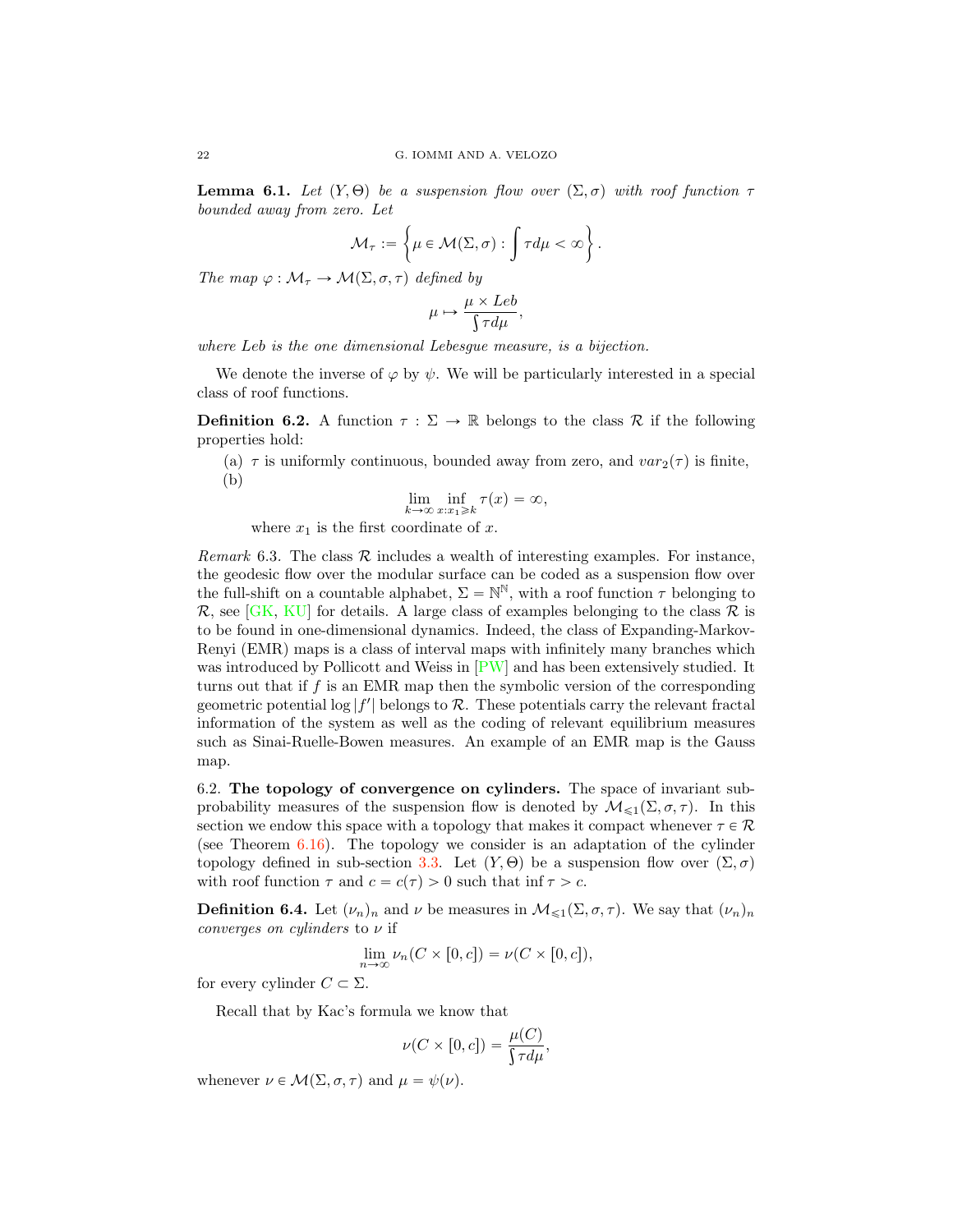**Lemma 6.1.** *Let $(Y, \Theta)$ be a suspension flow over $(\Sigma, \sigma)$ with roof function $\tau$ bounded away from zero. Let*

$$\mathcal{M}_\tau := \left\{ \mu \in \mathcal{M}(\Sigma, \sigma) : \int \tau d\mu < \infty \right\}.$$

*The map $\varphi : \mathcal{M}_\tau \to \mathcal{M}(\Sigma, \sigma, \tau)$ defined by*

$$\mu \mapsto \frac{\mu \times Leb}{\int \tau d\mu},$$

*where Leb is the one dimensional Lebesgue measure, is a bijection.*

We denote the inverse of $\varphi$ by $\psi$. We will be particularly interested in a special class of roof functions.

**Definition 6.2.** A function $\tau : \Sigma \to \mathbb{R}$ belongs to the class $\mathcal{R}$ if the following properties hold:

(a) $\tau$ is uniformly continuous, bounded away from zero, and $var_2(\tau)$ is finite,

(b)
$$\lim_{k \to \infty} \inf_{x : x_1 \geqslant k} \tau(x) = \infty,$$
where $x_1$ is the first coordinate of $x$.

*Remark* 6.3. The class $\mathcal{R}$ includes a wealth of interesting examples. For instance, the geodesic flow over the modular surface can be coded as a suspension flow over the full-shift on a countable alphabet, $\Sigma = \mathbb{N}^{\mathbb{N}}$, with a roof function $\tau$ belonging to $\mathcal{R}$, see [GK, KU] for details. A large class of examples belonging to the class $\mathcal{R}$ is to be found in one-dimensional dynamics. Indeed, the class of Expanding-Markov-Renyi (EMR) maps is a class of interval maps with infinitely many branches which was introduced by Pollicott and Weiss in [PW] and has been extensively studied. It turns out that if $f$ is an EMR map then the symbolic version of the corresponding geometric potential $\log |f'|$ belongs to $\mathcal{R}$. These potentials carry the relevant fractal information of the system as well as the coding of relevant equilibrium measures such as Sinai-Ruelle-Bowen measures. An example of an EMR map is the Gauss map.

6.2. **The topology of convergence on cylinders.** The space of invariant sub-probability measures of the suspension flow is denoted by $\mathcal{M}_{\leqslant 1}(\Sigma, \sigma, \tau)$. In this section we endow this space with a topology that makes it compact whenever $\tau \in \mathcal{R}$ (see Theorem 6.16). The topology we consider is an adaptation of the cylinder topology defined in sub-section 3.3. Let $(Y, \Theta)$ be a suspension flow over $(\Sigma, \sigma)$ with roof function $\tau$ and $c = c(\tau) > 0$ such that $\inf \tau > c$.

**Definition 6.4.** Let $(\nu_n)_n$ and $\nu$ be measures in $\mathcal{M}_{\leqslant 1}(\Sigma, \sigma, \tau)$. We say that $(\nu_n)_n$ *converges on cylinders* to $\nu$ if

$$\lim_{n \to \infty} \nu_n(C \times [0, c]) = \nu(C \times [0, c]),$$

for every cylinder $C \subset \Sigma$.

Recall that by Kac's formula we know that

$$\nu(C \times [0, c]) = \frac{\mu(C)}{\int \tau d\mu},$$

whenever $\nu \in \mathcal{M}(\Sigma, \sigma, \tau)$ and $\mu = \psi(\nu)$.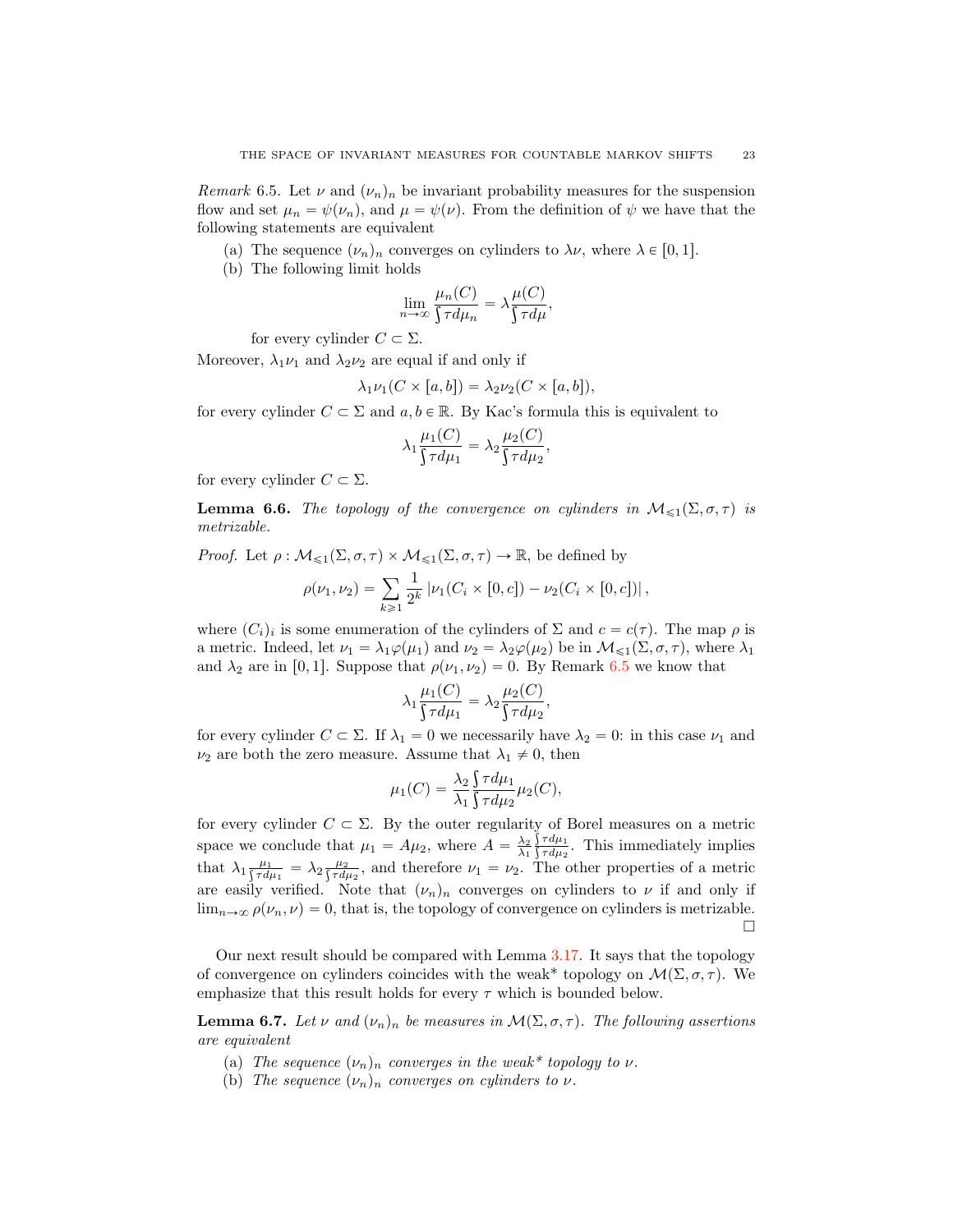*Remark* 6.5. Let $\nu$ and $(\nu_n)_n$ be invariant probability measures for the suspension flow and set $\mu_n = \psi(\nu_n)$, and $\mu = \psi(\nu)$. From the definition of $\psi$ we have that the following statements are equivalent

(a) The sequence $(\nu_n)_n$ converges on cylinders to $\lambda\nu$, where $\lambda \in [0,1]$.
(b) The following limit holds

$$\lim_{n\to\infty} \frac{\mu_n(C)}{\int \tau d\mu_n} = \lambda \frac{\mu(C)}{\int \tau d\mu},$$

for every cylinder $C \subset \Sigma$.

Moreover, $\lambda_1\nu_1$ and $\lambda_2\nu_2$ are equal if and only if

$$\lambda_1\nu_1(C \times [a,b]) = \lambda_2\nu_2(C \times [a,b]),$$

for every cylinder $C \subset \Sigma$ and $a, b \in \mathbb{R}$. By Kac's formula this is equivalent to

$$\lambda_1 \frac{\mu_1(C)}{\int \tau d\mu_1} = \lambda_2 \frac{\mu_2(C)}{\int \tau d\mu_2},$$

for every cylinder $C \subset \Sigma$.

**Lemma 6.6.** *The topology of the convergence on cylinders in $\mathcal{M}_{\leqslant 1}(\Sigma, \sigma, \tau)$ is metrizable.*

*Proof.* Let $\rho : \mathcal{M}_{\leqslant 1}(\Sigma, \sigma, \tau) \times \mathcal{M}_{\leqslant 1}(\Sigma, \sigma, \tau) \to \mathbb{R}$, be defined by

$$\rho(\nu_1, \nu_2) = \sum_{k\geqslant 1} \frac{1}{2^k} \left| \nu_1(C_i \times [0,c]) - \nu_2(C_i \times [0,c]) \right|,$$

where $(C_i)_i$ is some enumeration of the cylinders of $\Sigma$ and $c = c(\tau)$. The map $\rho$ is a metric. Indeed, let $\nu_1 = \lambda_1\varphi(\mu_1)$ and $\nu_2 = \lambda_2\varphi(\mu_2)$ be in $\mathcal{M}_{\leqslant 1}(\Sigma, \sigma, \tau)$, where $\lambda_1$ and $\lambda_2$ are in $[0,1]$. Suppose that $\rho(\nu_1, \nu_2) = 0$. By Remark 6.5 we know that

$$\lambda_1 \frac{\mu_1(C)}{\int \tau d\mu_1} = \lambda_2 \frac{\mu_2(C)}{\int \tau d\mu_2},$$

for every cylinder $C \subset \Sigma$. If $\lambda_1 = 0$ we necessarily have $\lambda_2 = 0$: in this case $\nu_1$ and $\nu_2$ are both the zero measure. Assume that $\lambda_1 \neq 0$, then

$$\mu_1(C) = \frac{\lambda_2}{\lambda_1} \frac{\int \tau d\mu_1}{\int \tau d\mu_2} \mu_2(C),$$

for every cylinder $C \subset \Sigma$. By the outer regularity of Borel measures on a metric space we conclude that $\mu_1 = A\mu_2$, where $A = \frac{\lambda_2}{\lambda_1} \frac{\int \tau d\mu_1}{\int \tau d\mu_2}$. This immediately implies that $\lambda_1 \frac{\mu_1}{\int \tau d\mu_1} = \lambda_2 \frac{\mu_2}{\int \tau d\mu_2}$, and therefore $\nu_1 = \nu_2$. The other properties of a metric are easily verified. Note that $(\nu_n)_n$ converges on cylinders to $\nu$ if and only if $\lim_{n\to\infty} \rho(\nu_n, \nu) = 0$, that is, the topology of convergence on cylinders is metrizable. $\square$

Our next result should be compared with Lemma 3.17. It says that the topology of convergence on cylinders coincides with the weak* topology on $\mathcal{M}(\Sigma, \sigma, \tau)$. We emphasize that this result holds for every $\tau$ which is bounded below.

**Lemma 6.7.** *Let $\nu$ and $(\nu_n)_n$ be measures in $\mathcal{M}(\Sigma, \sigma, \tau)$. The following assertions are equivalent*

(a) *The sequence $(\nu_n)_n$ converges in the weak* topology to $\nu$.*
(b) *The sequence $(\nu_n)_n$ converges on cylinders to $\nu$.*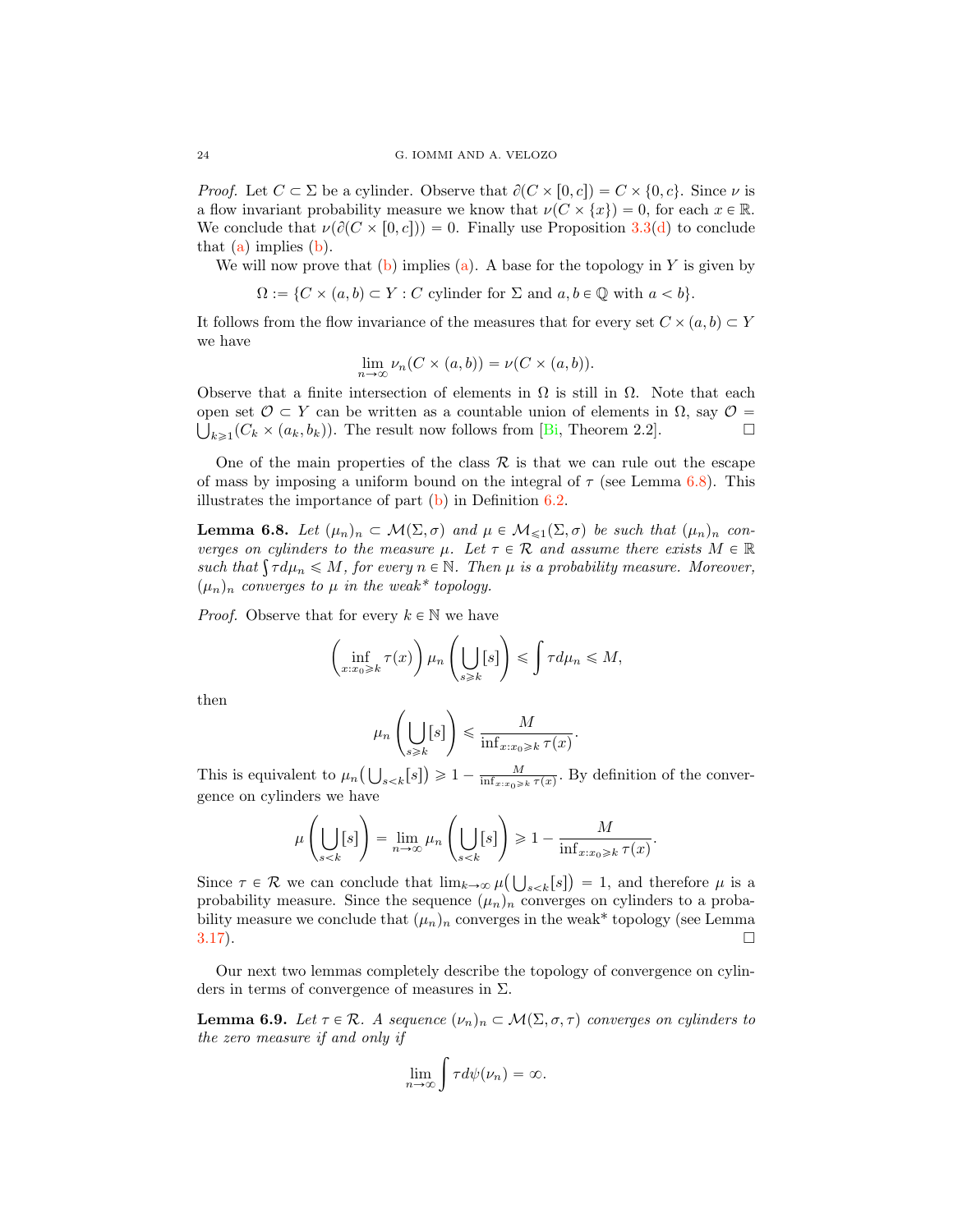*Proof.* Let $C \subset \Sigma$ be a cylinder. Observe that $\partial(C \times [0, c]) = C \times \{0, c\}$. Since $\nu$ is a flow invariant probability measure we know that $\nu(C \times \{x\}) = 0$, for each $x \in \mathbb{R}$. We conclude that $\nu(\partial(C \times [0, c])) = 0$. Finally use Proposition 3.3(d) to conclude that (a) implies (b).

We will now prove that (b) implies (a). A base for the topology in $Y$ is given by

$$\Omega := \{C \times (a, b) \subset Y : C \text{ cylinder for } \Sigma \text{ and } a, b \in \mathbb{Q} \text{ with } a < b\}.$$

It follows from the flow invariance of the measures that for every set $C \times (a, b) \subset Y$ we have

$$\lim_{n \to \infty} \nu_n(C \times (a, b)) = \nu(C \times (a, b)).$$

Observe that a finite intersection of elements in $\Omega$ is still in $\Omega$. Note that each open set $\mathcal{O} \subset Y$ can be written as a countable union of elements in $\Omega$, say $\mathcal{O} = \bigcup_{k \geqslant 1}(C_k \times (a_k, b_k))$. The result now follows from [Bi, Theorem 2.2]. □

One of the main properties of the class $\mathcal{R}$ is that we can rule out the escape of mass by imposing a uniform bound on the integral of $\tau$ (see Lemma 6.8). This illustrates the importance of part (b) in Definition 6.2.

**Lemma 6.8.** *Let $(\mu_n)_n \subset \mathcal{M}(\Sigma, \sigma)$ and $\mu \in \mathcal{M}_{\leqslant 1}(\Sigma, \sigma)$ be such that $(\mu_n)_n$ converges on cylinders to the measure $\mu$. Let $\tau \in \mathcal{R}$ and assume there exists $M \in \mathbb{R}$ such that $\int \tau d\mu_n \leqslant M$, for every $n \in \mathbb{N}$. Then $\mu$ is a probability measure. Moreover, $(\mu_n)_n$ converges to $\mu$ in the weak\* topology.*

*Proof.* Observe that for every $k \in \mathbb{N}$ we have

$$\left(\inf_{x : x_0 \geqslant k} \tau(x)\right) \mu_n\left(\bigcup_{s \geqslant k}[s]\right) \leqslant \int \tau d\mu_n \leqslant M,$$

then

$$\mu_n\left(\bigcup_{s \geqslant k}[s]\right) \leqslant \frac{M}{\inf_{x : x_0 \geqslant k} \tau(x)}.$$

This is equivalent to $\mu_n\left(\bigcup_{s<k}[s]\right) \geqslant 1 - \frac{M}{\inf_{x : x_0 \geqslant k} \tau(x)}$. By definition of the convergence on cylinders we have

$$\mu\left(\bigcup_{s<k}[s]\right) = \lim_{n \to \infty} \mu_n\left(\bigcup_{s<k}[s]\right) \geqslant 1 - \frac{M}{\inf_{x : x_0 \geqslant k} \tau(x)}.$$

Since $\tau \in \mathcal{R}$ we can conclude that $\lim_{k \to \infty} \mu\left(\bigcup_{s<k}[s]\right) = 1$, and therefore $\mu$ is a probability measure. Since the sequence $(\mu_n)_n$ converges on cylinders to a probability measure we conclude that $(\mu_n)_n$ converges in the weak\* topology (see Lemma 3.17). □

Our next two lemmas completely describe the topology of convergence on cylinders in terms of convergence of measures in $\Sigma$.

**Lemma 6.9.** *Let $\tau \in \mathcal{R}$. A sequence $(\nu_n)_n \subset \mathcal{M}(\Sigma, \sigma, \tau)$ converges on cylinders to the zero measure if and only if*

$$\lim_{n \to \infty} \int \tau d\psi(\nu_n) = \infty.$$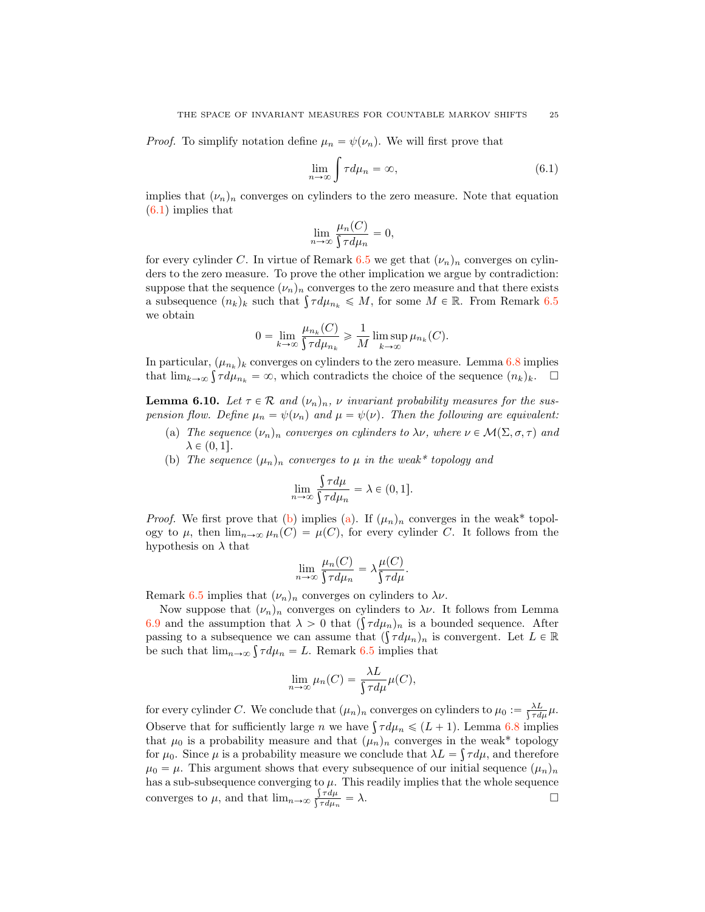*Proof.* To simplify notation define $\mu_n = \psi(\nu_n)$. We will first prove that

$$\lim_{n\to\infty} \int \tau d\mu_n = \infty, \tag{6.1}$$

implies that $(\nu_n)_n$ converges on cylinders to the zero measure. Note that equation (6.1) implies that

$$\lim_{n\to\infty} \frac{\mu_n(C)}{\int \tau d\mu_n} = 0,$$

for every cylinder $C$. In virtue of Remark 6.5 we get that $(\nu_n)_n$ converges on cylinders to the zero measure. To prove the other implication we argue by contradiction: suppose that the sequence $(\nu_n)_n$ converges to the zero measure and that there exists a subsequence $(n_k)_k$ such that $\int \tau d\mu_{n_k} \leqslant M$, for some $M \in \mathbb{R}$. From Remark 6.5 we obtain

$$0 = \lim_{k\to\infty} \frac{\mu_{n_k}(C)}{\int \tau d\mu_{n_k}} \geqslant \frac{1}{M} \limsup_{k\to\infty} \mu_{n_k}(C).$$

In particular, $(\mu_{n_k})_k$ converges on cylinders to the zero measure. Lemma 6.8 implies that $\lim_{k\to\infty} \int \tau d\mu_{n_k} = \infty$, which contradicts the choice of the sequence $(n_k)_k$. $\square$

**Lemma 6.10.** *Let $\tau \in \mathcal{R}$ and $(\nu_n)_n$, $\nu$ invariant probability measures for the suspension flow. Define $\mu_n = \psi(\nu_n)$ and $\mu = \psi(\nu)$. Then the following are equivalent:*

(a) *The sequence $(\nu_n)_n$ converges on cylinders to $\lambda\nu$, where $\nu \in \mathcal{M}(\Sigma, \sigma, \tau)$ and $\lambda \in (0, 1]$.*

(b) *The sequence $(\mu_n)_n$ converges to $\mu$ in the weak\* topology and*

$$\lim_{n\to\infty} \frac{\int \tau d\mu}{\int \tau d\mu_n} = \lambda \in (0, 1].$$

*Proof.* We first prove that (b) implies (a). If $(\mu_n)_n$ converges in the weak\* topology to $\mu$, then $\lim_{n\to\infty} \mu_n(C) = \mu(C)$, for every cylinder $C$. It follows from the hypothesis on $\lambda$ that

$$\lim_{n\to\infty} \frac{\mu_n(C)}{\int \tau d\mu_n} = \lambda \frac{\mu(C)}{\int \tau d\mu}.$$

Remark 6.5 implies that $(\nu_n)_n$ converges on cylinders to $\lambda\nu$.

Now suppose that $(\nu_n)_n$ converges on cylinders to $\lambda\nu$. It follows from Lemma 6.9 and the assumption that $\lambda > 0$ that $(\int \tau d\mu_n)_n$ is a bounded sequence. After passing to a subsequence we can assume that $(\int \tau d\mu_n)_n$ is convergent. Let $L \in \mathbb{R}$ be such that $\lim_{n\to\infty} \int \tau d\mu_n = L$. Remark 6.5 implies that

$$\lim_{n\to\infty} \mu_n(C) = \frac{\lambda L}{\int \tau d\mu} \mu(C),$$

for every cylinder $C$. We conclude that $(\mu_n)_n$ converges on cylinders to $\mu_0 := \frac{\lambda L}{\int \tau d\mu} \mu$. Observe that for sufficiently large $n$ we have $\int \tau d\mu_n \leqslant (L + 1)$. Lemma 6.8 implies that $\mu_0$ is a probability measure and that $(\mu_n)_n$ converges in the weak\* topology for $\mu_0$. Since $\mu$ is a probability measure we conclude that $\lambda L = \int \tau d\mu$, and therefore $\mu_0 = \mu$. This argument shows that every subsequence of our initial sequence $(\mu_n)_n$ has a sub-subsequence converging to $\mu$. This readily implies that the whole sequence converges to $\mu$, and that $\lim_{n\to\infty} \frac{\int \tau d\mu}{\int \tau d\mu_n} = \lambda$. $\square$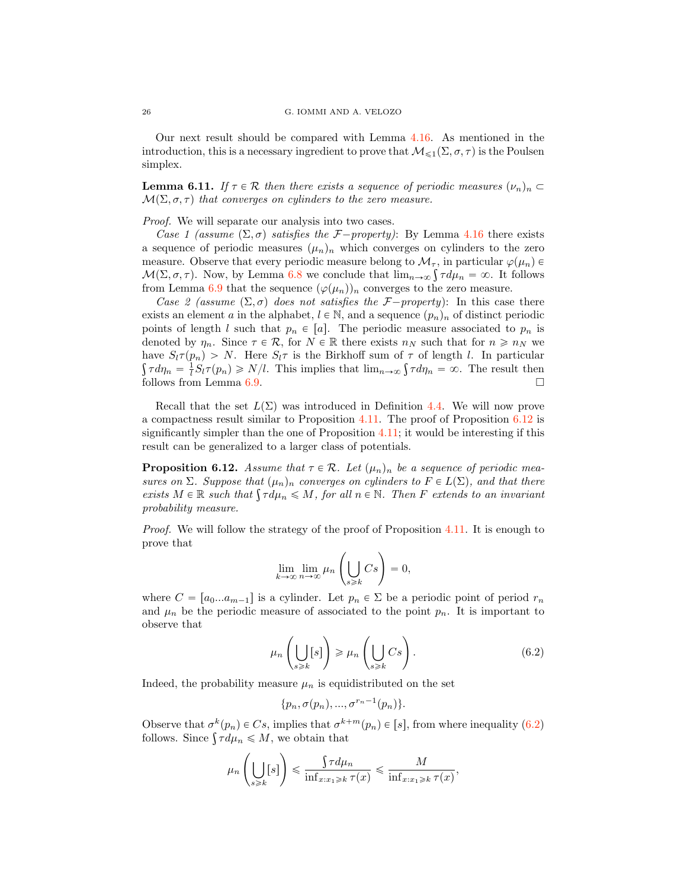Our next result should be compared with Lemma 4.16. As mentioned in the introduction, this is a necessary ingredient to prove that $\mathcal{M}_{\leqslant 1}(\Sigma, \sigma, \tau)$ is the Poulsen simplex.

**Lemma 6.11.** *If $\tau \in \mathcal{R}$ then there exists a sequence of periodic measures $(\nu_n)_n \subset \mathcal{M}(\Sigma, \sigma, \tau)$ that converges on cylinders to the zero measure.*

*Proof.* We will separate our analysis into two cases.

*Case 1 (assume $(\Sigma, \sigma)$ satisfies the $\mathcal{F}-$property)*: By Lemma 4.16 there exists a sequence of periodic measures $(\mu_n)_n$ which converges on cylinders to the zero measure. Observe that every periodic measure belong to $\mathcal{M}_\tau$, in particular $\varphi(\mu_n) \in \mathcal{M}(\Sigma, \sigma, \tau)$. Now, by Lemma 6.8 we conclude that $\lim_{n\to\infty} \int \tau d\mu_n = \infty$. It follows from Lemma 6.9 that the sequence $(\varphi(\mu_n))_n$ converges to the zero measure.

*Case 2 (assume $(\Sigma, \sigma)$ does not satisfies the $\mathcal{F}-$property)*: In this case there exists an element $a$ in the alphabet, $l \in \mathbb{N}$, and a sequence $(p_n)_n$ of distinct periodic points of length $l$ such that $p_n \in [a]$. The periodic measure associated to $p_n$ is denoted by $\eta_n$. Since $\tau \in \mathcal{R}$, for $N \in \mathbb{R}$ there exists $n_N$ such that for $n \geqslant n_N$ we have $S_l\tau(p_n) > N$. Here $S_l\tau$ is the Birkhoff sum of $\tau$ of length $l$. In particular $\int \tau d\eta_n = \frac{1}{l} S_l \tau(p_n) \geqslant N/l$. This implies that $\lim_{n\to\infty} \int \tau d\eta_n = \infty$. The result then follows from Lemma 6.9. □

Recall that the set $L(\Sigma)$ was introduced in Definition 4.4. We will now prove a compactness result similar to Proposition 4.11. The proof of Proposition 6.12 is significantly simpler than the one of Proposition 4.11; it would be interesting if this result can be generalized to a larger class of potentials.

**Proposition 6.12.** *Assume that $\tau \in \mathcal{R}$. Let $(\mu_n)_n$ be a sequence of periodic measures on $\Sigma$. Suppose that $(\mu_n)_n$ converges on cylinders to $F \in L(\Sigma)$, and that there exists $M \in \mathbb{R}$ such that $\int \tau d\mu_n \leqslant M$, for all $n \in \mathbb{N}$. Then $F$ extends to an invariant probability measure.*

*Proof.* We will follow the strategy of the proof of Proposition 4.11. It is enough to prove that

$$\lim_{k\to\infty} \lim_{n\to\infty} \mu_n \left( \bigcup_{s \geqslant k} Cs \right) = 0,$$

where $C = [a_0 ... a_{m-1}]$ is a cylinder. Let $p_n \in \Sigma$ be a periodic point of period $r_n$ and $\mu_n$ be the periodic measure of associated to the point $p_n$. It is important to observe that

$$\mu_n \left( \bigcup_{s \geqslant k} [s] \right) \geqslant \mu_n \left( \bigcup_{s \geqslant k} Cs \right). \tag{6.2}$$

Indeed, the probability measure $\mu_n$ is equidistributed on the set

$$\{p_n, \sigma(p_n), ..., \sigma^{r_n - 1}(p_n)\}.$$

Observe that $\sigma^k(p_n) \in Cs$, implies that $\sigma^{k+m}(p_n) \in [s]$, from where inequality (6.2) follows. Since $\int \tau d\mu_n \leqslant M$, we obtain that

$$\mu_n \left( \bigcup_{s \geqslant k} [s] \right) \leqslant \frac{\int \tau d\mu_n}{\inf_{x : x_1 \geqslant k} \tau(x)} \leqslant \frac{M}{\inf_{x : x_1 \geqslant k} \tau(x)},$$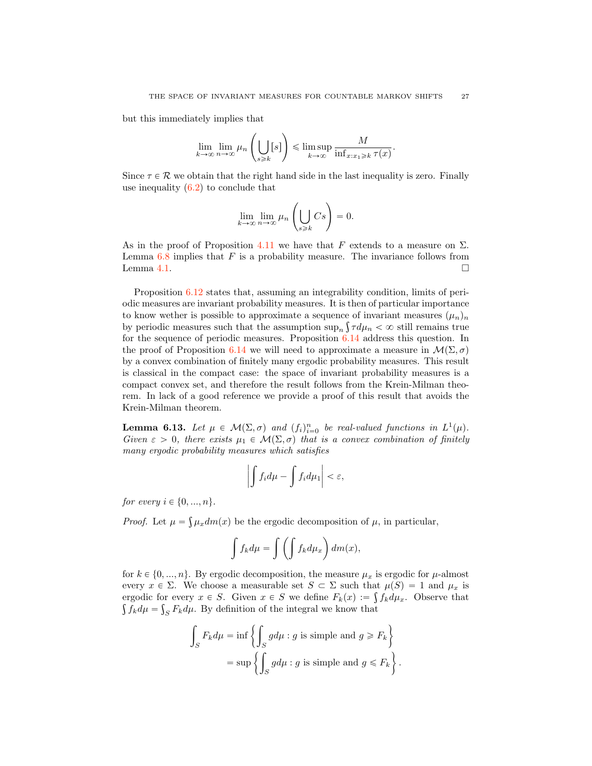but this immediately implies that

$$\lim_{k\to\infty}\lim_{n\to\infty}\mu_n\left(\bigcup_{s\geqslant k}[s]\right)\leqslant \limsup_{k\to\infty}\frac{M}{\inf_{x:x_1\geqslant k}\tau(x)}.$$

Since $\tau\in\mathcal{R}$ we obtain that the right hand side in the last inequality is zero. Finally use inequality (6.2) to conclude that

$$\lim_{k\to\infty}\lim_{n\to\infty}\mu_n\left(\bigcup_{s\geqslant k}Cs\right)=0.$$

As in the proof of Proposition 4.11 we have that $F$ extends to a measure on $\Sigma$. Lemma 6.8 implies that $F$ is a probability measure. The invariance follows from Lemma 4.1. □

Proposition 6.12 states that, assuming an integrability condition, limits of periodic measures are invariant probability measures. It is then of particular importance to know wether is possible to approximate a sequence of invariant measures $(\mu_n)_n$ by periodic measures such that the assumption $\sup_n\int\tau d\mu_n<\infty$ still remains true for the sequence of periodic measures. Proposition 6.14 address this question. In the proof of Proposition 6.14 we will need to approximate a measure in $\mathcal{M}(\Sigma,\sigma)$ by a convex combination of finitely many ergodic probability measures. This result is classical in the compact case: the space of invariant probability measures is a compact convex set, and therefore the result follows from the Krein-Milman theorem. In lack of a good reference we provide a proof of this result that avoids the Krein-Milman theorem.

**Lemma 6.13.** *Let $\mu\in\mathcal{M}(\Sigma,\sigma)$ and $(f_i)_{i=0}^n$ be real-valued functions in $L^1(\mu)$. Given $\varepsilon>0$, there exists $\mu_1\in\mathcal{M}(\Sigma,\sigma)$ that is a convex combination of finitely many ergodic probability measures which satisfies*

$$\left|\int f_i d\mu-\int f_i d\mu_1\right|<\varepsilon,$$

*for every $i\in\{0,...,n\}$.*

*Proof.* Let $\mu=\int\mu_x dm(x)$ be the ergodic decomposition of $\mu$, in particular,

$$\int f_k d\mu=\int\left(\int f_k d\mu_x\right)dm(x),$$

for $k\in\{0,...,n\}$. By ergodic decomposition, the measure $\mu_x$ is ergodic for $\mu$-almost every $x\in\Sigma$. We choose a measurable set $S\subset\Sigma$ such that $\mu(S)=1$ and $\mu_x$ is ergodic for every $x\in S$. Given $x\in S$ we define $F_k(x):=\int f_k d\mu_x$. Observe that $\int f_k d\mu=\int_S F_k d\mu$. By definition of the integral we know that

$$\begin{aligned}\int_S F_k d\mu &= \inf\left\{\int_S g d\mu : g \text{ is simple and } g\geqslant F_k\right\}\\ &= \sup\left\{\int_S g d\mu : g \text{ is simple and } g\leqslant F_k\right\}.\end{aligned}$$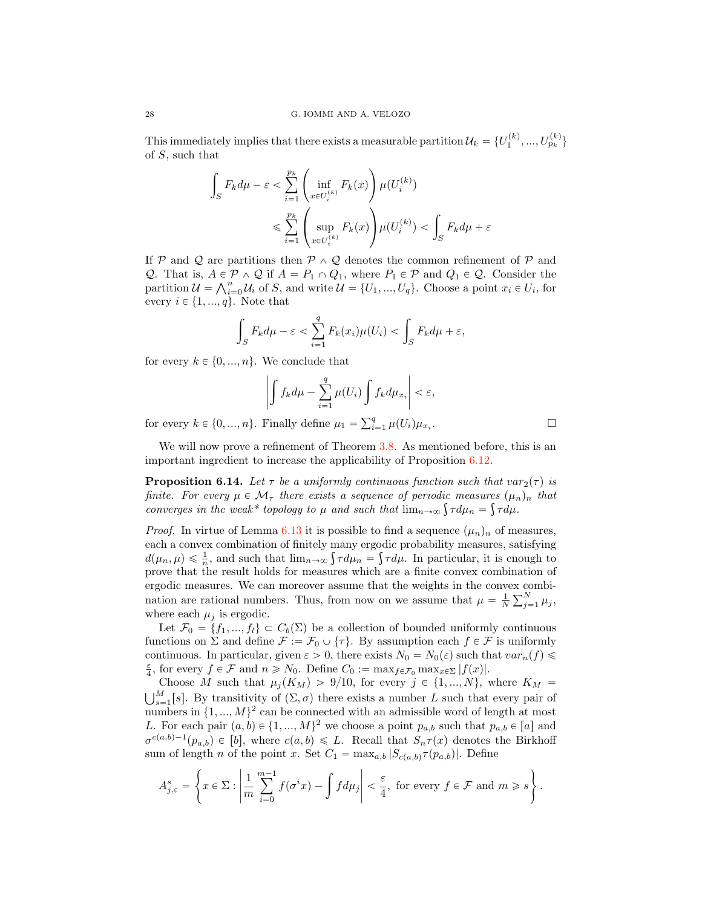This immediately implies that there exists a measurable partition $\mathcal{U}_k = \{U_1^{(k)}, ..., U_{p_k}^{(k)}\}$ of $S$, such that

$$\int_S F_k d\mu - \varepsilon < \sum_{i=1}^{p_k} \left( \inf_{x \in U_i^{(k)}} F_k(x) \right) \mu(U_i^{(k)})$$
$$\leqslant \sum_{i=1}^{p_k} \left( \sup_{x \in U_i^{(k)}} F_k(x) \right) \mu(U_i^{(k)}) < \int_S F_k d\mu + \varepsilon$$

If $\mathcal{P}$ and $\mathcal{Q}$ are partitions then $\mathcal{P} \wedge \mathcal{Q}$ denotes the common refinement of $\mathcal{P}$ and $\mathcal{Q}$. That is, $A \in \mathcal{P} \wedge \mathcal{Q}$ if $A = P_1 \cap Q_1$, where $P_1 \in \mathcal{P}$ and $Q_1 \in \mathcal{Q}$. Consider the partition $\mathcal{U} = \bigwedge_{i=0}^n \mathcal{U}_i$ of $S$, and write $\mathcal{U} = \{U_1, ..., U_q\}$. Choose a point $x_i \in U_i$, for every $i \in \{1, ..., q\}$. Note that

$$\int_S F_k d\mu - \varepsilon < \sum_{i=1}^q F_k(x_i)\mu(U_i) < \int_S F_k d\mu + \varepsilon,$$

for every $k \in \{0, ..., n\}$. We conclude that

$$\left| \int f_k d\mu - \sum_{i=1}^q \mu(U_i) \int f_k d\mu_{x_i} \right| < \varepsilon,$$

for every $k \in \{0, ..., n\}$. Finally define $\mu_1 = \sum_{i=1}^q \mu(U_i)\mu_{x_i}$. □

We will now prove a refinement of Theorem 3.8. As mentioned before, this is an important ingredient to increase the applicability of Proposition 6.12.

**Proposition 6.14.** *Let $\tau$ be a uniformly continuous function such that $var_2(\tau)$ is finite. For every $\mu \in \mathcal{M}_\tau$ there exists a sequence of periodic measures $(\mu_n)_n$ that converges in the weak\* topology to $\mu$ and such that $\lim_{n\to\infty} \int \tau d\mu_n = \int \tau d\mu$.*

*Proof.* In virtue of Lemma 6.13 it is possible to find a sequence $(\mu_n)_n$ of measures, each a convex combination of finitely many ergodic probability measures, satisfying $d(\mu_n, \mu) \leqslant \frac{1}{n}$, and such that $\lim_{n\to\infty} \int \tau d\mu_n = \int \tau d\mu$. In particular, it is enough to prove that the result holds for measures which are a finite convex combination of ergodic measures. We can moreover assume that the weights in the convex combination are rational numbers. Thus, from now on we assume that $\mu = \frac{1}{N}\sum_{j=1}^N \mu_j$, where each $\mu_j$ is ergodic.

Let $\mathcal{F}_0 = \{f_1, ..., f_l\} \subset C_b(\Sigma)$ be a collection of bounded uniformly continuous functions on $\Sigma$ and define $\mathcal{F} := \mathcal{F}_0 \cup \{\tau\}$. By assumption each $f \in \mathcal{F}$ is uniformly continuous. In particular, given $\varepsilon > 0$, there exists $N_0 = N_0(\varepsilon)$ such that $var_n(f) \leqslant \frac{\varepsilon}{4}$, for every $f \in \mathcal{F}$ and $n \geqslant N_0$. Define $C_0 := \max_{f \in \mathcal{F}_0} \max_{x \in \Sigma} |f(x)|$.

Choose $M$ such that $\mu_j(K_M) > 9/10$, for every $j \in \{1, ..., N\}$, where $K_M = \bigcup_{s=1}^M [s]$. By transitivity of $(\Sigma, \sigma)$ there exists a number $L$ such that every pair of numbers in $\{1, ..., M\}^2$ can be connected with an admissible word of length at most $L$. For each pair $(a, b) \in \{1, ..., M\}^2$ we choose a point $p_{a,b}$ such that $p_{a,b} \in [a]$ and $\sigma^{c(a,b)-1}(p_{a,b}) \in [b]$, where $c(a, b) \leqslant L$. Recall that $S_n\tau(x)$ denotes the Birkhoff sum of length $n$ of the point $x$. Set $C_1 = \max_{a,b} |S_{c(a,b)}\tau(p_{a,b})|$. Define

$$A_{j,\varepsilon}^s = \left\{ x \in \Sigma : \left| \frac{1}{m} \sum_{i=0}^{m-1} f(\sigma^i x) - \int f d\mu_j \right| < \frac{\varepsilon}{4}, \text{ for every } f \in \mathcal{F} \text{ and } m \geqslant s \right\}.$$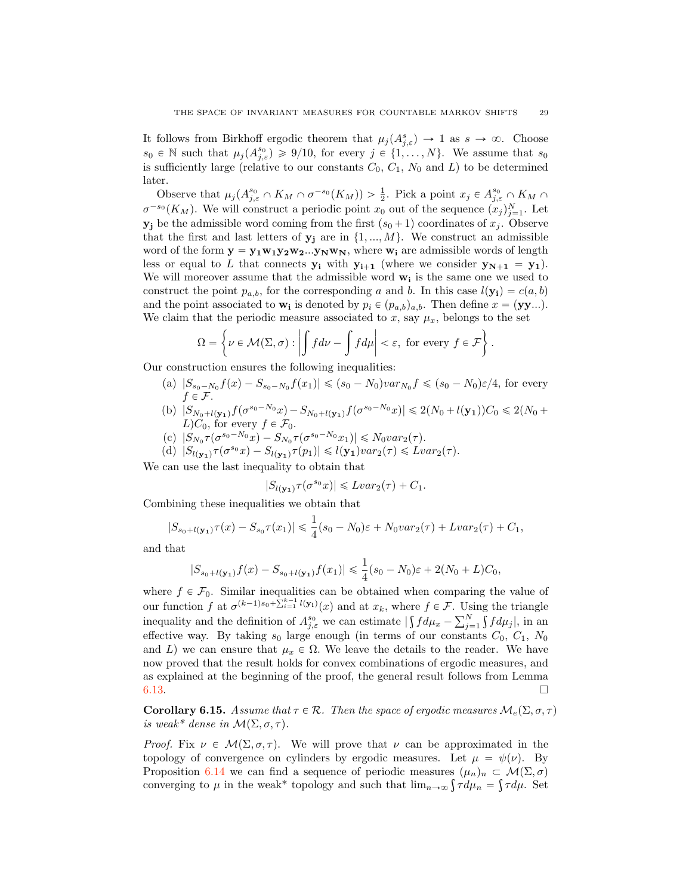It follows from Birkhoff ergodic theorem that $\mu_j(A^s_{j,\varepsilon}) \to 1$ as $s \to \infty$. Choose $s_0 \in \mathbb{N}$ such that $\mu_j(A^{s_0}_{j,\varepsilon}) \geqslant 9/10$, for every $j \in \{1, \dots, N\}$. We assume that $s_0$ is sufficiently large (relative to our constants $C_0$, $C_1$, $N_0$ and $L$) to be determined later.

Observe that $\mu_j(A^{s_0}_{j,\varepsilon} \cap K_M \cap \sigma^{-s_0}(K_M)) > \frac{1}{2}$. Pick a point $x_j \in A^{s_0}_{j,\varepsilon} \cap K_M \cap \sigma^{-s_0}(K_M)$. We will construct a periodic point $x_0$ out of the sequence $(x_j)_{j=1}^N$. Let $\mathbf{y_j}$ be the admissible word coming from the first $(s_0+1)$ coordinates of $x_j$. Observe that the first and last letters of $\mathbf{y_j}$ are in $\{1, ..., M\}$. We construct an admissible word of the form $\mathbf{y} = \mathbf{y_1 w_1 y_2 w_2 ... y_N w_N}$, where $\mathbf{w_i}$ are admissible words of length less or equal to $L$ that connects $\mathbf{y_i}$ with $\mathbf{y_{i+1}}$ (where we consider $\mathbf{y_{N+1}} = \mathbf{y_1}$). We will moreover assume that the admissible word $\mathbf{w_i}$ is the same one we used to construct the point $p_{a,b}$, for the corresponding $a$ and $b$. In this case $l(\mathbf{y_i}) = c(a,b)$ and the point associated to $\mathbf{w_i}$ is denoted by $p_i \in (p_{a,b})_{a,b}$. Then define $x = (\mathbf{yy}...)$. We claim that the periodic measure associated to $x$, say $\mu_x$, belongs to the set

$$\Omega = \left\{ \nu \in \mathcal{M}(\Sigma, \sigma) : \left| \int f d\nu - \int f d\mu \right| < \varepsilon, \text{ for every } f \in \mathcal{F} \right\}.$$

Our construction ensures the following inequalities:

(a) $|S_{s_0-N_0} f(x) - S_{s_0-N_0} f(x_1)| \leqslant (s_0 - N_0) var_{N_0} f \leqslant (s_0 - N_0)\varepsilon/4$, for every $f \in \mathcal{F}$.

(b) $|S_{N_0+l(\mathbf{y_1})} f(\sigma^{s_0-N_0} x) - S_{N_0+l(\mathbf{y_1})} f(\sigma^{s_0-N_0} x)| \leqslant 2(N_0 + l(\mathbf{y_1}))C_0 \leqslant 2(N_0 + L)C_0$, for every $f \in \mathcal{F}_0$.

(c) $|S_{N_0} \tau(\sigma^{s_0-N_0} x) - S_{N_0} \tau(\sigma^{s_0-N_0} x_1)| \leqslant N_0 var_2(\tau)$.

(d) $|S_{l(\mathbf{y_1})} \tau(\sigma^{s_0} x) - S_{l(\mathbf{y_1})} \tau(p_1)| \leqslant l(\mathbf{y_1}) var_2(\tau) \leqslant L var_2(\tau)$.

We can use the last inequality to obtain that

$$|S_{l(\mathbf{y_1})} \tau(\sigma^{s_0} x)| \leqslant L var_2(\tau) + C_1.$$

Combining these inequalities we obtain that

$$|S_{s_0+l(\mathbf{y_1})} \tau(x) - S_{s_0} \tau(x_1)| \leqslant \frac{1}{4}(s_0 - N_0)\varepsilon + N_0 var_2(\tau) + L var_2(\tau) + C_1,$$

and that

$$|S_{s_0+l(\mathbf{y_1})} f(x) - S_{s_0+l(\mathbf{y_1})} f(x_1)| \leqslant \frac{1}{4}(s_0 - N_0)\varepsilon + 2(N_0 + L)C_0,$$

where $f \in \mathcal{F}_0$. Similar inequalities can be obtained when comparing the value of our function $f$ at $\sigma^{(k-1)s_0 + \sum_{i=1}^{k-1} l(\mathbf{y_i})}(x)$ and at $x_k$, where $f \in \mathcal{F}$. Using the triangle inequality and the definition of $A^{s_0}_{j,\varepsilon}$ we can estimate $|\int f d\mu_x - \sum_{j=1}^N \int f d\mu_j|$, in an effective way. By taking $s_0$ large enough (in terms of our constants $C_0$, $C_1$, $N_0$ and $L$) we can ensure that $\mu_x \in \Omega$. We leave the details to the reader. We have now proved that the result holds for convex combinations of ergodic measures, and as explained at the beginning of the proof, the general result follows from Lemma 6.13. □

**Corollary 6.15.** *Assume that $\tau \in \mathcal{R}$. Then the space of ergodic measures $\mathcal{M}_e(\Sigma, \sigma, \tau)$ is weak\* dense in $\mathcal{M}(\Sigma, \sigma, \tau)$.*

*Proof.* Fix $\nu \in \mathcal{M}(\Sigma, \sigma, \tau)$. We will prove that $\nu$ can be approximated in the topology of convergence on cylinders by ergodic measures. Let $\mu = \psi(\nu)$. By Proposition 6.14 we can find a sequence of periodic measures $(\mu_n)_n \subset \mathcal{M}(\Sigma, \sigma)$ converging to $\mu$ in the weak\* topology and such that $\lim_{n\to\infty} \int \tau d\mu_n = \int \tau d\mu$. Set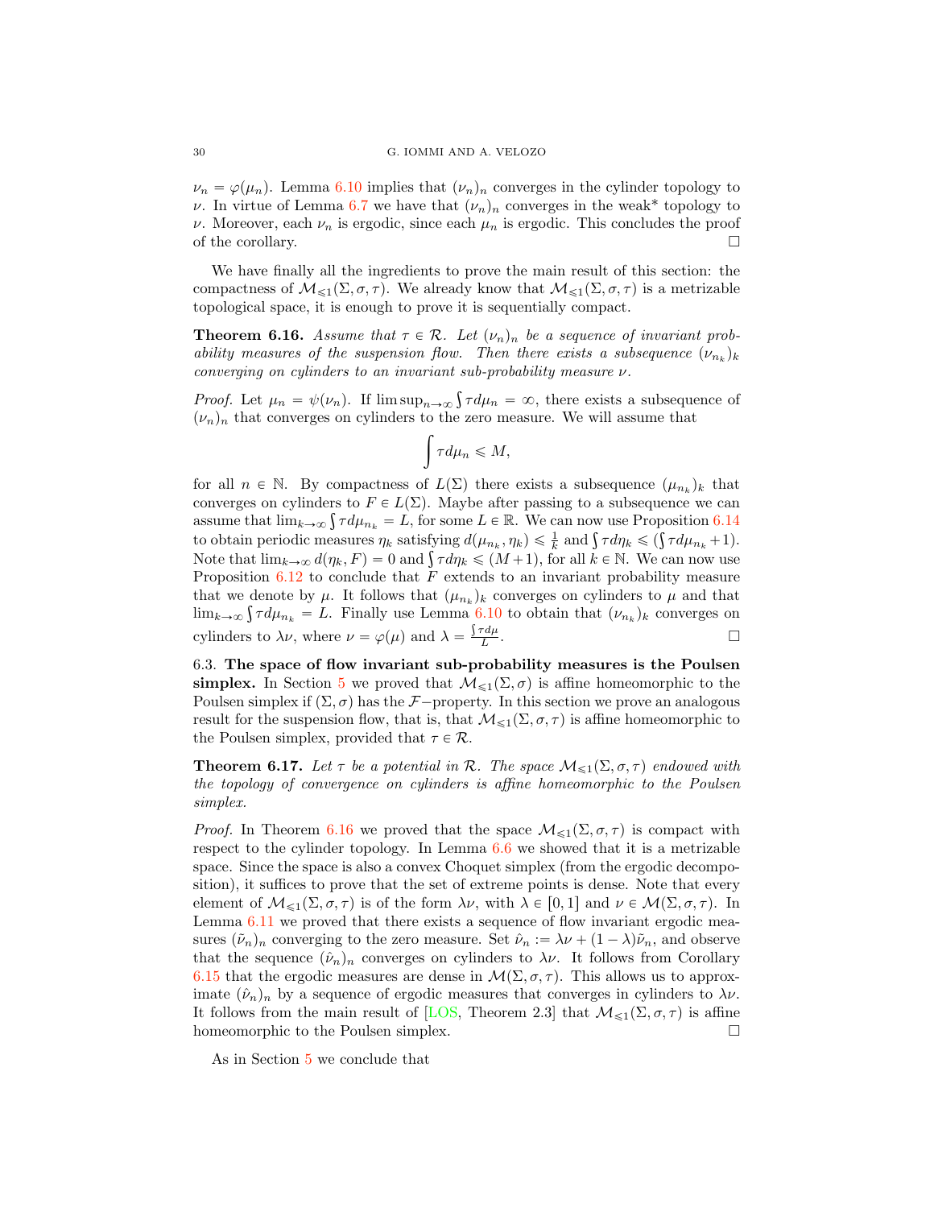$\nu_n = \varphi(\mu_n)$. Lemma 6.10 implies that $(\nu_n)_n$ converges in the cylinder topology to $\nu$. In virtue of Lemma 6.7 we have that $(\nu_n)_n$ converges in the weak* topology to $\nu$. Moreover, each $\nu_n$ is ergodic, since each $\mu_n$ is ergodic. This concludes the proof of the corollary. □

We have finally all the ingredients to prove the main result of this section: the compactness of $\mathcal{M}_{\leqslant 1}(\Sigma, \sigma, \tau)$. We already know that $\mathcal{M}_{\leqslant 1}(\Sigma, \sigma, \tau)$ is a metrizable topological space, it is enough to prove it is sequentially compact.

**Theorem 6.16.** *Assume that $\tau \in \mathcal{R}$. Let $(\nu_n)_n$ be a sequence of invariant probability measures of the suspension flow. Then there exists a subsequence $(\nu_{n_k})_k$ converging on cylinders to an invariant sub-probability measure $\nu$.*

*Proof.* Let $\mu_n = \psi(\nu_n)$. If $\limsup_{n\to\infty} \int \tau d\mu_n = \infty$, there exists a subsequence of $(\nu_n)_n$ that converges on cylinders to the zero measure. We will assume that

$$\int \tau d\mu_n \leqslant M,$$

for all $n \in \mathbb{N}$. By compactness of $L(\Sigma)$ there exists a subsequence $(\mu_{n_k})_k$ that converges on cylinders to $F \in L(\Sigma)$. Maybe after passing to a subsequence we can assume that $\lim_{k\to\infty} \int \tau d\mu_{n_k} = L$, for some $L \in \mathbb{R}$. We can now use Proposition 6.14 to obtain periodic measures $\eta_k$ satisfying $d(\mu_{n_k}, \eta_k) \leqslant \frac{1}{k}$ and $\int \tau d\eta_k \leqslant (\int \tau d\mu_{n_k} + 1)$. Note that $\lim_{k\to\infty} d(\eta_k, F) = 0$ and $\int \tau d\eta_k \leqslant (M+1)$, for all $k \in \mathbb{N}$. We can now use Proposition 6.12 to conclude that $F$ extends to an invariant probability measure that we denote by $\mu$. It follows that $(\mu_{n_k})_k$ converges on cylinders to $\mu$ and that $\lim_{k\to\infty} \int \tau d\mu_{n_k} = L$. Finally use Lemma 6.10 to obtain that $(\nu_{n_k})_k$ converges on cylinders to $\lambda\nu$, where $\nu = \varphi(\mu)$ and $\lambda = \frac{\int \tau d\mu}{L}$. □

6.3. **The space of flow invariant sub-probability measures is the Poulsen simplex.** In Section 5 we proved that $\mathcal{M}_{\leqslant 1}(\Sigma, \sigma)$ is affine homeomorphic to the Poulsen simplex if $(\Sigma, \sigma)$ has the $\mathcal{F}-$property. In this section we prove an analogous result for the suspension flow, that is, that $\mathcal{M}_{\leqslant 1}(\Sigma, \sigma, \tau)$ is affine homeomorphic to the Poulsen simplex, provided that $\tau \in \mathcal{R}$.

**Theorem 6.17.** *Let $\tau$ be a potential in $\mathcal{R}$. The space $\mathcal{M}_{\leqslant 1}(\Sigma, \sigma, \tau)$ endowed with the topology of convergence on cylinders is affine homeomorphic to the Poulsen simplex.*

*Proof.* In Theorem 6.16 we proved that the space $\mathcal{M}_{\leqslant 1}(\Sigma, \sigma, \tau)$ is compact with respect to the cylinder topology. In Lemma 6.6 we showed that it is a metrizable space. Since the space is also a convex Choquet simplex (from the ergodic decomposition), it suffices to prove that the set of extreme points is dense. Note that every element of $\mathcal{M}_{\leqslant 1}(\Sigma, \sigma, \tau)$ is of the form $\lambda\nu$, with $\lambda \in [0, 1]$ and $\nu \in \mathcal{M}(\Sigma, \sigma, \tau)$. In Lemma 6.11 we proved that there exists a sequence of flow invariant ergodic measures $(\tilde{\nu}_n)_n$ converging to the zero measure. Set $\hat{\nu}_n := \lambda\nu + (1-\lambda)\tilde{\nu}_n$, and observe that the sequence $(\hat{\nu}_n)_n$ converges on cylinders to $\lambda\nu$. It follows from Corollary 6.15 that the ergodic measures are dense in $\mathcal{M}(\Sigma, \sigma, \tau)$. This allows us to approximate $(\hat{\nu}_n)_n$ by a sequence of ergodic measures that converges in cylinders to $\lambda\nu$. It follows from the main result of [LOS, Theorem 2.3] that $\mathcal{M}_{\leqslant 1}(\Sigma, \sigma, \tau)$ is affine homeomorphic to the Poulsen simplex. □

As in Section 5 we conclude that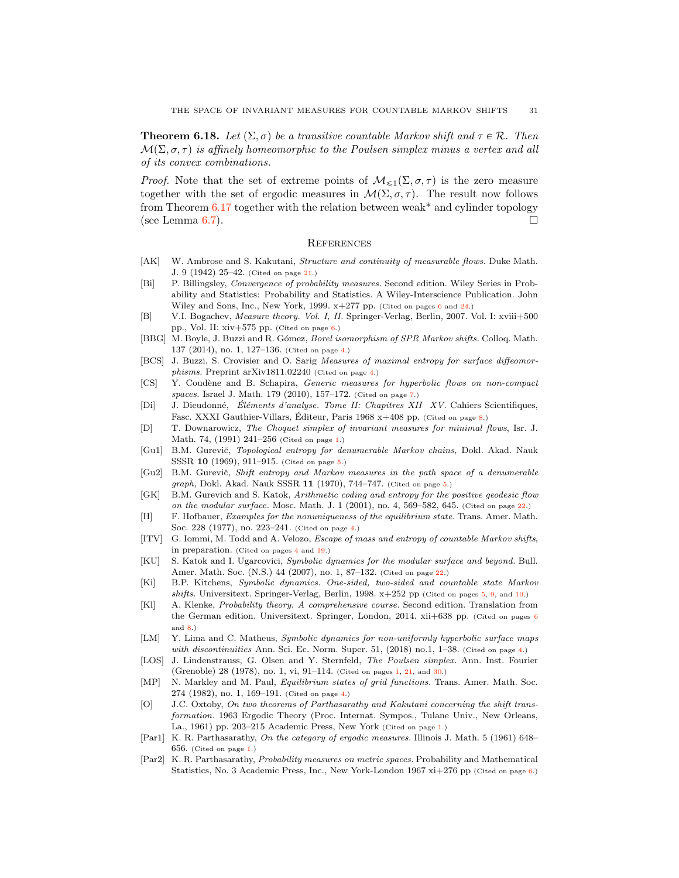**Theorem 6.18.** *Let $(\Sigma, \sigma)$ be a transitive countable Markov shift and $\tau \in \mathcal{R}$. Then $\mathcal{M}(\Sigma, \sigma, \tau)$ is affinely homeomorphic to the Poulsen simplex minus a vertex and all of its convex combinations.*

*Proof.* Note that the set of extreme points of $\mathcal{M}_{\leqslant 1}(\Sigma, \sigma, \tau)$ is the zero measure together with the set of ergodic measures in $\mathcal{M}(\Sigma, \sigma, \tau)$. The result now follows from Theorem 6.17 together with the relation between weak* and cylinder topology (see Lemma 6.7). □

## References

[AK] W. Ambrose and S. Kakutani, *Structure and continuity of measurable flows.* Duke Math. J. 9 (1942) 25–42. (Cited on page 21.)

[Bi] P. Billingsley, *Convergence of probability measures.* Second edition. Wiley Series in Probability and Statistics: Probability and Statistics. A Wiley-Interscience Publication. John Wiley and Sons, Inc., New York, 1999. x+277 pp. (Cited on pages 6 and 24.)

[B] V.I. Bogachev, *Measure theory. Vol. I, II.* Springer-Verlag, Berlin, 2007. Vol. I: xviii+500 pp., Vol. II: xiv+575 pp. (Cited on page 6.)

[BBG] M. Boyle, J. Buzzi and R. Gómez, *Borel isomorphism of SPR Markov shifts.* Colloq. Math. 137 (2014), no. 1, 127–136. (Cited on page 4.)

[BCS] J. Buzzi, S. Crovisier and O. Sarig *Measures of maximal entropy for surface diffeomorphisms.* Preprint arXiv1811.02240 (Cited on page 4.)

[CS] Y. Coudène and B. Schapira, *Generic measures for hyperbolic flows on non-compact spaces.* Israel J. Math. 179 (2010), 157–172. (Cited on page 7.)

[Di] J. Dieudonné, *Éléments d'analyse. Tome II: Chapitres XII XV.* Cahiers Scientifiques, Fasc. XXXI Gauthier-Villars, Éditeur, Paris 1968 x+408 pp. (Cited on page 8.)

[D] T. Downarowicz, *The Choquet simplex of invariant measures for minimal flows*, Isr. J. Math. 74, (1991) 241–256 (Cited on page 1.)

[Gu1] B.M. Gurevič, *Topological entropy for denumerable Markov chains,* Dokl. Akad. Nauk SSSR **10** (1969), 911–915. (Cited on page 5.)

[Gu2] B.M. Gurevič, *Shift entropy and Markov measures in the path space of a denumerable graph,* Dokl. Akad. Nauk SSSR **11** (1970), 744–747. (Cited on page 5.)

[GK] B.M. Gurevich and S. Katok, *Arithmetic coding and entropy for the positive geodesic flow on the modular surface.* Mosc. Math. J. 1 (2001), no. 4, 569–582, 645. (Cited on page 22.)

[H] F. Hofbauer, *Examples for the nonuniqueness of the equilibrium state.* Trans. Amer. Math. Soc. 228 (1977), no. 223–241. (Cited on page 4.)

[ITV] G. Iommi, M. Todd and A. Velozo, *Escape of mass and entropy of countable Markov shifts*, in preparation. (Cited on pages 4 and 19.)

[KU] S. Katok and I. Ugarcovici, *Symbolic dynamics for the modular surface and beyond.* Bull. Amer. Math. Soc. (N.S.) 44 (2007), no. 1, 87–132. (Cited on page 22.)

[Ki] B.P. Kitchens, *Symbolic dynamics. One-sided, two-sided and countable state Markov shifts.* Universitext. Springer-Verlag, Berlin, 1998. x+252 pp (Cited on pages 5, 9, and 10.)

[Kl] A. Klenke, *Probability theory. A comprehensive course.* Second edition. Translation from the German edition. Universitext. Springer, London, 2014. xii+638 pp. (Cited on pages 6 and 8.)

[LM] Y. Lima and C. Matheus, *Symbolic dynamics for non-uniformly hyperbolic surface maps with discontinuities* Ann. Sci. Ec. Norm. Super. 51, (2018) no.1, 1–38. (Cited on page 4.)

[LOS] J. Lindenstrauss, G. Olsen and Y. Sternfeld, *The Poulsen simplex.* Ann. Inst. Fourier (Grenoble) 28 (1978), no. 1, vi, 91–114. (Cited on pages 1, 21, and 30.)

[MP] N. Markley and M. Paul, *Equilibrium states of grid functions.* Trans. Amer. Math. Soc. 274 (1982), no. 1, 169–191. (Cited on page 4.)

[O] J.C. Oxtoby, *On two theorems of Parthasarathy and Kakutani concerning the shift transformation.* 1963 Ergodic Theory (Proc. Internat. Sympos., Tulane Univ., New Orleans, La., 1961) pp. 203–215 Academic Press, New York (Cited on page 1.)

[Par1] K. R. Parthasarathy, *On the category of ergodic measures.* Illinois J. Math. 5 (1961) 648–656. (Cited on page 1.)

[Par2] K. R. Parthasarathy, *Probability measures on metric spaces.* Probability and Mathematical Statistics, No. 3 Academic Press, Inc., New York-London 1967 xi+276 pp (Cited on page 6.)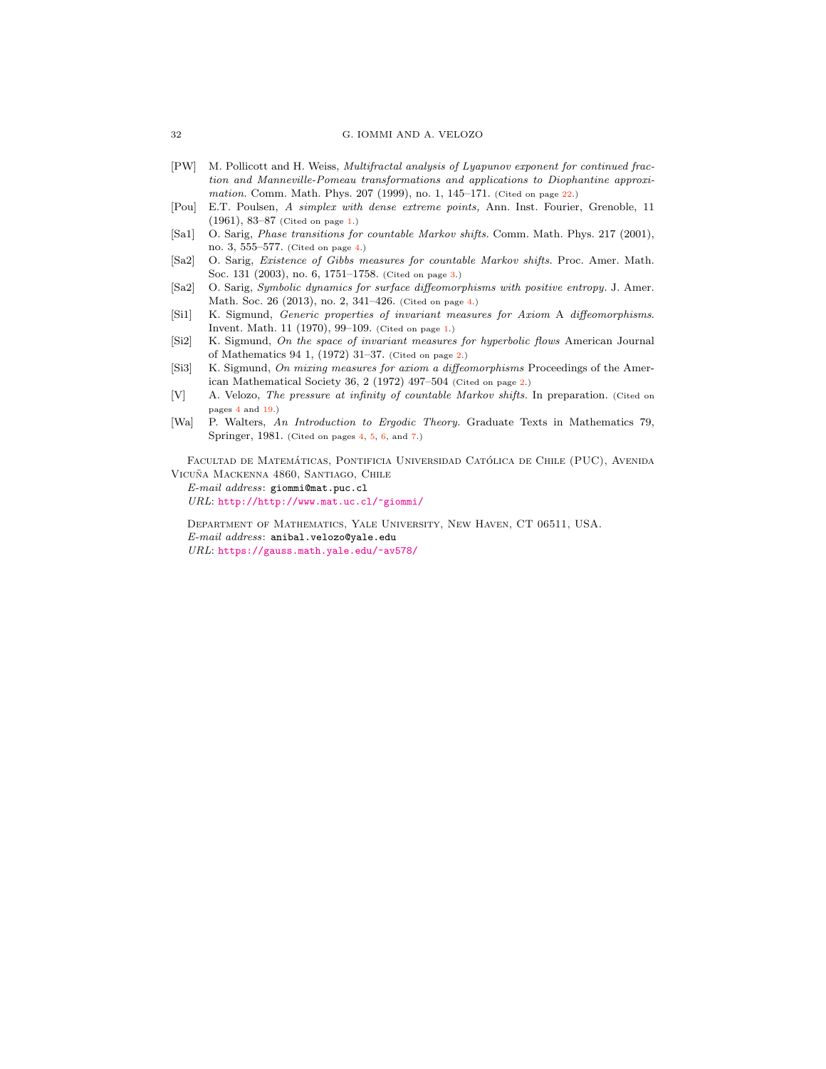- [PW] M. Pollicott and H. Weiss, *Multifractal analysis of Lyapunov exponent for continued fraction and Manneville-Pomeau transformations and applications to Diophantine approximation.* Comm. Math. Phys. 207 (1999), no. 1, 145–171. (Cited on page 22.)
- [Pou] E.T. Poulsen, *A simplex with dense extreme points,* Ann. Inst. Fourier, Grenoble, 11 (1961), 83–87 (Cited on page 1.)
- [Sa1] O. Sarig, *Phase transitions for countable Markov shifts.* Comm. Math. Phys. 217 (2001), no. 3, 555–577. (Cited on page 4.)
- [Sa2] O. Sarig, *Existence of Gibbs measures for countable Markov shifts.* Proc. Amer. Math. Soc. 131 (2003), no. 6, 1751–1758. (Cited on page 3.)
- [Sa2] O. Sarig, *Symbolic dynamics for surface diffeomorphisms with positive entropy.* J. Amer. Math. Soc. 26 (2013), no. 2, 341–426. (Cited on page 4.)
- [Si1] K. Sigmund, *Generic properties of invariant measures for Axiom* A *diffeomorphisms.* Invent. Math. 11 (1970), 99–109. (Cited on page 1.)
- [Si2] K. Sigmund, *On the space of invariant measures for hyperbolic flows* American Journal of Mathematics 94 1, (1972) 31–37. (Cited on page 2.)
- [Si3] K. Sigmund, *On mixing measures for axiom a diffeomorphisms* Proceedings of the American Mathematical Society 36, 2 (1972) 497–504 (Cited on page 2.)
- [V] A. Velozo, *The pressure at infinity of countable Markov shifts.* In preparation. (Cited on pages 4 and 19.)
- [Wa] P. Walters, *An Introduction to Ergodic Theory.* Graduate Texts in Mathematics 79, Springer, 1981. (Cited on pages 4, 5, 6, and 7.)

Facultad de Matemáticas, Pontificia Universidad Católica de Chile (PUC), Avenida Vicuña Mackenna 4860, Santiago, Chile

*E-mail address*: giommi@mat.puc.cl

*URL*: http://http://www.mat.uc.cl/~giommi/

Department of Mathematics, Yale University, New Haven, CT 06511, USA.

*E-mail address*: anibal.velozo@yale.edu

*URL*: https://gauss.math.yale.edu/~av578/